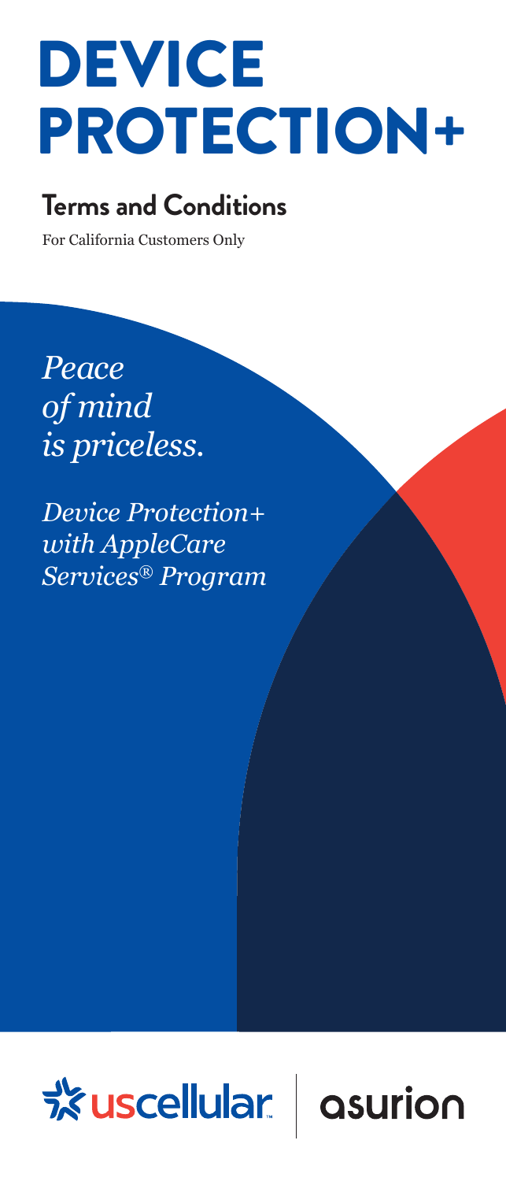# DEVICE PROTECTION+

## Terms and Conditions

For California Customers Only

*Peace of mind is priceless.*

*Device Protection+ with AppleCare Services® Program*

uscellular | asurion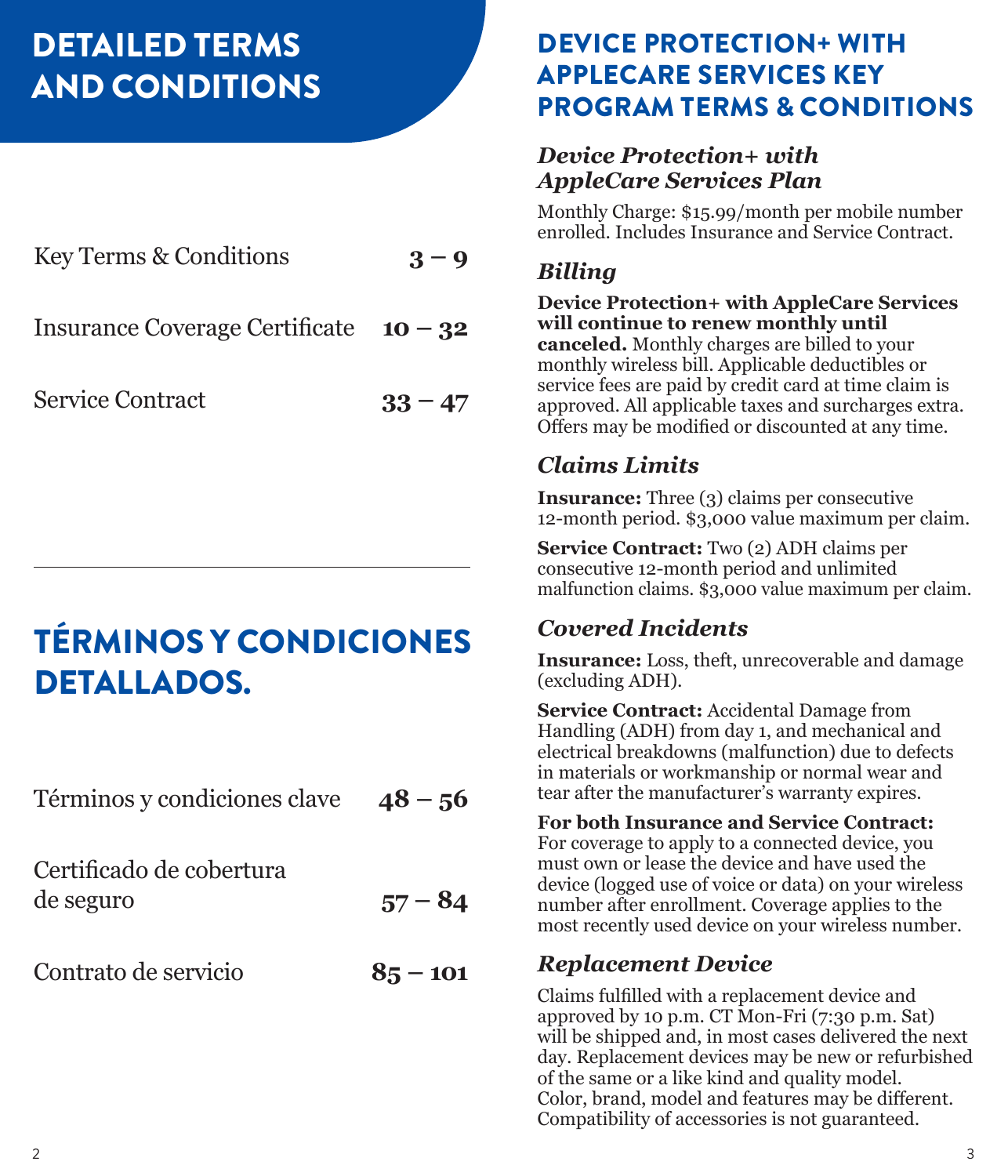# DETAILED TERMS AND CONDITIONS

| | |
|---|---|
| Key Terms & Conditions | **3 – 9** |
| Insurance Coverage Certificate | **10 – 32** |
| Service Contract | **33 – 47** |

# TÉRMINOS Y CONDICIONES DETALLADOS.

| | |
|---|---|
| Términos y condiciones clave | **48 – 56** |
| Certificado de cobertura de seguro | **57 – 84** |
| Contrato de servicio | **85 – 101** |

# DEVICE PROTECTION+ WITH APPLECARE SERVICES KEY PROGRAM TERMS & CONDITIONS

## *Device Protection+ with AppleCare Services Plan*

Monthly Charge: $15.99/month per mobile number enrolled. Includes Insurance and Service Contract.

## *Billing*

**Device Protection+ with AppleCare Services will continue to renew monthly until canceled.** Monthly charges are billed to your monthly wireless bill. Applicable deductibles or service fees are paid by credit card at time claim is approved. All applicable taxes and surcharges extra. Offers may be modified or discounted at any time.

## *Claims Limits*

**Insurance:** Three (3) claims per consecutive 12-month period. $3,000 value maximum per claim.

**Service Contract:** Two (2) ADH claims per consecutive 12-month period and unlimited malfunction claims. $3,000 value maximum per claim.

## *Covered Incidents*

**Insurance:** Loss, theft, unrecoverable and damage (excluding ADH).

**Service Contract:** Accidental Damage from Handling (ADH) from day 1, and mechanical and electrical breakdowns (malfunction) due to defects in materials or workmanship or normal wear and tear after the manufacturer's warranty expires.

**For both Insurance and Service Contract:** For coverage to apply to a connected device, you must own or lease the device and have used the device (logged use of voice or data) on your wireless number after enrollment. Coverage applies to the most recently used device on your wireless number.

## *Replacement Device*

Claims fulfilled with a replacement device and approved by 10 p.m. CT Mon-Fri (7:30 p.m. Sat) will be shipped and, in most cases delivered the next day. Replacement devices may be new or refurbished of the same or a like kind and quality model. Color, brand, model and features may be different. Compatibility of accessories is not guaranteed.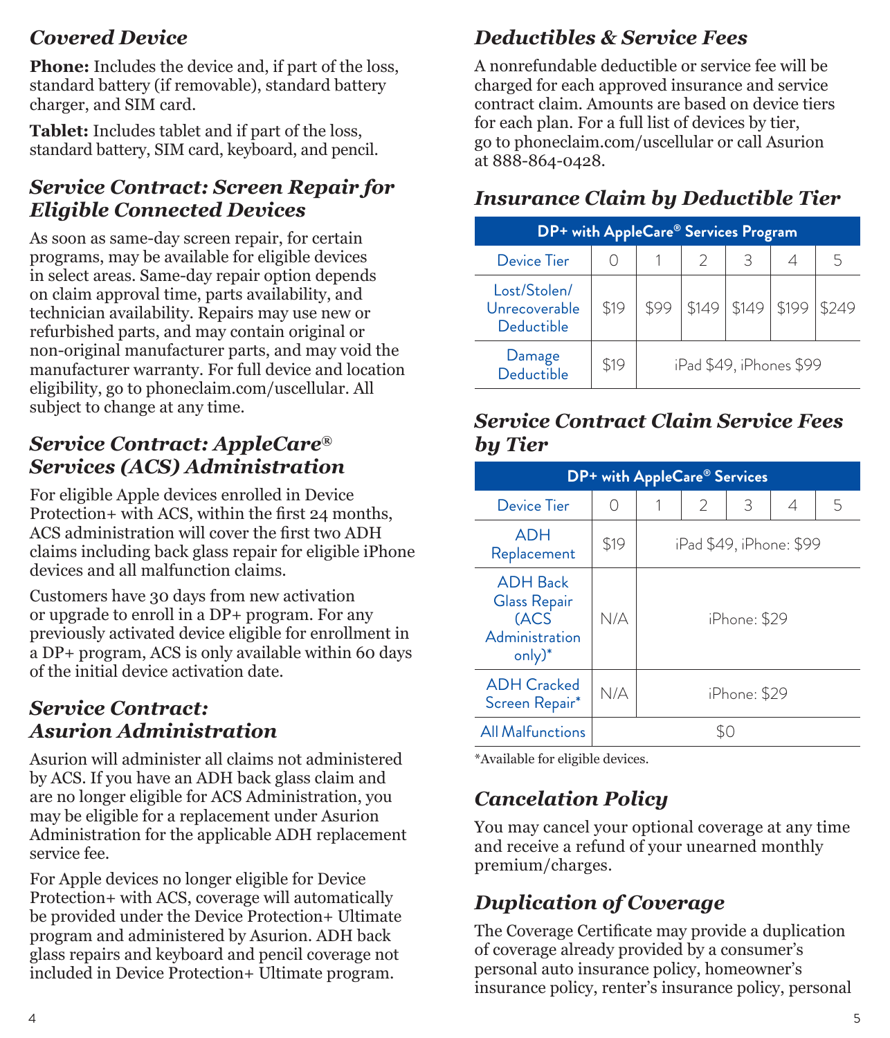### *Covered Device*

**Phone:** Includes the device and, if part of the loss, standard battery (if removable), standard battery charger, and SIM card.

**Tablet:** Includes tablet and if part of the loss, standard battery, SIM card, keyboard, and pencil.

### *Service Contract: Screen Repair for Eligible Connected Devices*

As soon as same-day screen repair, for certain programs, may be available for eligible devices in select areas. Same-day repair option depends on claim approval time, parts availability, and technician availability. Repairs may use new or refurbished parts, and may contain original or non-original manufacturer parts, and may void the manufacturer warranty. For full device and location eligibility, go to phoneclaim.com/uscellular. All subject to change at any time.

### *Service Contract: AppleCare® Services (ACS) Administration*

For eligible Apple devices enrolled in Device Protection+ with ACS, within the first 24 months, ACS administration will cover the first two ADH claims including back glass repair for eligible iPhone devices and all malfunction claims.

Customers have 30 days from new activation or upgrade to enroll in a DP+ program. For any previously activated device eligible for enrollment in a DP+ program, ACS is only available within 60 days of the initial device activation date.

### *Service Contract: Asurion Administration*

Asurion will administer all claims not administered by ACS. If you have an ADH back glass claim and are no longer eligible for ACS Administration, you may be eligible for a replacement under Asurion Administration for the applicable ADH replacement service fee.

For Apple devices no longer eligible for Device Protection+ with ACS, coverage will automatically be provided under the Device Protection+ Ultimate program and administered by Asurion. ADH back glass repairs and keyboard and pencil coverage not included in Device Protection+ Ultimate program.

### *Deductibles & Service Fees*

A nonrefundable deductible or service fee will be charged for each approved insurance and service contract claim. Amounts are based on device tiers for each plan. For a full list of devices by tier, go to phoneclaim.com/uscellular or call Asurion at 888-864-0428.

### *Insurance Claim by Deductible Tier*

| DP+ with AppleCare® Services Program | | | | | | |
|---|---|---|---|---|---|---|
| Device Tier | 0 | 1 | 2 | 3 | 4 | 5 |
| Lost/Stolen/ Unrecoverable Deductible | $19 | $99 | $149 | $149 | $199 | $249 |
| Damage Deductible | $19 | iPad $49, iPhones $99 | | | | |

### *Service Contract Claim Service Fees by Tier*

| DP+ with AppleCare® Services | | | | | | |
|---|---|---|---|---|---|---|
| Device Tier | 0 | 1 | 2 | 3 | 4 | 5 |
| ADH Replacement | $19 | iPad $49, iPhone: $99 | | | | |
| ADH Back Glass Repair (ACS Administration only)* | N/A | iPhone: $29 | | | | |
| ADH Cracked Screen Repair* | N/A | iPhone: $29 | | | | |
| All Malfunctions | $0 | | | | | |

*Available for eligible devices.

### *Cancelation Policy*

You may cancel your optional coverage at any time and receive a refund of your unearned monthly premium/charges.

### *Duplication of Coverage*

The Coverage Certificate may provide a duplication of coverage already provided by a consumer's personal auto insurance policy, homeowner's insurance policy, renter's insurance policy, personal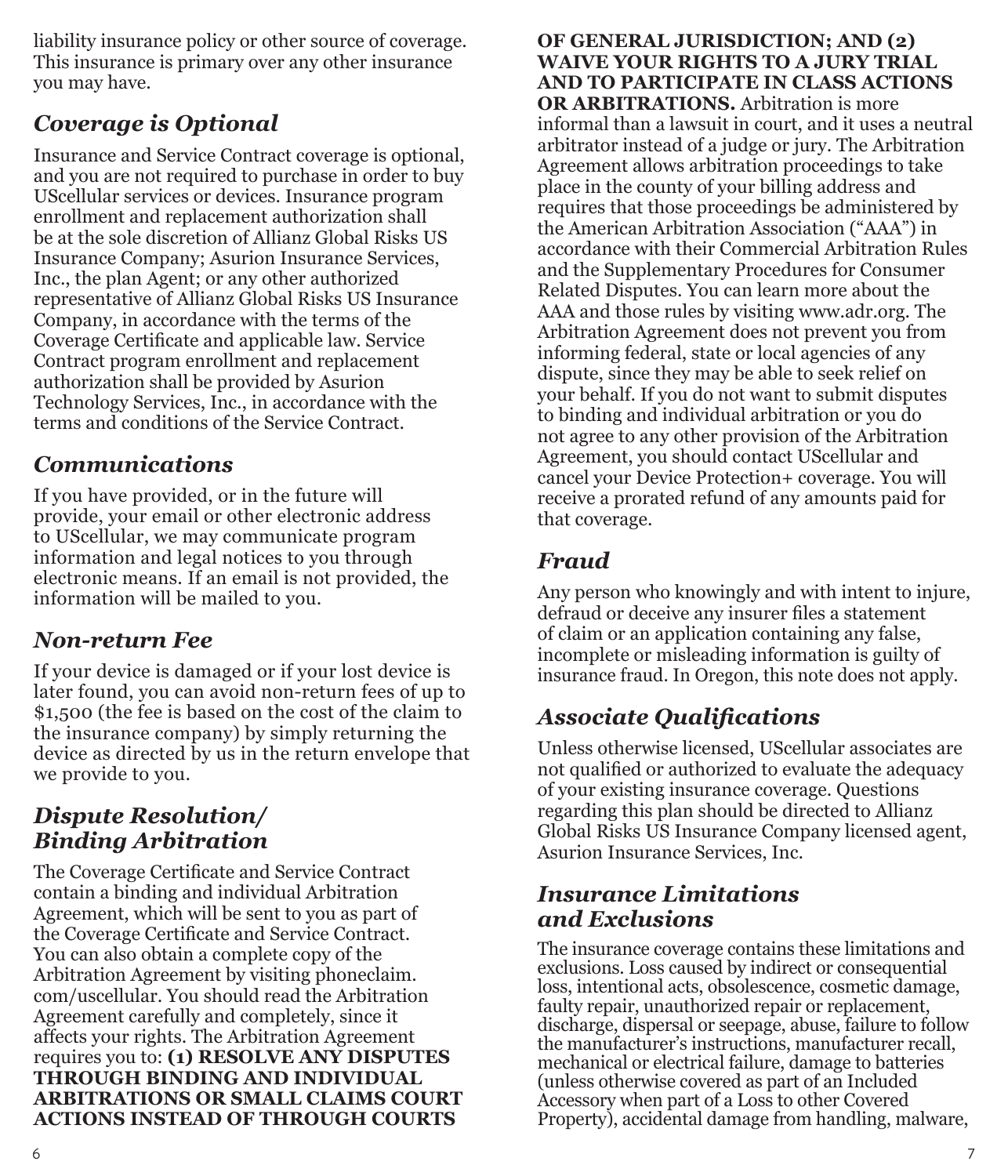liability insurance policy or other source of coverage. This insurance is primary over any other insurance you may have.

## *Coverage is Optional*

Insurance and Service Contract coverage is optional, and you are not required to purchase in order to buy UScellular services or devices. Insurance program enrollment and replacement authorization shall be at the sole discretion of Allianz Global Risks US Insurance Company; Asurion Insurance Services, Inc., the plan Agent; or any other authorized representative of Allianz Global Risks US Insurance Company, in accordance with the terms of the Coverage Certificate and applicable law. Service Contract program enrollment and replacement authorization shall be provided by Asurion Technology Services, Inc., in accordance with the terms and conditions of the Service Contract.

## *Communications*

If you have provided, or in the future will provide, your email or other electronic address to UScellular, we may communicate program information and legal notices to you through electronic means. If an email is not provided, the information will be mailed to you.

## *Non-return Fee*

If your device is damaged or if your lost device is later found, you can avoid non-return fees of up to $1,500 (the fee is based on the cost of the claim to the insurance company) by simply returning the device as directed by us in the return envelope that we provide to you.

## *Dispute Resolution/ Binding Arbitration*

The Coverage Certificate and Service Contract contain a binding and individual Arbitration Agreement, which will be sent to you as part of the Coverage Certificate and Service Contract. You can also obtain a complete copy of the Arbitration Agreement by visiting phoneclaim.com/uscellular. You should read the Arbitration Agreement carefully and completely, since it affects your rights. The Arbitration Agreement requires you to: **(1) RESOLVE ANY DISPUTES THROUGH BINDING AND INDIVIDUAL ARBITRATIONS OR SMALL CLAIMS COURT ACTIONS INSTEAD OF THROUGH COURTS OF GENERAL JURISDICTION; AND (2) WAIVE YOUR RIGHTS TO A JURY TRIAL AND TO PARTICIPATE IN CLASS ACTIONS OR ARBITRATIONS.** Arbitration is more informal than a lawsuit in court, and it uses a neutral arbitrator instead of a judge or jury. The Arbitration Agreement allows arbitration proceedings to take place in the county of your billing address and requires that those proceedings be administered by the American Arbitration Association ("AAA") in accordance with their Commercial Arbitration Rules and the Supplementary Procedures for Consumer Related Disputes. You can learn more about the AAA and those rules by visiting www.adr.org. The Arbitration Agreement does not prevent you from informing federal, state or local agencies of any dispute, since they may be able to seek relief on your behalf. If you do not want to submit disputes to binding and individual arbitration or you do not agree to any other provision of the Arbitration Agreement, you should contact UScellular and cancel your Device Protection+ coverage. You will receive a prorated refund of any amounts paid for that coverage.

## *Fraud*

Any person who knowingly and with intent to injure, defraud or deceive any insurer files a statement of claim or an application containing any false, incomplete or misleading information is guilty of insurance fraud. In Oregon, this note does not apply.

## *Associate Qualifications*

Unless otherwise licensed, UScellular associates are not qualified or authorized to evaluate the adequacy of your existing insurance coverage. Questions regarding this plan should be directed to Allianz Global Risks US Insurance Company licensed agent, Asurion Insurance Services, Inc.

## *Insurance Limitations and Exclusions*

The insurance coverage contains these limitations and exclusions. Loss caused by indirect or consequential loss, intentional acts, obsolescence, cosmetic damage, faulty repair, unauthorized repair or replacement, discharge, dispersal or seepage, abuse, failure to follow the manufacturer's instructions, manufacturer recall, mechanical or electrical failure, damage to batteries (unless otherwise covered as part of an Included Accessory when part of a Loss to other Covered Property), accidental damage from handling, malware,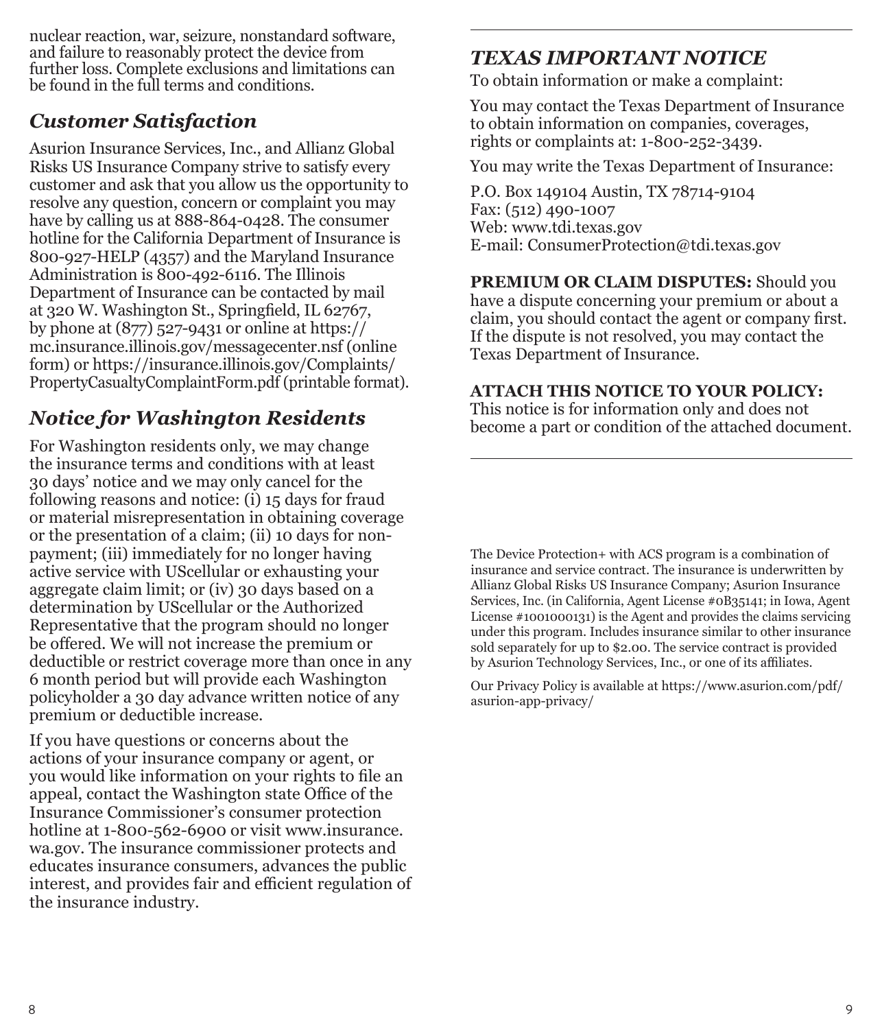nuclear reaction, war, seizure, nonstandard software, and failure to reasonably protect the device from further loss. Complete exclusions and limitations can be found in the full terms and conditions.

## *Customer Satisfaction*

Asurion Insurance Services, Inc., and Allianz Global Risks US Insurance Company strive to satisfy every customer and ask that you allow us the opportunity to resolve any question, concern or complaint you may have by calling us at 888-864-0428. The consumer hotline for the California Department of Insurance is 800-927-HELP (4357) and the Maryland Insurance Administration is 800-492-6116. The Illinois Department of Insurance can be contacted by mail at 320 W. Washington St., Springfield, IL 62767, by phone at (877) 527-9431 or online at https://mc.insurance.illinois.gov/messagecenter.nsf (online form) or https://insurance.illinois.gov/Complaints/PropertyCasualtyComplaintForm.pdf (printable format).

## *Notice for Washington Residents*

For Washington residents only, we may change the insurance terms and conditions with at least 30 days' notice and we may only cancel for the following reasons and notice: (i) 15 days for fraud or material misrepresentation in obtaining coverage or the presentation of a claim; (ii) 10 days for non-payment; (iii) immediately for no longer having active service with UScellular or exhausting your aggregate claim limit; or (iv) 30 days based on a determination by UScellular or the Authorized Representative that the program should no longer be offered. We will not increase the premium or deductible or restrict coverage more than once in any 6 month period but will provide each Washington policyholder a 30 day advance written notice of any premium or deductible increase.

If you have questions or concerns about the actions of your insurance company or agent, or you would like information on your rights to file an appeal, contact the Washington state Office of the Insurance Commissioner's consumer protection hotline at 1-800-562-6900 or visit www.insurance.wa.gov. The insurance commissioner protects and educates insurance consumers, advances the public interest, and provides fair and efficient regulation of the insurance industry.

---

## *TEXAS IMPORTANT NOTICE*

To obtain information or make a complaint:

You may contact the Texas Department of Insurance to obtain information on companies, coverages, rights or complaints at: 1-800-252-3439.

You may write the Texas Department of Insurance:

P.O. Box 149104 Austin, TX 78714-9104
Fax: (512) 490-1007
Web: www.tdi.texas.gov
E-mail: ConsumerProtection@tdi.texas.gov

**PREMIUM OR CLAIM DISPUTES:** Should you have a dispute concerning your premium or about a claim, you should contact the agent or company first. If the dispute is not resolved, you may contact the Texas Department of Insurance.

**ATTACH THIS NOTICE TO YOUR POLICY:**
This notice is for information only and does not become a part or condition of the attached document.

---

The Device Protection+ with ACS program is a combination of insurance and service contract. The insurance is underwritten by Allianz Global Risks US Insurance Company; Asurion Insurance Services, Inc. (in California, Agent License #0B35141; in Iowa, Agent License #1001000131) is the Agent and provides the claims servicing under this program. Includes insurance similar to other insurance sold separately for up to $2.00. The service contract is provided by Asurion Technology Services, Inc., or one of its affiliates.

Our Privacy Policy is available at https://www.asurion.com/pdf/asurion-app-privacy/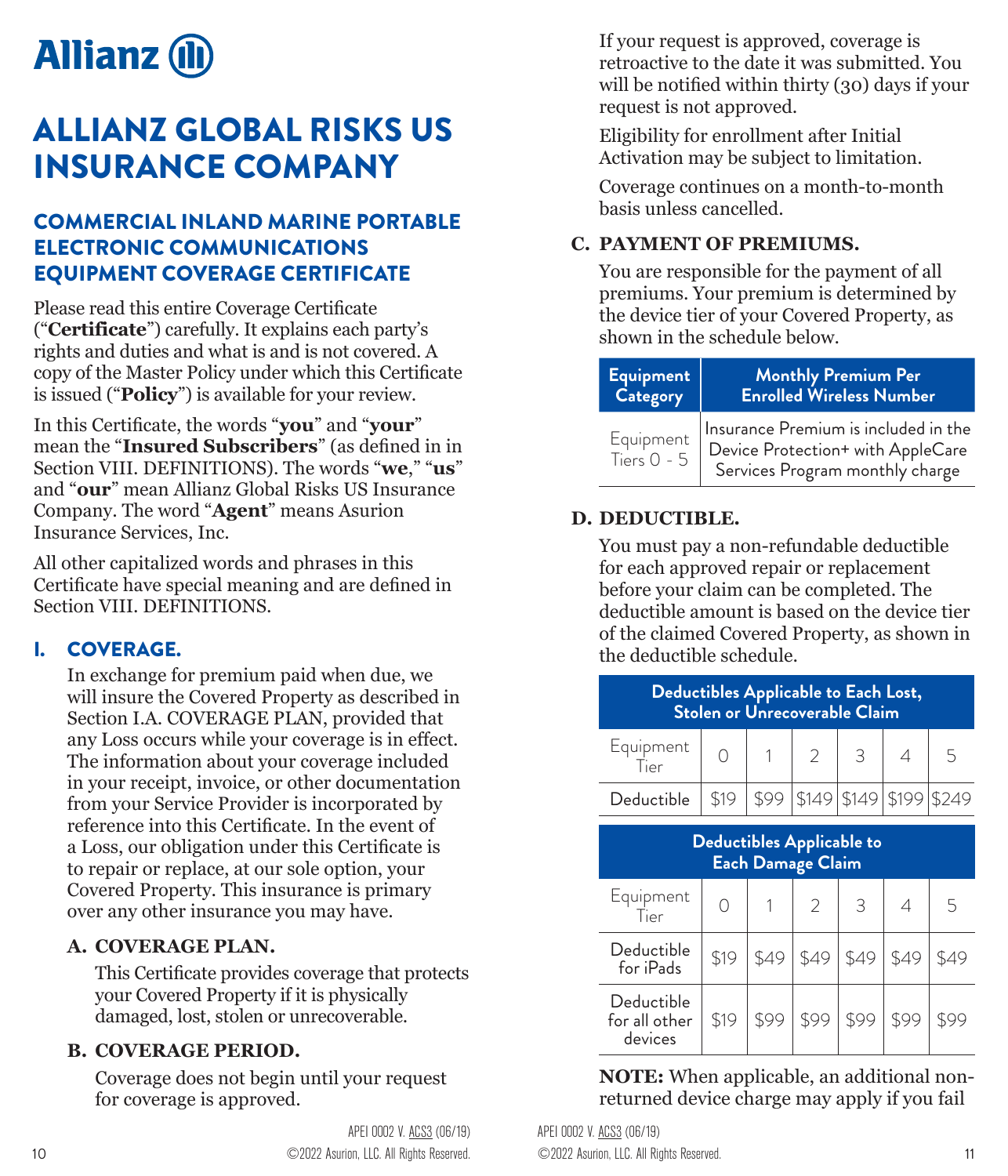# Allianz

# ALLIANZ GLOBAL RISKS US INSURANCE COMPANY

## COMMERCIAL INLAND MARINE PORTABLE ELECTRONIC COMMUNICATIONS EQUIPMENT COVERAGE CERTIFICATE

Please read this entire Coverage Certificate ("**Certificate**") carefully. It explains each party's rights and duties and what is and is not covered. A copy of the Master Policy under which this Certificate is issued ("**Policy**") is available for your review.

In this Certificate, the words "**you**" and "**your**" mean the "**Insured Subscribers**" (as defined in in Section VIII. DEFINITIONS). The words "**we**," "**us**" and "**our**" mean Allianz Global Risks US Insurance Company. The word "**Agent**" means Asurion Insurance Services, Inc.

All other capitalized words and phrases in this Certificate have special meaning and are defined in Section VIII. DEFINITIONS.

## I. COVERAGE.

In exchange for premium paid when due, we will insure the Covered Property as described in Section I.A. COVERAGE PLAN, provided that any Loss occurs while your coverage is in effect. The information about your coverage included in your receipt, invoice, or other documentation from your Service Provider is incorporated by reference into this Certificate. In the event of a Loss, our obligation under this Certificate is to repair or replace, at our sole option, your Covered Property. This insurance is primary over any other insurance you may have.

### A. COVERAGE PLAN.

This Certificate provides coverage that protects your Covered Property if it is physically damaged, lost, stolen or unrecoverable.

### B. COVERAGE PERIOD.

Coverage does not begin until your request for coverage is approved.

If your request is approved, coverage is retroactive to the date it was submitted. You will be notified within thirty (30) days if your request is not approved.

Eligibility for enrollment after Initial Activation may be subject to limitation.

Coverage continues on a month-to-month basis unless cancelled.

### C. PAYMENT OF PREMIUMS.

You are responsible for the payment of all premiums. Your premium is determined by the device tier of your Covered Property, as shown in the schedule below.

| Equipment Category | Monthly Premium Per Enrolled Wireless Number |
|---|---|
| Equipment Tiers 0 - 5 | Insurance Premium is included in the Device Protection+ with AppleCare Services Program monthly charge |

### D. DEDUCTIBLE.

You must pay a non-refundable deductible for each approved repair or replacement before your claim can be completed. The deductible amount is based on the device tier of the claimed Covered Property, as shown in the deductible schedule.

**Deductibles Applicable to Each Lost, Stolen or Unrecoverable Claim**

| Equipment Tier | 0 | 1 | 2 | 3 | 4 | 5 |
|---|---|---|---|---|---|---|
| Deductible | $19 | $99 | $149 | $149 | $199 | $249 |

**Deductibles Applicable to Each Damage Claim**

| Equipment Tier | 0 | 1 | 2 | 3 | 4 | 5 |
|---|---|---|---|---|---|---|
| Deductible for iPads | $19 | $49 | $49 | $49 | $49 | $49 |
| Deductible for all other devices | $19 | $99 | $99 | $99 | $99 | $99 |

**NOTE:** When applicable, an additional non-returned device charge may apply if you fail

APEI 0002 V. ACS3 (06/19)
©2022 Asurion, LLC. All Rights Reserved.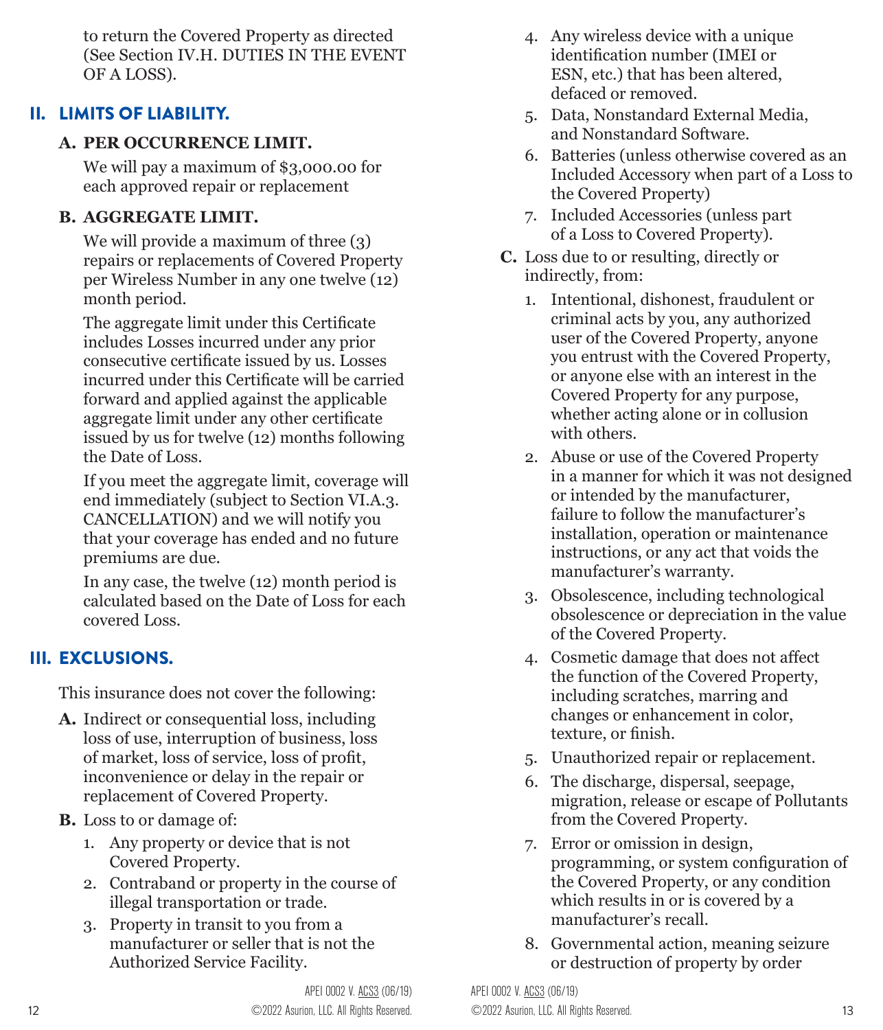to return the Covered Property as directed (See Section IV.H. DUTIES IN THE EVENT OF A LOSS).

## II. LIMITS OF LIABILITY.

**A. PER OCCURRENCE LIMIT.**

We will pay a maximum of $3,000.00 for each approved repair or replacement

**B. AGGREGATE LIMIT.**

We will provide a maximum of three (3) repairs or replacements of Covered Property per Wireless Number in any one twelve (12) month period.

The aggregate limit under this Certificate includes Losses incurred under any prior consecutive certificate issued by us. Losses incurred under this Certificate will be carried forward and applied against the applicable aggregate limit under any other certificate issued by us for twelve (12) months following the Date of Loss.

If you meet the aggregate limit, coverage will end immediately (subject to Section VI.A.3. CANCELLATION) and we will notify you that your coverage has ended and no future premiums are due.

In any case, the twelve (12) month period is calculated based on the Date of Loss for each covered Loss.

## III. EXCLUSIONS.

This insurance does not cover the following:

**A.** Indirect or consequential loss, including loss of use, interruption of business, loss of market, loss of service, loss of profit, inconvenience or delay in the repair or replacement of Covered Property.

**B.** Loss to or damage of:

1. Any property or device that is not Covered Property.
2. Contraband or property in the course of illegal transportation or trade.
3. Property in transit to you from a manufacturer or seller that is not the Authorized Service Facility.
4. Any wireless device with a unique identification number (IMEI or ESN, etc.) that has been altered, defaced or removed.
5. Data, Nonstandard External Media, and Nonstandard Software.
6. Batteries (unless otherwise covered as an Included Accessory when part of a Loss to the Covered Property)
7. Included Accessories (unless part of a Loss to Covered Property).

**C.** Loss due to or resulting, directly or indirectly, from:

1. Intentional, dishonest, fraudulent or criminal acts by you, any authorized user of the Covered Property, anyone you entrust with the Covered Property, or anyone else with an interest in the Covered Property for any purpose, whether acting alone or in collusion with others.
2. Abuse or use of the Covered Property in a manner for which it was not designed or intended by the manufacturer, failure to follow the manufacturer's installation, operation or maintenance instructions, or any act that voids the manufacturer's warranty.
3. Obsolescence, including technological obsolescence or depreciation in the value of the Covered Property.
4. Cosmetic damage that does not affect the function of the Covered Property, including scratches, marring and changes or enhancement in color, texture, or finish.
5. Unauthorized repair or replacement.
6. The discharge, dispersal, seepage, migration, release or escape of Pollutants from the Covered Property.
7. Error or omission in design, programming, or system configuration of the Covered Property, or any condition which results in or is covered by a manufacturer's recall.
8. Governmental action, meaning seizure or destruction of property by order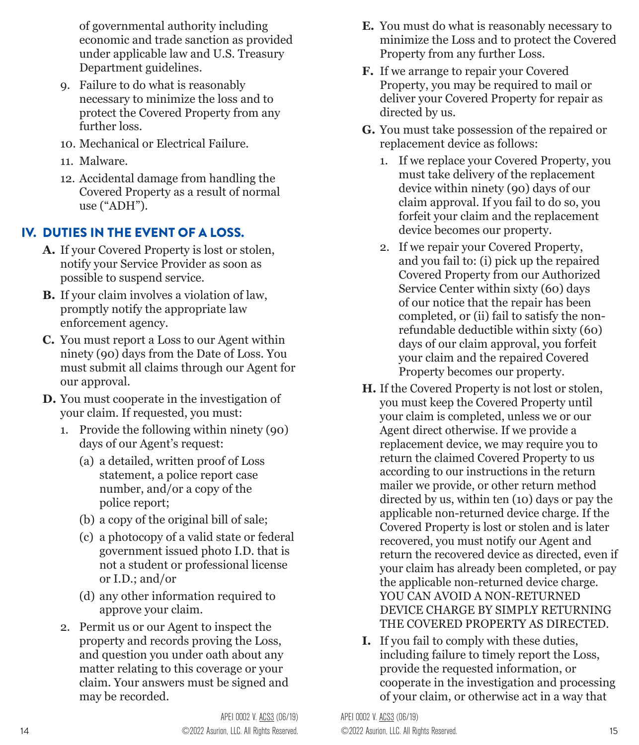of governmental authority including economic and trade sanction as provided under applicable law and U.S. Treasury Department guidelines.

9. Failure to do what is reasonably necessary to minimize the loss and to protect the Covered Property from any further loss.
10. Mechanical or Electrical Failure.
11. Malware.
12. Accidental damage from handling the Covered Property as a result of normal use ("ADH").

## IV. DUTIES IN THE EVENT OF A LOSS.

**A.** If your Covered Property is lost or stolen, notify your Service Provider as soon as possible to suspend service.

**B.** If your claim involves a violation of law, promptly notify the appropriate law enforcement agency.

**C.** You must report a Loss to our Agent within ninety (90) days from the Date of Loss. You must submit all claims through our Agent for our approval.

**D.** You must cooperate in the investigation of your claim. If requested, you must:

1. Provide the following within ninety (90) days of our Agent's request:
   - (a) a detailed, written proof of Loss statement, a police report case number, and/or a copy of the police report;
   - (b) a copy of the original bill of sale;
   - (c) a photocopy of a valid state or federal government issued photo I.D. that is not a student or professional license or I.D.; and/or
   - (d) any other information required to approve your claim.
2. Permit us or our Agent to inspect the property and records proving the Loss, and question you under oath about any matter relating to this coverage or your claim. Your answers must be signed and may be recorded.

**E.** You must do what is reasonably necessary to minimize the Loss and to protect the Covered Property from any further Loss.

**F.** If we arrange to repair your Covered Property, you may be required to mail or deliver your Covered Property for repair as directed by us.

**G.** You must take possession of the repaired or replacement device as follows:

1. If we replace your Covered Property, you must take delivery of the replacement device within ninety (90) days of our claim approval. If you fail to do so, you forfeit your claim and the replacement device becomes our property.
2. If we repair your Covered Property, and you fail to: (i) pick up the repaired Covered Property from our Authorized Service Center within sixty (60) days of our notice that the repair has been completed, or (ii) fail to satisfy the non-refundable deductible within sixty (60) days of our claim approval, you forfeit your claim and the repaired Covered Property becomes our property.

**H.** If the Covered Property is not lost or stolen, you must keep the Covered Property until your claim is completed, unless we or our Agent direct otherwise. If we provide a replacement device, we may require you to return the claimed Covered Property to us according to our instructions in the return mailer we provide, or other return method directed by us, within ten (10) days or pay the applicable non-returned device charge. If the Covered Property is lost or stolen and is later recovered, you must notify our Agent and return the recovered device as directed, even if your claim has already been completed, or pay the applicable non-returned device charge. YOU CAN AVOID A NON-RETURNED DEVICE CHARGE BY SIMPLY RETURNING THE COVERED PROPERTY AS DIRECTED.

**I.** If you fail to comply with these duties, including failure to timely report the Loss, provide the requested information, or cooperate in the investigation and processing of your claim, or otherwise act in a way that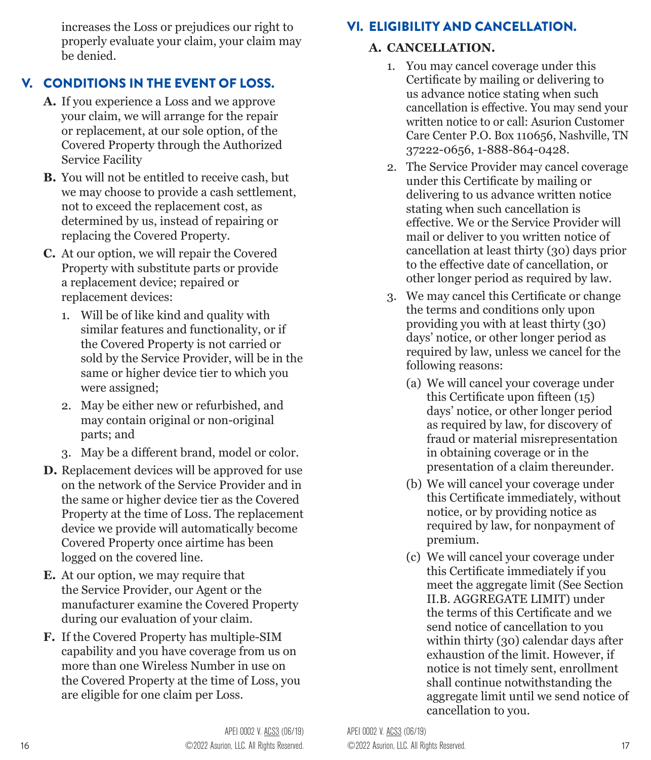increases the Loss or prejudices our right to properly evaluate your claim, your claim may be denied.

## V. CONDITIONS IN THE EVENT OF LOSS.

**A.** If you experience a Loss and we approve your claim, we will arrange for the repair or replacement, at our sole option, of the Covered Property through the Authorized Service Facility

**B.** You will not be entitled to receive cash, but we may choose to provide a cash settlement, not to exceed the replacement cost, as determined by us, instead of repairing or replacing the Covered Property.

**C.** At our option, we will repair the Covered Property with substitute parts or provide a replacement device; repaired or replacement devices:

1. Will be of like kind and quality with similar features and functionality, or if the Covered Property is not carried or sold by the Service Provider, will be in the same or higher device tier to which you were assigned;
2. May be either new or refurbished, and may contain original or non-original parts; and
3. May be a different brand, model or color.

**D.** Replacement devices will be approved for use on the network of the Service Provider and in the same or higher device tier as the Covered Property at the time of Loss. The replacement device we provide will automatically become Covered Property once airtime has been logged on the covered line.

**E.** At our option, we may require that the Service Provider, our Agent or the manufacturer examine the Covered Property during our evaluation of your claim.

**F.** If the Covered Property has multiple-SIM capability and you have coverage from us on more than one Wireless Number in use on the Covered Property at the time of Loss, you are eligible for one claim per Loss.

## VI. ELIGIBILITY AND CANCELLATION.

### A. CANCELLATION.

1. You may cancel coverage under this Certificate by mailing or delivering to us advance notice stating when such cancellation is effective. You may send your written notice to or call: Asurion Customer Care Center P.O. Box 110656, Nashville, TN 37222-0656, 1-888-864-0428.
2. The Service Provider may cancel coverage under this Certificate by mailing or delivering to us advance written notice stating when such cancellation is effective. We or the Service Provider will mail or deliver to you written notice of cancellation at least thirty (30) days prior to the effective date of cancellation, or other longer period as required by law.
3. We may cancel this Certificate or change the terms and conditions only upon providing you with at least thirty (30) days' notice, or other longer period as required by law, unless we cancel for the following reasons:
   (a) We will cancel your coverage under this Certificate upon fifteen (15) days' notice, or other longer period as required by law, for discovery of fraud or material misrepresentation in obtaining coverage or in the presentation of a claim thereunder.
   (b) We will cancel your coverage under this Certificate immediately, without notice, or by providing notice as required by law, for nonpayment of premium.
   (c) We will cancel your coverage under this Certificate immediately if you meet the aggregate limit (See Section II.B. AGGREGATE LIMIT) under the terms of this Certificate and we send notice of cancellation to you within thirty (30) calendar days after exhaustion of the limit. However, if notice is not timely sent, enrollment shall continue notwithstanding the aggregate limit until we send notice of cancellation to you.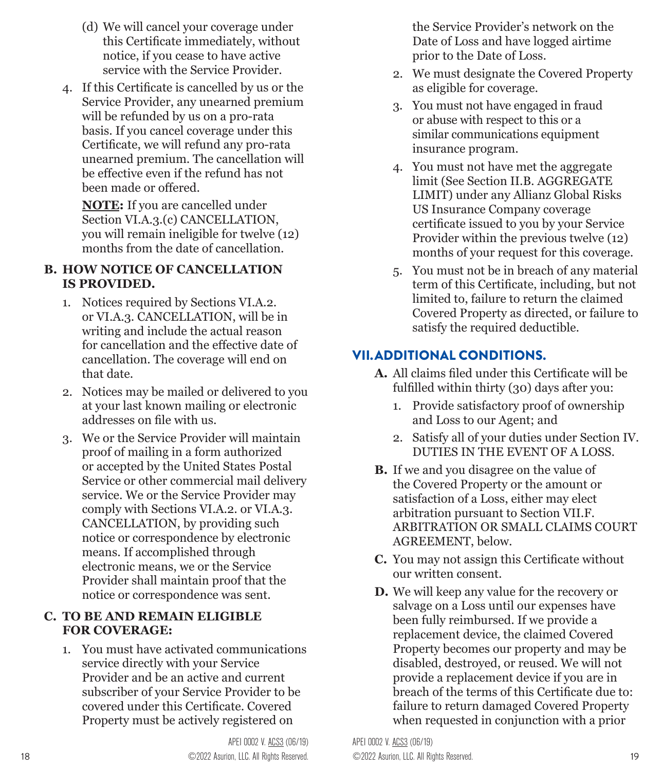(d) We will cancel your coverage under this Certificate immediately, without notice, if you cease to have active service with the Service Provider.

4. If this Certificate is cancelled by us or the Service Provider, any unearned premium will be refunded by us on a pro-rata basis. If you cancel coverage under this Certificate, we will refund any pro-rata unearned premium. The cancellation will be effective even if the refund has not been made or offered.

   **NOTE:** If you are cancelled under Section VI.A.3.(c) CANCELLATION, you will remain ineligible for twelve (12) months from the date of cancellation.

### B. HOW NOTICE OF CANCELLATION IS PROVIDED.

1. Notices required by Sections VI.A.2. or VI.A.3. CANCELLATION, will be in writing and include the actual reason for cancellation and the effective date of cancellation. The coverage will end on that date.
2. Notices may be mailed or delivered to you at your last known mailing or electronic addresses on file with us.
3. We or the Service Provider will maintain proof of mailing in a form authorized or accepted by the United States Postal Service or other commercial mail delivery service. We or the Service Provider may comply with Sections VI.A.2. or VI.A.3. CANCELLATION, by providing such notice or correspondence by electronic means. If accomplished through electronic means, we or the Service Provider shall maintain proof that the notice or correspondence was sent.

### C. TO BE AND REMAIN ELIGIBLE FOR COVERAGE:

1. You must have activated communications service directly with your Service Provider and be an active and current subscriber of your Service Provider to be covered under this Certificate. Covered Property must be actively registered on the Service Provider's network on the Date of Loss and have logged airtime prior to the Date of Loss.
2. We must designate the Covered Property as eligible for coverage.
3. You must not have engaged in fraud or abuse with respect to this or a similar communications equipment insurance program.
4. You must not have met the aggregate limit (See Section II.B. AGGREGATE LIMIT) under any Allianz Global Risks US Insurance Company coverage certificate issued to you by your Service Provider within the previous twelve (12) months of your request for this coverage.
5. You must not be in breach of any material term of this Certificate, including, but not limited to, failure to return the claimed Covered Property as directed, or failure to satisfy the required deductible.

## VII. ADDITIONAL CONDITIONS.

**A.** All claims filed under this Certificate will be fulfilled within thirty (30) days after you:

1. Provide satisfactory proof of ownership and Loss to our Agent; and
2. Satisfy all of your duties under Section IV. DUTIES IN THE EVENT OF A LOSS.

**B.** If we and you disagree on the value of the Covered Property or the amount or satisfaction of a Loss, either may elect arbitration pursuant to Section VII.F. ARBITRATION OR SMALL CLAIMS COURT AGREEMENT, below.

**C.** You may not assign this Certificate without our written consent.

**D.** We will keep any value for the recovery or salvage on a Loss until our expenses have been fully reimbursed. If we provide a replacement device, the claimed Covered Property becomes our property and may be disabled, destroyed, or reused. We will not provide a replacement device if you are in breach of the terms of this Certificate due to: failure to return damaged Covered Property when requested in conjunction with a prior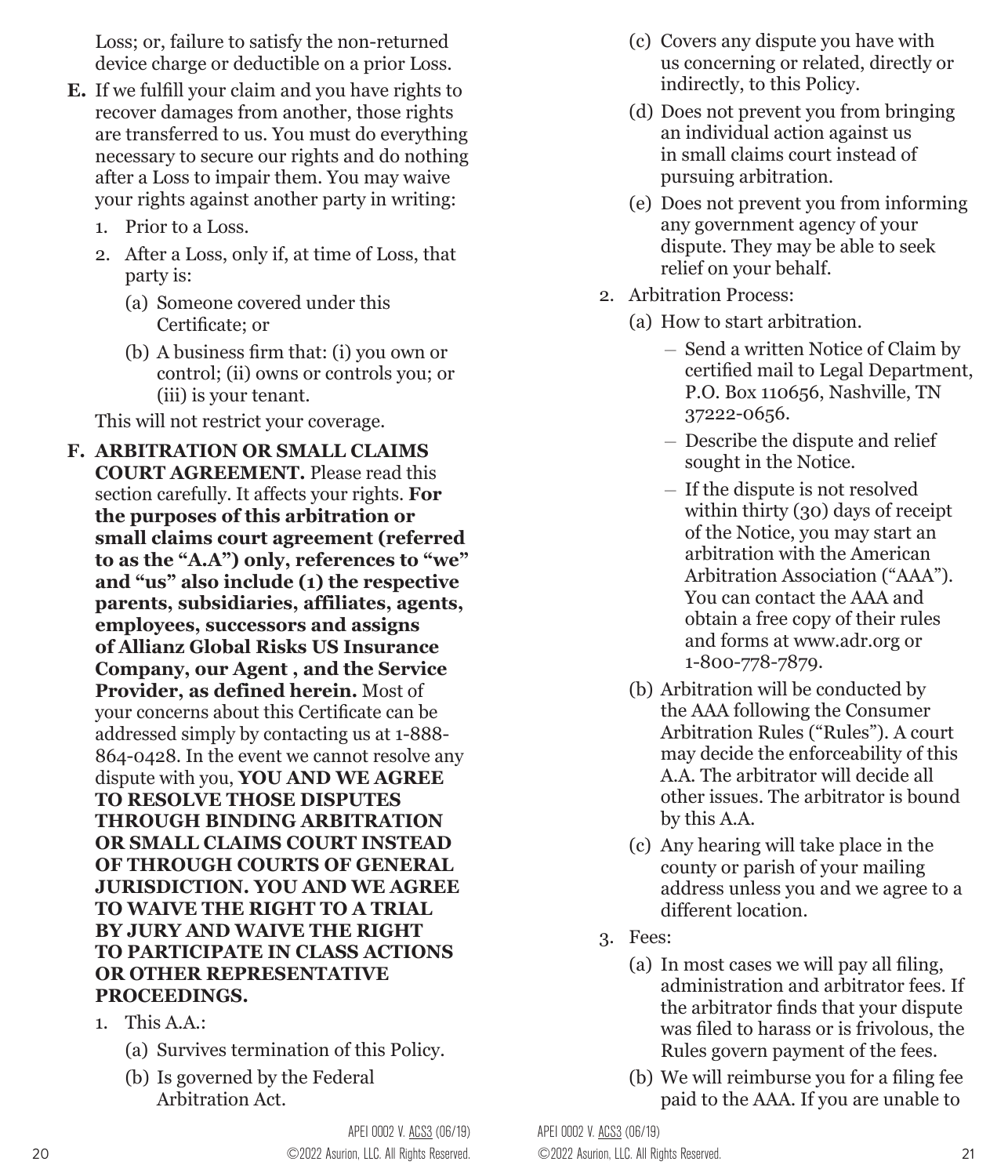Loss; or, failure to satisfy the non-returned device charge or deductible on a prior Loss.

**E.** If we fulfill your claim and you have rights to recover damages from another, those rights are transferred to us. You must do everything necessary to secure our rights and do nothing after a Loss to impair them. You may waive your rights against another party in writing:

1. Prior to a Loss.
2. After a Loss, only if, at time of Loss, that party is:
   - (a) Someone covered under this Certificate; or
   - (b) A business firm that: (i) you own or control; (ii) owns or controls you; or (iii) is your tenant.

This will not restrict your coverage.

**F. ARBITRATION OR SMALL CLAIMS COURT AGREEMENT.** Please read this section carefully. It affects your rights. **For the purposes of this arbitration or small claims court agreement (referred to as the "A.A") only, references to "we" and "us" also include (1) the respective parents, subsidiaries, affiliates, agents, employees, successors and assigns of Allianz Global Risks US Insurance Company, our Agent , and the Service Provider, as defined herein.** Most of your concerns about this Certificate can be addressed simply by contacting us at 1-888-864-0428. In the event we cannot resolve any dispute with you, **YOU AND WE AGREE TO RESOLVE THOSE DISPUTES THROUGH BINDING ARBITRATION OR SMALL CLAIMS COURT INSTEAD OF THROUGH COURTS OF GENERAL JURISDICTION. YOU AND WE AGREE TO WAIVE THE RIGHT TO A TRIAL BY JURY AND WAIVE THE RIGHT TO PARTICIPATE IN CLASS ACTIONS OR OTHER REPRESENTATIVE PROCEEDINGS.**

1. This A.A.:
   - (a) Survives termination of this Policy.
   - (b) Is governed by the Federal Arbitration Act.
   - (c) Covers any dispute you have with us concerning or related, directly or indirectly, to this Policy.
   - (d) Does not prevent you from bringing an individual action against us in small claims court instead of pursuing arbitration.
   - (e) Does not prevent you from informing any government agency of your dispute. They may be able to seek relief on your behalf.
2. Arbitration Process:
   - (a) How to start arbitration.
     - Send a written Notice of Claim by certified mail to Legal Department, P.O. Box 110656, Nashville, TN 37222-0656.
     - Describe the dispute and relief sought in the Notice.
     - If the dispute is not resolved within thirty (30) days of receipt of the Notice, you may start an arbitration with the American Arbitration Association ("AAA"). You can contact the AAA and obtain a free copy of their rules and forms at www.adr.org or 1-800-778-7879.
   - (b) Arbitration will be conducted by the AAA following the Consumer Arbitration Rules ("Rules"). A court may decide the enforceability of this A.A. The arbitrator will decide all other issues. The arbitrator is bound by this A.A.
   - (c) Any hearing will take place in the county or parish of your mailing address unless you and we agree to a different location.
3. Fees:
   - (a) In most cases we will pay all filing, administration and arbitrator fees. If the arbitrator finds that your dispute was filed to harass or is frivolous, the Rules govern payment of the fees.
   - (b) We will reimburse you for a filing fee paid to the AAA. If you are unable to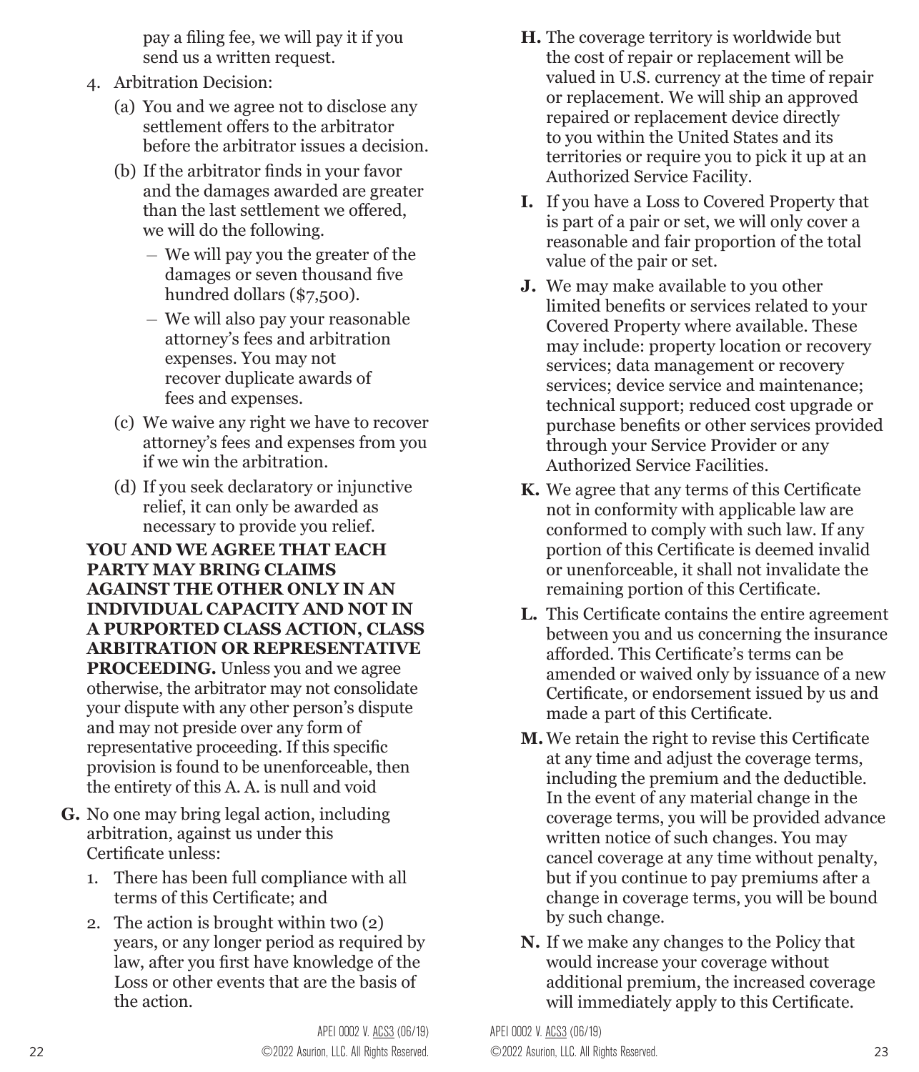pay a filing fee, we will pay it if you send us a written request.

4. Arbitration Decision:
   (a) You and we agree not to disclose any settlement offers to the arbitrator before the arbitrator issues a decision.
   (b) If the arbitrator finds in your favor and the damages awarded are greater than the last settlement we offered, we will do the following.
      – We will pay you the greater of the damages or seven thousand five hundred dollars ($7,500).
      – We will also pay your reasonable attorney's fees and arbitration expenses. You may not recover duplicate awards of fees and expenses.
   (c) We waive any right we have to recover attorney's fees and expenses from you if we win the arbitration.
   (d) If you seek declaratory or injunctive relief, it can only be awarded as necessary to provide you relief.

**YOU AND WE AGREE THAT EACH PARTY MAY BRING CLAIMS AGAINST THE OTHER ONLY IN AN INDIVIDUAL CAPACITY AND NOT IN A PURPORTED CLASS ACTION, CLASS ARBITRATION OR REPRESENTATIVE PROCEEDING.** Unless you and we agree otherwise, the arbitrator may not consolidate your dispute with any other person's dispute and may not preside over any form of representative proceeding. If this specific provision is found to be unenforceable, then the entirety of this A. A. is null and void

**G.** No one may bring legal action, including arbitration, against us under this Certificate unless:

1. There has been full compliance with all terms of this Certificate; and
2. The action is brought within two (2) years, or any longer period as required by law, after you first have knowledge of the Loss or other events that are the basis of the action.

**H.** The coverage territory is worldwide but the cost of repair or replacement will be valued in U.S. currency at the time of repair or replacement. We will ship an approved repaired or replacement device directly to you within the United States and its territories or require you to pick it up at an Authorized Service Facility.

**I.** If you have a Loss to Covered Property that is part of a pair or set, we will only cover a reasonable and fair proportion of the total value of the pair or set.

**J.** We may make available to you other limited benefits or services related to your Covered Property where available. These may include: property location or recovery services; data management or recovery services; device service and maintenance; technical support; reduced cost upgrade or purchase benefits or other services provided through your Service Provider or any Authorized Service Facilities.

**K.** We agree that any terms of this Certificate not in conformity with applicable law are conformed to comply with such law. If any portion of this Certificate is deemed invalid or unenforceable, it shall not invalidate the remaining portion of this Certificate.

**L.** This Certificate contains the entire agreement between you and us concerning the insurance afforded. This Certificate's terms can be amended or waived only by issuance of a new Certificate, or endorsement issued by us and made a part of this Certificate.

**M.** We retain the right to revise this Certificate at any time and adjust the coverage terms, including the premium and the deductible. In the event of any material change in the coverage terms, you will be provided advance written notice of such changes. You may cancel coverage at any time without penalty, but if you continue to pay premiums after a change in coverage terms, you will be bound by such change.

**N.** If we make any changes to the Policy that would increase your coverage without additional premium, the increased coverage will immediately apply to this Certificate.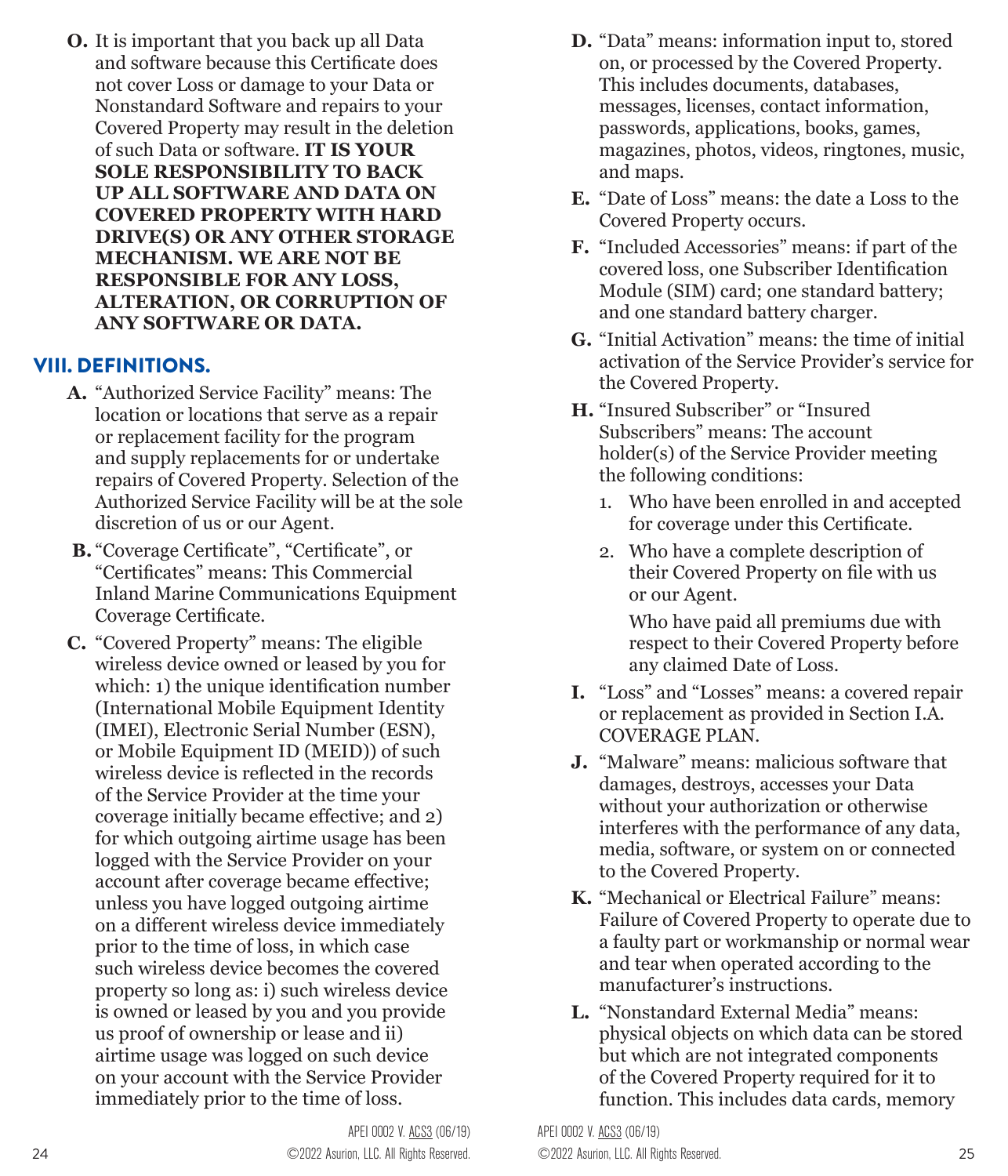**O.** It is important that you back up all Data and software because this Certificate does not cover Loss or damage to your Data or Nonstandard Software and repairs to your Covered Property may result in the deletion of such Data or software. **IT IS YOUR SOLE RESPONSIBILITY TO BACK UP ALL SOFTWARE AND DATA ON COVERED PROPERTY WITH HARD DRIVE(S) OR ANY OTHER STORAGE MECHANISM. WE ARE NOT BE RESPONSIBLE FOR ANY LOSS, ALTERATION, OR CORRUPTION OF ANY SOFTWARE OR DATA.**

## VIII. DEFINITIONS.

**A.** "Authorized Service Facility" means: The location or locations that serve as a repair or replacement facility for the program and supply replacements for or undertake repairs of Covered Property. Selection of the Authorized Service Facility will be at the sole discretion of us or our Agent.

**B.** "Coverage Certificate", "Certificate", or "Certificates" means: This Commercial Inland Marine Communications Equipment Coverage Certificate.

**C.** "Covered Property" means: The eligible wireless device owned or leased by you for which: 1) the unique identification number (International Mobile Equipment Identity (IMEI), Electronic Serial Number (ESN), or Mobile Equipment ID (MEID)) of such wireless device is reflected in the records of the Service Provider at the time your coverage initially became effective; and 2) for which outgoing airtime usage has been logged with the Service Provider on your account after coverage became effective; unless you have logged outgoing airtime on a different wireless device immediately prior to the time of loss, in which case such wireless device becomes the covered property so long as: i) such wireless device is owned or leased by you and you provide us proof of ownership or lease and ii) airtime usage was logged on such device on your account with the Service Provider immediately prior to the time of loss.

**D.** "Data" means: information input to, stored on, or processed by the Covered Property. This includes documents, databases, messages, licenses, contact information, passwords, applications, books, games, magazines, photos, videos, ringtones, music, and maps.

**E.** "Date of Loss" means: the date a Loss to the Covered Property occurs.

**F.** "Included Accessories" means: if part of the covered loss, one Subscriber Identification Module (SIM) card; one standard battery; and one standard battery charger.

**G.** "Initial Activation" means: the time of initial activation of the Service Provider's service for the Covered Property.

**H.** "Insured Subscriber" or "Insured Subscribers" means: The account holder(s) of the Service Provider meeting the following conditions:

1. Who have been enrolled in and accepted for coverage under this Certificate.
2. Who have a complete description of their Covered Property on file with us or our Agent.

   Who have paid all premiums due with respect to their Covered Property before any claimed Date of Loss.

**I.** "Loss" and "Losses" means: a covered repair or replacement as provided in Section I.A. COVERAGE PLAN.

**J.** "Malware" means: malicious software that damages, destroys, accesses your Data without your authorization or otherwise interferes with the performance of any data, media, software, or system on or connected to the Covered Property.

**K.** "Mechanical or Electrical Failure" means: Failure of Covered Property to operate due to a faulty part or workmanship or normal wear and tear when operated according to the manufacturer's instructions.

**L.** "Nonstandard External Media" means: physical objects on which data can be stored but which are not integrated components of the Covered Property required for it to function. This includes data cards, memory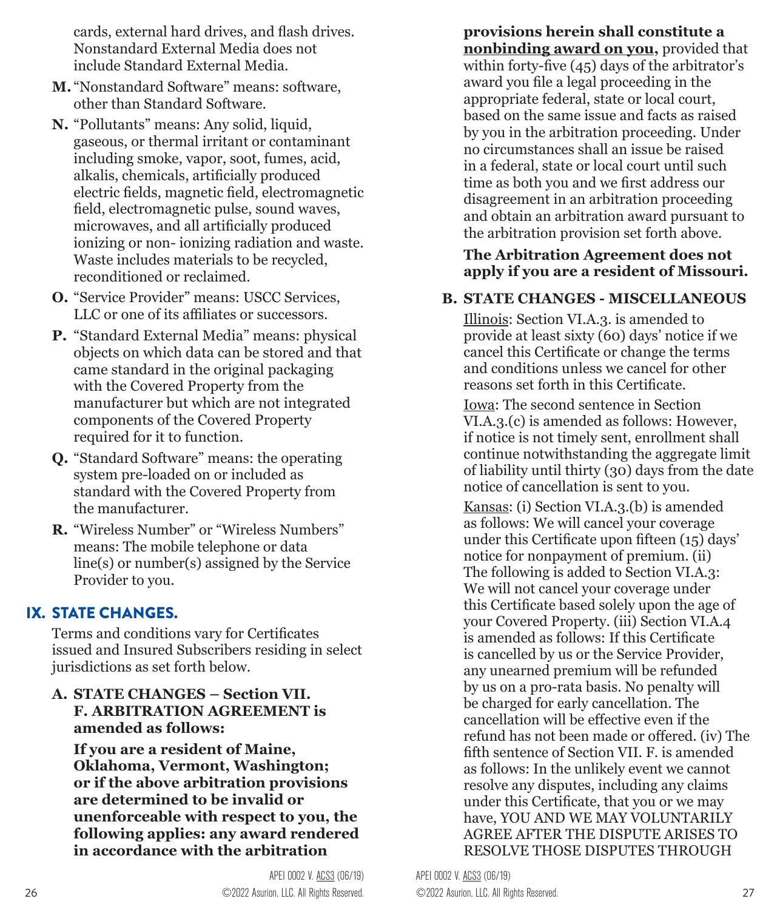cards, external hard drives, and flash drives. Nonstandard External Media does not include Standard External Media.

**M.** "Nonstandard Software" means: software, other than Standard Software.

**N.** "Pollutants" means: Any solid, liquid, gaseous, or thermal irritant or contaminant including smoke, vapor, soot, fumes, acid, alkalis, chemicals, artificially produced electric fields, magnetic field, electromagnetic field, electromagnetic pulse, sound waves, microwaves, and all artificially produced ionizing or non- ionizing radiation and waste. Waste includes materials to be recycled, reconditioned or reclaimed.

**O.** "Service Provider" means: USCC Services, LLC or one of its affiliates or successors.

**P.** "Standard External Media" means: physical objects on which data can be stored and that came standard in the original packaging with the Covered Property from the manufacturer but which are not integrated components of the Covered Property required for it to function.

**Q.** "Standard Software" means: the operating system pre-loaded on or included as standard with the Covered Property from the manufacturer.

**R.** "Wireless Number" or "Wireless Numbers" means: The mobile telephone or data line(s) or number(s) assigned by the Service Provider to you.

## IX. STATE CHANGES.

Terms and conditions vary for Certificates issued and Insured Subscribers residing in select jurisdictions as set forth below.

**A. STATE CHANGES – Section VII. F. ARBITRATION AGREEMENT is amended as follows:**

**If you are a resident of Maine, Oklahoma, Vermont, Washington; or if the above arbitration provisions are determined to be invalid or unenforceable with respect to you, the following applies: any award rendered in accordance with the arbitration provisions herein shall constitute a <u>nonbinding award on you</u>,** provided that within forty-five (45) days of the arbitrator's award you file a legal proceeding in the appropriate federal, state or local court, based on the same issue and facts as raised by you in the arbitration proceeding. Under no circumstances shall an issue be raised in a federal, state or local court until such time as both you and we first address our disagreement in an arbitration proceeding and obtain an arbitration award pursuant to the arbitration provision set forth above.

**The Arbitration Agreement does not apply if you are a resident of Missouri.**

**B. STATE CHANGES - MISCELLANEOUS**

<u>Illinois</u>: Section VI.A.3. is amended to provide at least sixty (60) days' notice if we cancel this Certificate or change the terms and conditions unless we cancel for other reasons set forth in this Certificate.

<u>Iowa</u>: The second sentence in Section VI.A.3.(c) is amended as follows: However, if notice is not timely sent, enrollment shall continue notwithstanding the aggregate limit of liability until thirty (30) days from the date notice of cancellation is sent to you.

<u>Kansas</u>: (i) Section VI.A.3.(b) is amended as follows: We will cancel your coverage under this Certificate upon fifteen (15) days' notice for nonpayment of premium. (ii) The following is added to Section VI.A.3: We will not cancel your coverage under this Certificate based solely upon the age of your Covered Property. (iii) Section VI.A.4 is amended as follows: If this Certificate is cancelled by us or the Service Provider, any unearned premium will be refunded by us on a pro-rata basis. No penalty will be charged for early cancellation. The cancellation will be effective even if the refund has not been made or offered. (iv) The fifth sentence of Section VII. F. is amended as follows: In the unlikely event we cannot resolve any disputes, including any claims under this Certificate, that you or we may have, YOU AND WE MAY VOLUNTARILY AGREE AFTER THE DISPUTE ARISES TO RESOLVE THOSE DISPUTES THROUGH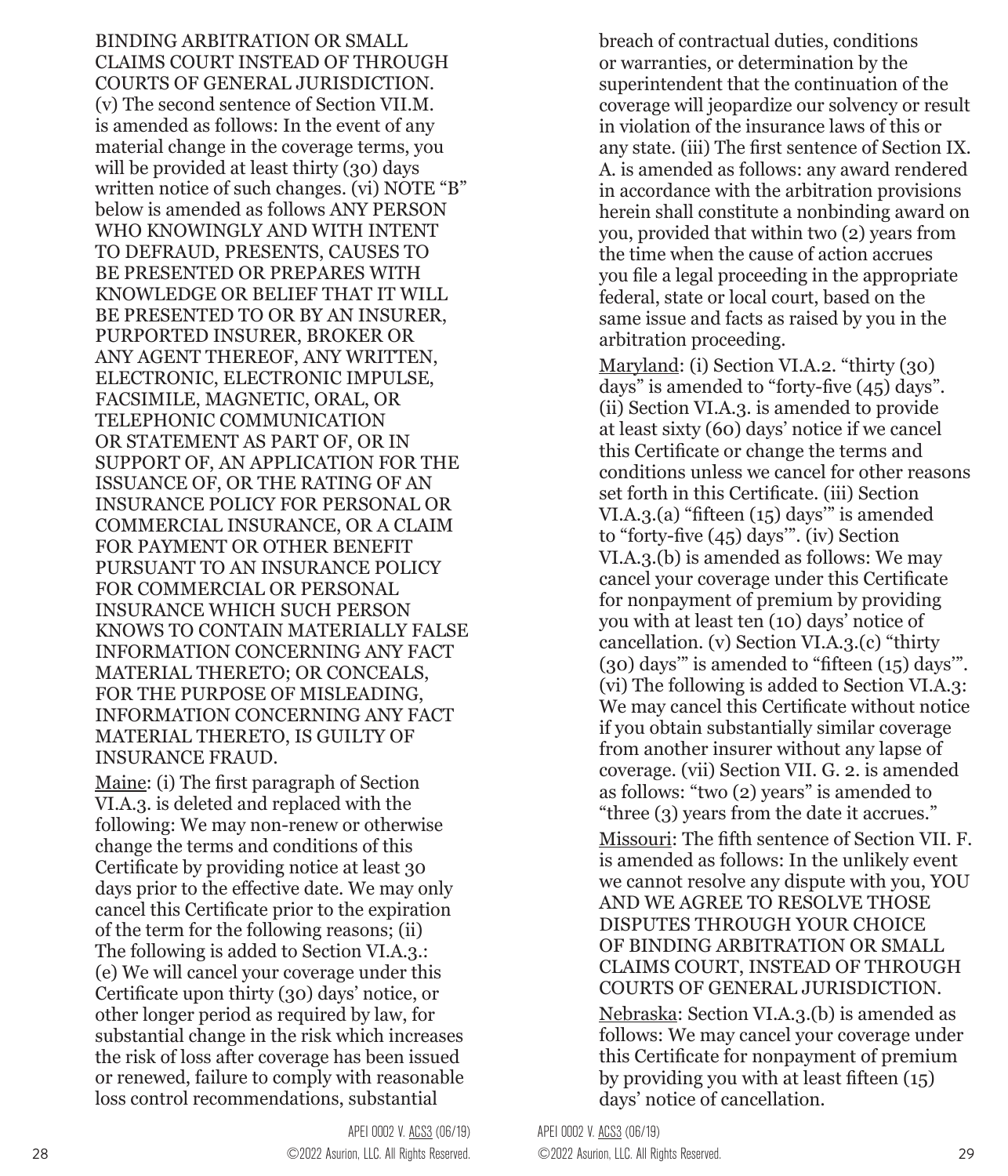BINDING ARBITRATION OR SMALL CLAIMS COURT INSTEAD OF THROUGH COURTS OF GENERAL JURISDICTION. (v) The second sentence of Section VII.M. is amended as follows: In the event of any material change in the coverage terms, you will be provided at least thirty (30) days written notice of such changes. (vi) NOTE "B" below is amended as follows ANY PERSON WHO KNOWINGLY AND WITH INTENT TO DEFRAUD, PRESENTS, CAUSES TO BE PRESENTED OR PREPARES WITH KNOWLEDGE OR BELIEF THAT IT WILL BE PRESENTED TO OR BY AN INSURER, PURPORTED INSURER, BROKER OR ANY AGENT THEREOF, ANY WRITTEN, ELECTRONIC, ELECTRONIC IMPULSE, FACSIMILE, MAGNETIC, ORAL, OR TELEPHONIC COMMUNICATION OR STATEMENT AS PART OF, OR IN SUPPORT OF, AN APPLICATION FOR THE ISSUANCE OF, OR THE RATING OF AN INSURANCE POLICY FOR PERSONAL OR COMMERCIAL INSURANCE, OR A CLAIM FOR PAYMENT OR OTHER BENEFIT PURSUANT TO AN INSURANCE POLICY FOR COMMERCIAL OR PERSONAL INSURANCE WHICH SUCH PERSON KNOWS TO CONTAIN MATERIALLY FALSE INFORMATION CONCERNING ANY FACT MATERIAL THERETO; OR CONCEALS, FOR THE PURPOSE OF MISLEADING, INFORMATION CONCERNING ANY FACT MATERIAL THERETO, IS GUILTY OF INSURANCE FRAUD.

Maine: (i) The first paragraph of Section VI.A.3. is deleted and replaced with the following: We may non-renew or otherwise change the terms and conditions of this Certificate by providing notice at least 30 days prior to the effective date. We may only cancel this Certificate prior to the expiration of the term for the following reasons; (ii) The following is added to Section VI.A.3.: (e) We will cancel your coverage under this Certificate upon thirty (30) days' notice, or other longer period as required by law, for substantial change in the risk which increases the risk of loss after coverage has been issued or renewed, failure to comply with reasonable loss control recommendations, substantial breach of contractual duties, conditions or warranties, or determination by the superintendent that the continuation of the coverage will jeopardize our solvency or result in violation of the insurance laws of this or any state. (iii) The first sentence of Section IX. A. is amended as follows: any award rendered in accordance with the arbitration provisions herein shall constitute a nonbinding award on you, provided that within two (2) years from the time when the cause of action accrues you file a legal proceeding in the appropriate federal, state or local court, based on the same issue and facts as raised by you in the arbitration proceeding.

Maryland: (i) Section VI.A.2. "thirty (30) days" is amended to "forty-five (45) days". (ii) Section VI.A.3. is amended to provide at least sixty (60) days' notice if we cancel this Certificate or change the terms and conditions unless we cancel for other reasons set forth in this Certificate. (iii) Section VI.A.3.(a) "fifteen (15) days'" is amended to "forty-five (45) days'". (iv) Section VI.A.3.(b) is amended as follows: We may cancel your coverage under this Certificate for nonpayment of premium by providing you with at least ten (10) days' notice of cancellation. (v) Section VI.A.3.(c) "thirty (30) days'" is amended to "fifteen (15) days'". (vi) The following is added to Section VI.A.3: We may cancel this Certificate without notice if you obtain substantially similar coverage from another insurer without any lapse of coverage. (vii) Section VII. G. 2. is amended as follows: "two (2) years" is amended to "three (3) years from the date it accrues."

Missouri: The fifth sentence of Section VII. F. is amended as follows: In the unlikely event we cannot resolve any dispute with you, YOU AND WE AGREE TO RESOLVE THOSE DISPUTES THROUGH YOUR CHOICE OF BINDING ARBITRATION OR SMALL CLAIMS COURT, INSTEAD OF THROUGH COURTS OF GENERAL JURISDICTION.

Nebraska: Section VI.A.3.(b) is amended as follows: We may cancel your coverage under this Certificate for nonpayment of premium by providing you with at least fifteen (15) days' notice of cancellation.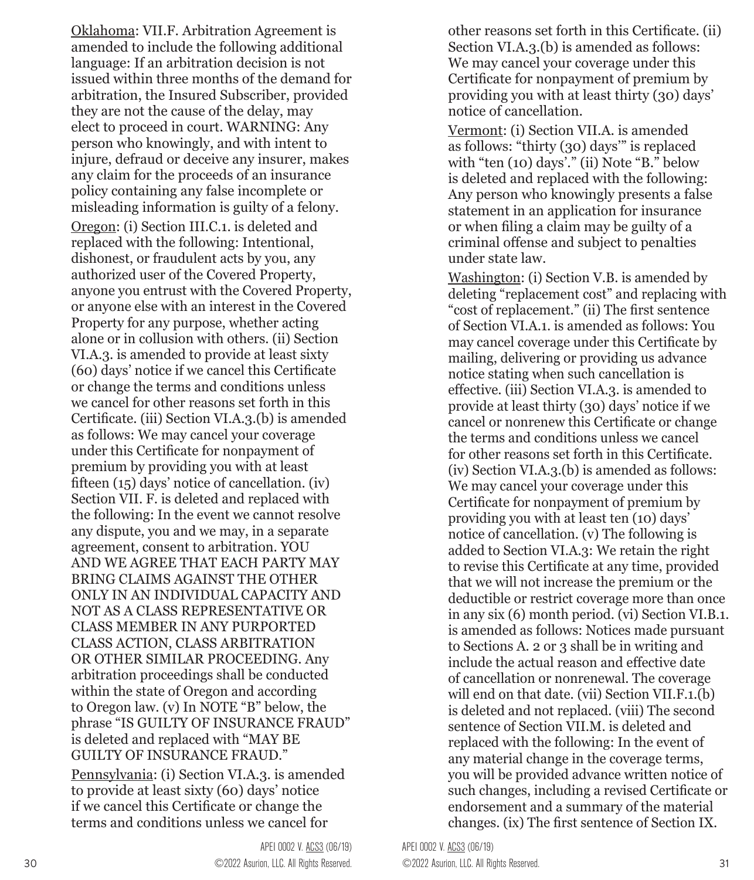Oklahoma: VII.F. Arbitration Agreement is amended to include the following additional language: If an arbitration decision is not issued within three months of the demand for arbitration, the Insured Subscriber, provided they are not the cause of the delay, may elect to proceed in court. WARNING: Any person who knowingly, and with intent to injure, defraud or deceive any insurer, makes any claim for the proceeds of an insurance policy containing any false incomplete or misleading information is guilty of a felony.

Oregon: (i) Section III.C.1. is deleted and replaced with the following: Intentional, dishonest, or fraudulent acts by you, any authorized user of the Covered Property, anyone you entrust with the Covered Property, or anyone else with an interest in the Covered Property for any purpose, whether acting alone or in collusion with others. (ii) Section VI.A.3. is amended to provide at least sixty (60) days' notice if we cancel this Certificate or change the terms and conditions unless we cancel for other reasons set forth in this Certificate. (iii) Section VI.A.3.(b) is amended as follows: We may cancel your coverage under this Certificate for nonpayment of premium by providing you with at least fifteen (15) days' notice of cancellation. (iv) Section VII. F. is deleted and replaced with the following: In the event we cannot resolve any dispute, you and we may, in a separate agreement, consent to arbitration. YOU AND WE AGREE THAT EACH PARTY MAY BRING CLAIMS AGAINST THE OTHER ONLY IN AN INDIVIDUAL CAPACITY AND NOT AS A CLASS REPRESENTATIVE OR CLASS MEMBER IN ANY PURPORTED CLASS ACTION, CLASS ARBITRATION OR OTHER SIMILAR PROCEEDING. Any arbitration proceedings shall be conducted within the state of Oregon and according to Oregon law. (v) In NOTE "B" below, the phrase "IS GUILTY OF INSURANCE FRAUD" is deleted and replaced with "MAY BE GUILTY OF INSURANCE FRAUD."

Pennsylvania: (i) Section VI.A.3. is amended to provide at least sixty (60) days' notice if we cancel this Certificate or change the terms and conditions unless we cancel for other reasons set forth in this Certificate. (ii) Section VI.A.3.(b) is amended as follows: We may cancel your coverage under this Certificate for nonpayment of premium by providing you with at least thirty (30) days' notice of cancellation.

Vermont: (i) Section VII.A. is amended as follows: "thirty (30) days'" is replaced with "ten (10) days'." (ii) Note "B." below is deleted and replaced with the following: Any person who knowingly presents a false statement in an application for insurance or when filing a claim may be guilty of a criminal offense and subject to penalties under state law.

Washington: (i) Section V.B. is amended by deleting "replacement cost" and replacing with "cost of replacement." (ii) The first sentence of Section VI.A.1. is amended as follows: You may cancel coverage under this Certificate by mailing, delivering or providing us advance notice stating when such cancellation is effective. (iii) Section VI.A.3. is amended to provide at least thirty (30) days' notice if we cancel or nonrenew this Certificate or change the terms and conditions unless we cancel for other reasons set forth in this Certificate. (iv) Section VI.A.3.(b) is amended as follows: We may cancel your coverage under this Certificate for nonpayment of premium by providing you with at least ten (10) days' notice of cancellation. (v) The following is added to Section VI.A.3: We retain the right to revise this Certificate at any time, provided that we will not increase the premium or the deductible or restrict coverage more than once in any six (6) month period. (vi) Section VI.B.1. is amended as follows: Notices made pursuant to Sections A. 2 or 3 shall be in writing and include the actual reason and effective date of cancellation or nonrenewal. The coverage will end on that date. (vii) Section VII.F.1.(b) is deleted and not replaced. (viii) The second sentence of Section VII.M. is deleted and replaced with the following: In the event of any material change in the coverage terms, you will be provided advance written notice of such changes, including a revised Certificate or endorsement and a summary of the material changes. (ix) The first sentence of Section IX.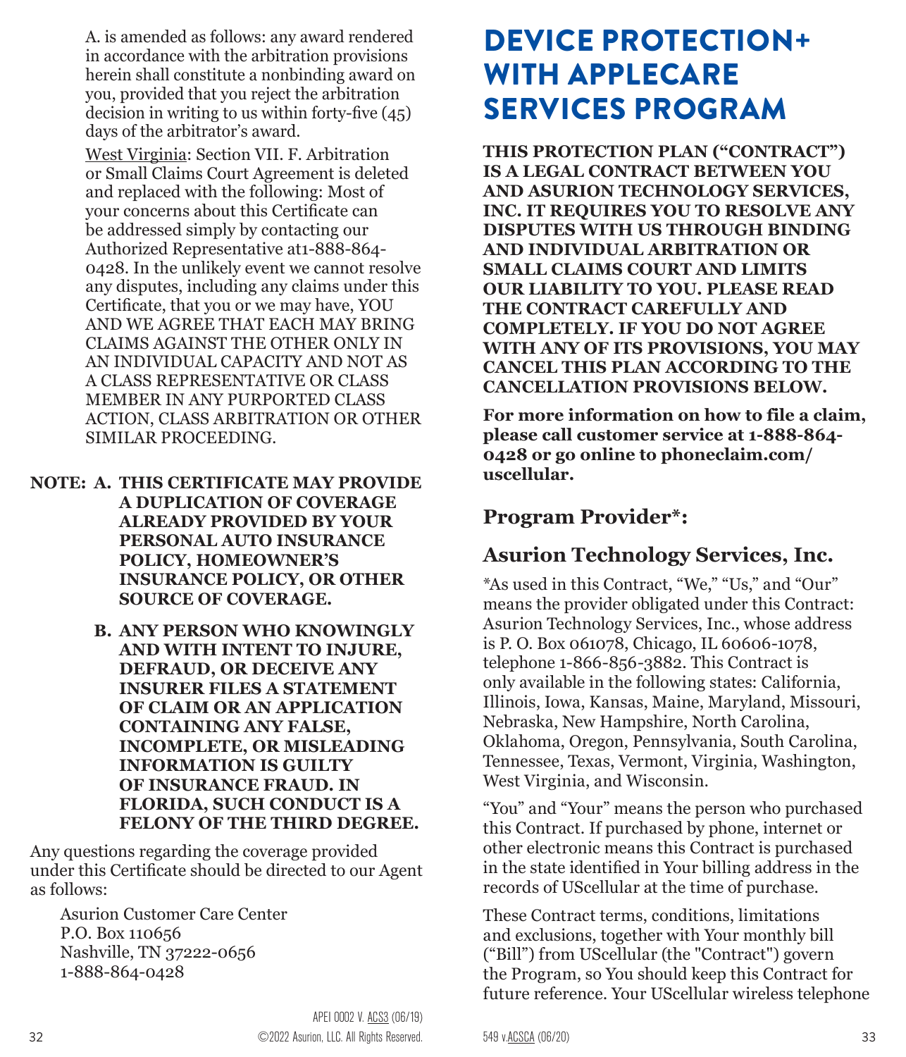A. is amended as follows: any award rendered in accordance with the arbitration provisions herein shall constitute a nonbinding award on you, provided that you reject the arbitration decision in writing to us within forty-five (45) days of the arbitrator's award.

West Virginia: Section VII. F. Arbitration or Small Claims Court Agreement is deleted and replaced with the following: Most of your concerns about this Certificate can be addressed simply by contacting our Authorized Representative at1-888-864-0428. In the unlikely event we cannot resolve any disputes, including any claims under this Certificate, that you or we may have, YOU AND WE AGREE THAT EACH MAY BRING CLAIMS AGAINST THE OTHER ONLY IN AN INDIVIDUAL CAPACITY AND NOT AS A CLASS REPRESENTATIVE OR CLASS MEMBER IN ANY PURPORTED CLASS ACTION, CLASS ARBITRATION OR OTHER SIMILAR PROCEEDING.

**NOTE: A. THIS CERTIFICATE MAY PROVIDE A DUPLICATION OF COVERAGE ALREADY PROVIDED BY YOUR PERSONAL AUTO INSURANCE POLICY, HOMEOWNER'S INSURANCE POLICY, OR OTHER SOURCE OF COVERAGE.**

**B. ANY PERSON WHO KNOWINGLY AND WITH INTENT TO INJURE, DEFRAUD, OR DECEIVE ANY INSURER FILES A STATEMENT OF CLAIM OR AN APPLICATION CONTAINING ANY FALSE, INCOMPLETE, OR MISLEADING INFORMATION IS GUILTY OF INSURANCE FRAUD. IN FLORIDA, SUCH CONDUCT IS A FELONY OF THE THIRD DEGREE.**

Any questions regarding the coverage provided under this Certificate should be directed to our Agent as follows:

Asurion Customer Care Center
P.O. Box 110656
Nashville, TN 37222-0656
1-888-864-0428

APEI 0002 V. ACS3 (06/19)
©2022 Asurion, LLC. All Rights Reserved.

# DEVICE PROTECTION+ WITH APPLECARE SERVICES PROGRAM

**THIS PROTECTION PLAN ("CONTRACT") IS A LEGAL CONTRACT BETWEEN YOU AND ASURION TECHNOLOGY SERVICES, INC. IT REQUIRES YOU TO RESOLVE ANY DISPUTES WITH US THROUGH BINDING AND INDIVIDUAL ARBITRATION OR SMALL CLAIMS COURT AND LIMITS OUR LIABILITY TO YOU. PLEASE READ THE CONTRACT CAREFULLY AND COMPLETELY. IF YOU DO NOT AGREE WITH ANY OF ITS PROVISIONS, YOU MAY CANCEL THIS PLAN ACCORDING TO THE CANCELLATION PROVISIONS BELOW.**

**For more information on how to file a claim, please call customer service at 1-888-864-0428 or go online to phoneclaim.com/uscellular.**

## Program Provider*:

## Asurion Technology Services, Inc.

*As used in this Contract, "We," "Us," and "Our" means the provider obligated under this Contract: Asurion Technology Services, Inc., whose address is P. O. Box 061078, Chicago, IL 60606-1078, telephone 1-866-856-3882. This Contract is only available in the following states: California, Illinois, Iowa, Kansas, Maine, Maryland, Missouri, Nebraska, New Hampshire, North Carolina, Oklahoma, Oregon, Pennsylvania, South Carolina, Tennessee, Texas, Vermont, Virginia, Washington, West Virginia, and Wisconsin.

"You" and "Your" means the person who purchased this Contract. If purchased by phone, internet or other electronic means this Contract is purchased in the state identified in Your billing address in the records of UScellular at the time of purchase.

These Contract terms, conditions, limitations and exclusions, together with Your monthly bill ("Bill") from UScellular (the "Contract") govern the Program, so You should keep this Contract for future reference. Your UScellular wireless telephone

549 v.ACSCA (06/20)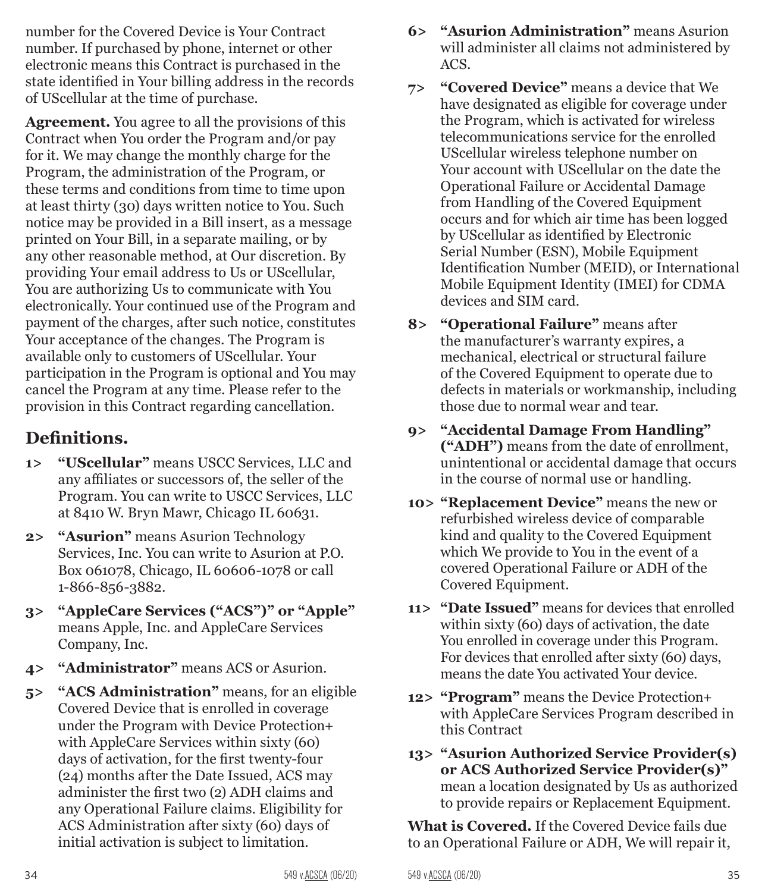number for the Covered Device is Your Contract number. If purchased by phone, internet or other electronic means this Contract is purchased in the state identified in Your billing address in the records of UScellular at the time of purchase.

**Agreement.** You agree to all the provisions of this Contract when You order the Program and/or pay for it. We may change the monthly charge for the Program, the administration of the Program, or these terms and conditions from time to time upon at least thirty (30) days written notice to You. Such notice may be provided in a Bill insert, as a message printed on Your Bill, in a separate mailing, or by any other reasonable method, at Our discretion. By providing Your email address to Us or UScellular, You are authorizing Us to communicate with You electronically. Your continued use of the Program and payment of the charges, after such notice, constitutes Your acceptance of the changes. The Program is available only to customers of UScellular. Your participation in the Program is optional and You may cancel the Program at any time. Please refer to the provision in this Contract regarding cancellation.

## Definitions.

1> **"UScellular"** means USCC Services, LLC and any affiliates or successors of, the seller of the Program. You can write to USCC Services, LLC at 8410 W. Bryn Mawr, Chicago IL 60631.

2> **"Asurion"** means Asurion Technology Services, Inc. You can write to Asurion at P.O. Box 061078, Chicago, IL 60606-1078 or call 1-866-856-3882.

3> **"AppleCare Services ("ACS")" or "Apple"** means Apple, Inc. and AppleCare Services Company, Inc.

4> **"Administrator"** means ACS or Asurion.

5> **"ACS Administration"** means, for an eligible Covered Device that is enrolled in coverage under the Program with Device Protection+ with AppleCare Services within sixty (60) days of activation, for the first twenty-four (24) months after the Date Issued, ACS may administer the first two (2) ADH claims and any Operational Failure claims. Eligibility for ACS Administration after sixty (60) days of initial activation is subject to limitation.

6> **"Asurion Administration"** means Asurion will administer all claims not administered by ACS.

7> **"Covered Device"** means a device that We have designated as eligible for coverage under the Program, which is activated for wireless telecommunications service for the enrolled UScellular wireless telephone number on Your account with UScellular on the date the Operational Failure or Accidental Damage from Handling of the Covered Equipment occurs and for which air time has been logged by UScellular as identified by Electronic Serial Number (ESN), Mobile Equipment Identification Number (MEID), or International Mobile Equipment Identity (IMEI) for CDMA devices and SIM card.

8> **"Operational Failure"** means after the manufacturer's warranty expires, a mechanical, electrical or structural failure of the Covered Equipment to operate due to defects in materials or workmanship, including those due to normal wear and tear.

9> **"Accidental Damage From Handling" ("ADH")** means from the date of enrollment, unintentional or accidental damage that occurs in the course of normal use or handling.

10> **"Replacement Device"** means the new or refurbished wireless device of comparable kind and quality to the Covered Equipment which We provide to You in the event of a covered Operational Failure or ADH of the Covered Equipment.

11> **"Date Issued"** means for devices that enrolled within sixty (60) days of activation, the date You enrolled in coverage under this Program. For devices that enrolled after sixty (60) days, means the date You activated Your device.

12> **"Program"** means the Device Protection+ with AppleCare Services Program described in this Contract

13> **"Asurion Authorized Service Provider(s) or ACS Authorized Service Provider(s)"** mean a location designated by Us as authorized to provide repairs or Replacement Equipment.

**What is Covered.** If the Covered Device fails due to an Operational Failure or ADH, We will repair it,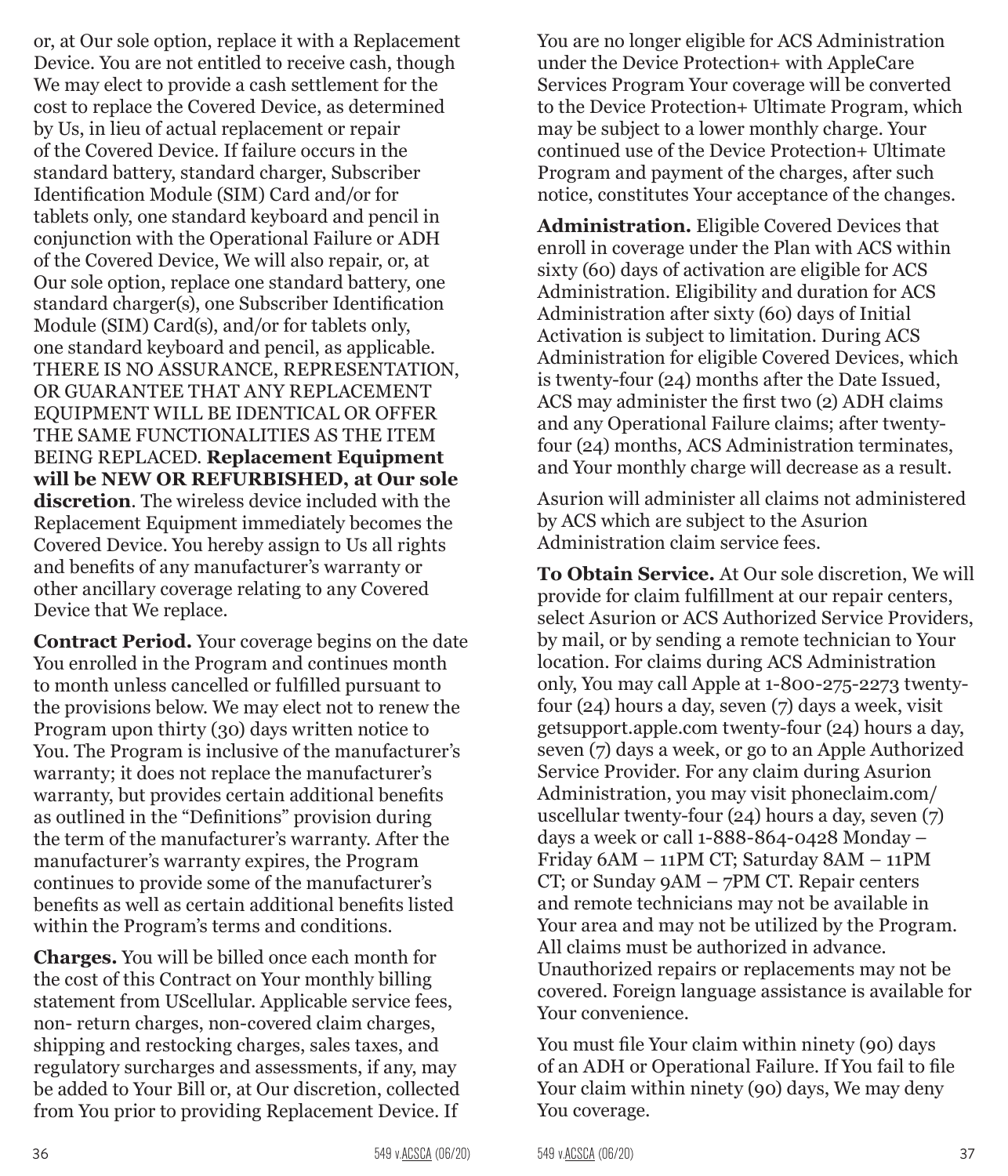or, at Our sole option, replace it with a Replacement Device. You are not entitled to receive cash, though We may elect to provide a cash settlement for the cost to replace the Covered Device, as determined by Us, in lieu of actual replacement or repair of the Covered Device. If failure occurs in the standard battery, standard charger, Subscriber Identification Module (SIM) Card and/or for tablets only, one standard keyboard and pencil in conjunction with the Operational Failure or ADH of the Covered Device, We will also repair, or, at Our sole option, replace one standard battery, one standard charger(s), one Subscriber Identification Module (SIM) Card(s), and/or for tablets only, one standard keyboard and pencil, as applicable. THERE IS NO ASSURANCE, REPRESENTATION, OR GUARANTEE THAT ANY REPLACEMENT EQUIPMENT WILL BE IDENTICAL OR OFFER THE SAME FUNCTIONALITIES AS THE ITEM BEING REPLACED. **Replacement Equipment will be NEW OR REFURBISHED, at Our sole discretion**. The wireless device included with the Replacement Equipment immediately becomes the Covered Device. You hereby assign to Us all rights and benefits of any manufacturer's warranty or other ancillary coverage relating to any Covered Device that We replace.

**Contract Period.** Your coverage begins on the date You enrolled in the Program and continues month to month unless cancelled or fulfilled pursuant to the provisions below. We may elect not to renew the Program upon thirty (30) days written notice to You. The Program is inclusive of the manufacturer's warranty; it does not replace the manufacturer's warranty, but provides certain additional benefits as outlined in the "Definitions" provision during the term of the manufacturer's warranty. After the manufacturer's warranty expires, the Program continues to provide some of the manufacturer's benefits as well as certain additional benefits listed within the Program's terms and conditions.

**Charges.** You will be billed once each month for the cost of this Contract on Your monthly billing statement from UScellular. Applicable service fees, non- return charges, non-covered claim charges, shipping and restocking charges, sales taxes, and regulatory surcharges and assessments, if any, may be added to Your Bill or, at Our discretion, collected from You prior to providing Replacement Device. If You are no longer eligible for ACS Administration under the Device Protection+ with AppleCare Services Program Your coverage will be converted to the Device Protection+ Ultimate Program, which may be subject to a lower monthly charge. Your continued use of the Device Protection+ Ultimate Program and payment of the charges, after such notice, constitutes Your acceptance of the changes.

**Administration.** Eligible Covered Devices that enroll in coverage under the Plan with ACS within sixty (60) days of activation are eligible for ACS Administration. Eligibility and duration for ACS Administration after sixty (60) days of Initial Activation is subject to limitation. During ACS Administration for eligible Covered Devices, which is twenty-four (24) months after the Date Issued, ACS may administer the first two (2) ADH claims and any Operational Failure claims; after twenty-four (24) months, ACS Administration terminates, and Your monthly charge will decrease as a result.

Asurion will administer all claims not administered by ACS which are subject to the Asurion Administration claim service fees.

**To Obtain Service.** At Our sole discretion, We will provide for claim fulfillment at our repair centers, select Asurion or ACS Authorized Service Providers, by mail, or by sending a remote technician to Your location. For claims during ACS Administration only, You may call Apple at 1-800-275-2273 twenty-four (24) hours a day, seven (7) days a week, visit getsupport.apple.com twenty-four (24) hours a day, seven (7) days a week, or go to an Apple Authorized Service Provider. For any claim during Asurion Administration, you may visit phoneclaim.com/uscellular twenty-four (24) hours a day, seven (7) days a week or call 1-888-864-0428 Monday – Friday 6AM – 11PM CT; Saturday 8AM – 11PM CT; or Sunday 9AM – 7PM CT. Repair centers and remote technicians may not be available in Your area and may not be utilized by the Program. All claims must be authorized in advance. Unauthorized repairs or replacements may not be covered. Foreign language assistance is available for Your convenience.

You must file Your claim within ninety (90) days of an ADH or Operational Failure. If You fail to file Your claim within ninety (90) days, We may deny You coverage.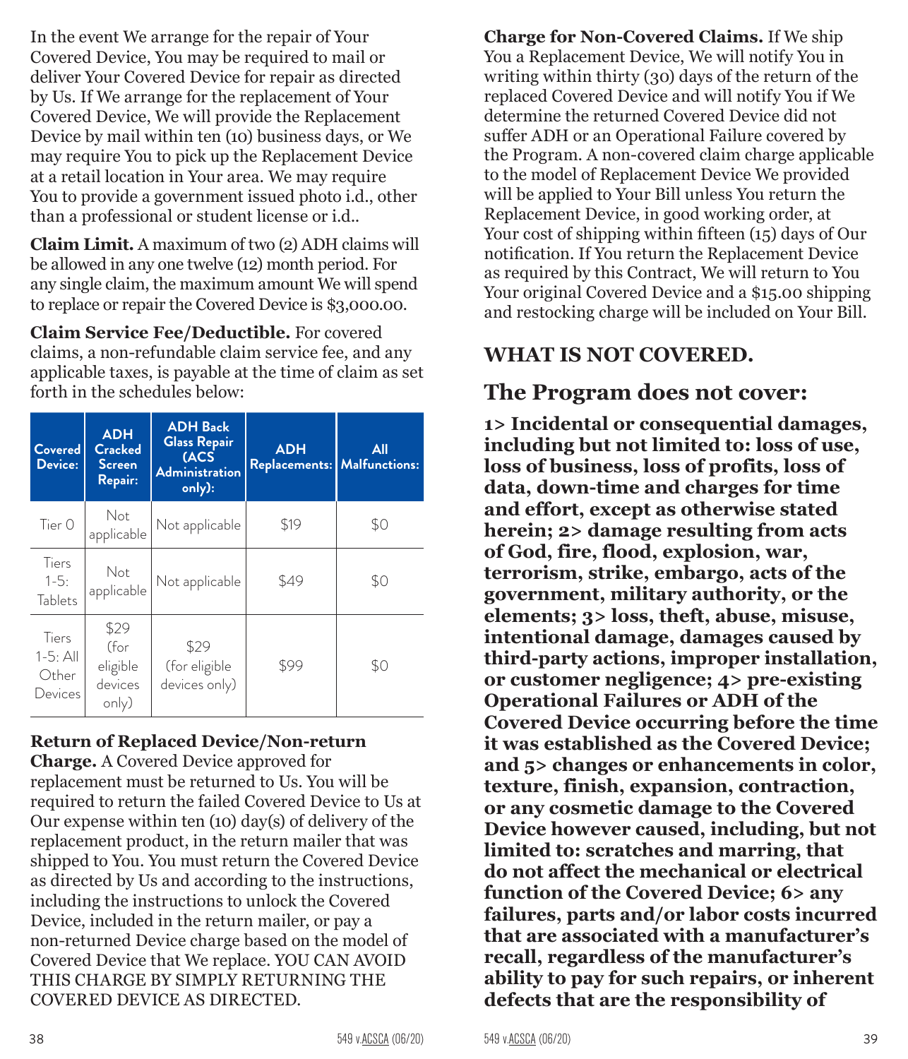In the event We arrange for the repair of Your Covered Device, You may be required to mail or deliver Your Covered Device for repair as directed by Us. If We arrange for the replacement of Your Covered Device, We will provide the Replacement Device by mail within ten (10) business days, or We may require You to pick up the Replacement Device at a retail location in Your area. We may require You to provide a government issued photo i.d., other than a professional or student license or i.d..

**Claim Limit.** A maximum of two (2) ADH claims will be allowed in any one twelve (12) month period. For any single claim, the maximum amount We will spend to replace or repair the Covered Device is $3,000.00.

**Claim Service Fee/Deductible.** For covered claims, a non-refundable claim service fee, and any applicable taxes, is payable at the time of claim as set forth in the schedules below:

| Covered Device: | ADH Cracked Screen Repair: | ADH Back Glass Repair (ACS Administration only): | ADH Replacements: | All Malfunctions: |
|---|---|---|---|---|
| Tier 0 | Not applicable | Not applicable | $19 | $0 |
| Tiers 1-5: Tablets | Not applicable | Not applicable | $49 | $0 |
| Tiers 1-5: All Other Devices | $29 (for eligible devices only) | $29 (for eligible devices only) | $99 | $0 |

**Return of Replaced Device/Non-return Charge.** A Covered Device approved for replacement must be returned to Us. You will be required to return the failed Covered Device to Us at Our expense within ten (10) day(s) of delivery of the replacement product, in the return mailer that was shipped to You. You must return the Covered Device as directed by Us and according to the instructions, including the instructions to unlock the Covered Device, included in the return mailer, or pay a non-returned Device charge based on the model of Covered Device that We replace. YOU CAN AVOID THIS CHARGE BY SIMPLY RETURNING THE COVERED DEVICE AS DIRECTED.

**Charge for Non-Covered Claims.** If We ship You a Replacement Device, We will notify You in writing within thirty (30) days of the return of the replaced Covered Device and will notify You if We determine the returned Covered Device did not suffer ADH or an Operational Failure covered by the Program. A non-covered claim charge applicable to the model of Replacement Device We provided will be applied to Your Bill unless You return the Replacement Device, in good working order, at Your cost of shipping within fifteen (15) days of Our notification. If You return the Replacement Device as required by this Contract, We will return to You Your original Covered Device and a $15.00 shipping and restocking charge will be included on Your Bill.

## WHAT IS NOT COVERED.

## The Program does not cover:

**1> Incidental or consequential damages, including but not limited to: loss of use, loss of business, loss of profits, loss of data, down-time and charges for time and effort, except as otherwise stated herein; 2> damage resulting from acts of God, fire, flood, explosion, war, terrorism, strike, embargo, acts of the government, military authority, or the elements; 3> loss, theft, abuse, misuse, intentional damage, damages caused by third-party actions, improper installation, or customer negligence; 4> pre-existing Operational Failures or ADH of the Covered Device occurring before the time it was established as the Covered Device; and 5> changes or enhancements in color, texture, finish, expansion, contraction, or any cosmetic damage to the Covered Device however caused, including, but not limited to: scratches and marring, that do not affect the mechanical or electrical function of the Covered Device; 6> any failures, parts and/or labor costs incurred that are associated with a manufacturer's recall, regardless of the manufacturer's ability to pay for such repairs, or inherent defects that are the responsibility of**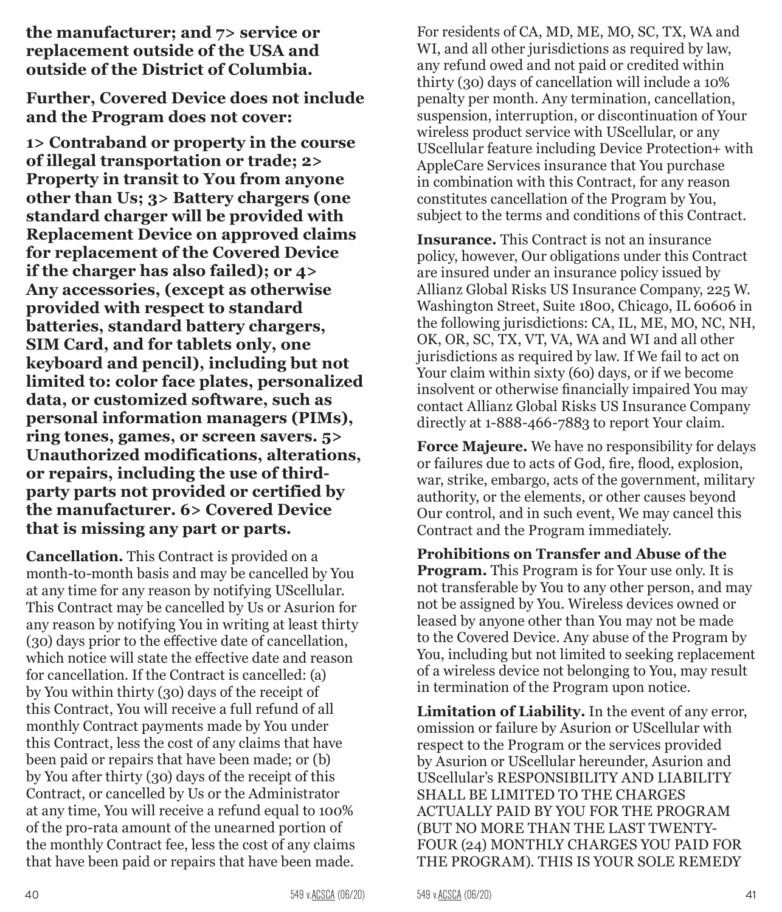**the manufacturer; and 7> service or replacement outside of the USA and outside of the District of Columbia.**

**Further, Covered Device does not include and the Program does not cover:**

**1> Contraband or property in the course of illegal transportation or trade; 2> Property in transit to You from anyone other than Us; 3> Battery chargers (one standard charger will be provided with Replacement Device on approved claims for replacement of the Covered Device if the charger has also failed); or 4> Any accessories, (except as otherwise provided with respect to standard batteries, standard battery chargers, SIM Card, and for tablets only, one keyboard and pencil), including but not limited to: color face plates, personalized data, or customized software, such as personal information managers (PIMs), ring tones, games, or screen savers. 5> Unauthorized modifications, alterations, or repairs, including the use of third-party parts not provided or certified by the manufacturer. 6> Covered Device that is missing any part or parts.**

**Cancellation.** This Contract is provided on a month-to-month basis and may be cancelled by You at any time for any reason by notifying UScellular. This Contract may be cancelled by Us or Asurion for any reason by notifying You in writing at least thirty (30) days prior to the effective date of cancellation, which notice will state the effective date and reason for cancellation. If the Contract is cancelled: (a) by You within thirty (30) days of the receipt of this Contract, You will receive a full refund of all monthly Contract payments made by You under this Contract, less the cost of any claims that have been paid or repairs that have been made; or (b) by You after thirty (30) days of the receipt of this Contract, or cancelled by Us or the Administrator at any time, You will receive a refund equal to 100% of the pro-rata amount of the unearned portion of the monthly Contract fee, less the cost of any claims that have been paid or repairs that have been made.

For residents of CA, MD, ME, MO, SC, TX, WA and WI, and all other jurisdictions as required by law, any refund owed and not paid or credited within thirty (30) days of cancellation will include a 10% penalty per month. Any termination, cancellation, suspension, interruption, or discontinuation of Your wireless product service with UScellular, or any UScellular feature including Device Protection+ with AppleCare Services insurance that You purchase in combination with this Contract, for any reason constitutes cancellation of the Program by You, subject to the terms and conditions of this Contract.

**Insurance.** This Contract is not an insurance policy, however, Our obligations under this Contract are insured under an insurance policy issued by Allianz Global Risks US Insurance Company, 225 W. Washington Street, Suite 1800, Chicago, IL 60606 in the following jurisdictions: CA, IL, ME, MO, NC, NH, OK, OR, SC, TX, VT, VA, WA and WI and all other jurisdictions as required by law. If We fail to act on Your claim within sixty (60) days, or if we become insolvent or otherwise financially impaired You may contact Allianz Global Risks US Insurance Company directly at 1-888-466-7883 to report Your claim.

**Force Majeure.** We have no responsibility for delays or failures due to acts of God, fire, flood, explosion, war, strike, embargo, acts of the government, military authority, or the elements, or other causes beyond Our control, and in such event, We may cancel this Contract and the Program immediately.

**Prohibitions on Transfer and Abuse of the Program.** This Program is for Your use only. It is not transferable by You to any other person, and may not be assigned by You. Wireless devices owned or leased by anyone other than You may not be made to the Covered Device. Any abuse of the Program by You, including but not limited to seeking replacement of a wireless device not belonging to You, may result in termination of the Program upon notice.

**Limitation of Liability.** In the event of any error, omission or failure by Asurion or UScellular with respect to the Program or the services provided by Asurion or UScellular hereunder, Asurion and UScellular's RESPONSIBILITY AND LIABILITY SHALL BE LIMITED TO THE CHARGES ACTUALLY PAID BY YOU FOR THE PROGRAM (BUT NO MORE THAN THE LAST TWENTY-FOUR (24) MONTHLY CHARGES YOU PAID FOR THE PROGRAM). THIS IS YOUR SOLE REMEDY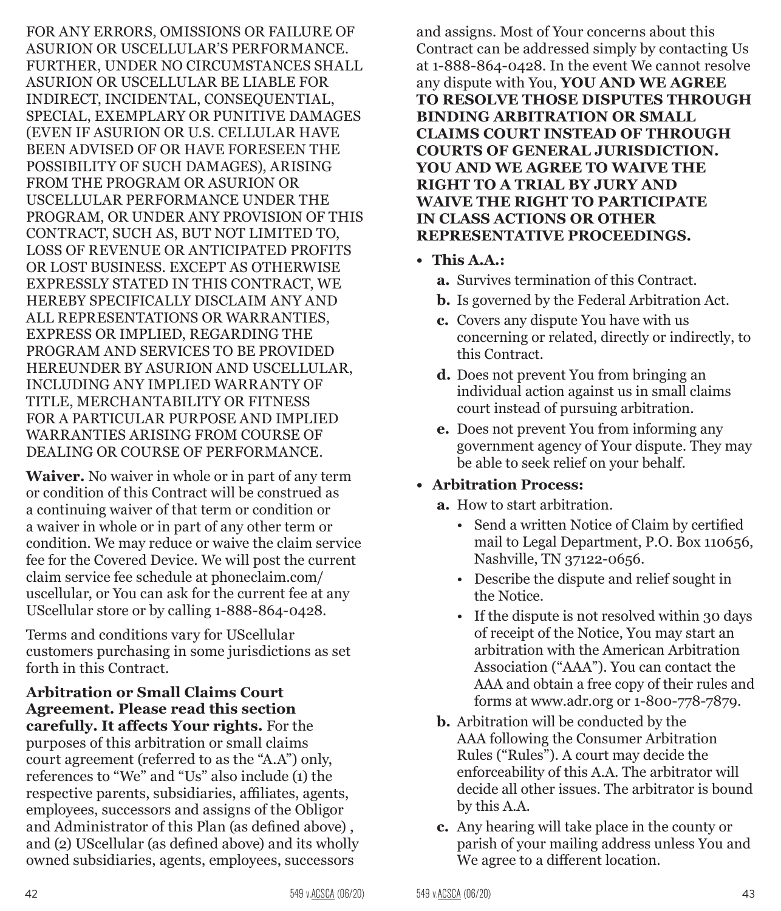FOR ANY ERRORS, OMISSIONS OR FAILURE OF ASURION OR USCELLULAR'S PERFORMANCE. FURTHER, UNDER NO CIRCUMSTANCES SHALL ASURION OR USCELLULAR BE LIABLE FOR INDIRECT, INCIDENTAL, CONSEQUENTIAL, SPECIAL, EXEMPLARY OR PUNITIVE DAMAGES (EVEN IF ASURION OR U.S. CELLULAR HAVE BEEN ADVISED OF OR HAVE FORESEEN THE POSSIBILITY OF SUCH DAMAGES), ARISING FROM THE PROGRAM OR ASURION OR USCELLULAR PERFORMANCE UNDER THE PROGRAM, OR UNDER ANY PROVISION OF THIS CONTRACT, SUCH AS, BUT NOT LIMITED TO, LOSS OF REVENUE OR ANTICIPATED PROFITS OR LOST BUSINESS. EXCEPT AS OTHERWISE EXPRESSLY STATED IN THIS CONTRACT, WE HEREBY SPECIFICALLY DISCLAIM ANY AND ALL REPRESENTATIONS OR WARRANTIES, EXPRESS OR IMPLIED, REGARDING THE PROGRAM AND SERVICES TO BE PROVIDED HEREUNDER BY ASURION AND USCELLULAR, INCLUDING ANY IMPLIED WARRANTY OF TITLE, MERCHANTABILITY OR FITNESS FOR A PARTICULAR PURPOSE AND IMPLIED WARRANTIES ARISING FROM COURSE OF DEALING OR COURSE OF PERFORMANCE.

**Waiver.** No waiver in whole or in part of any term or condition of this Contract will be construed as a continuing waiver of that term or condition or a waiver in whole or in part of any other term or condition. We may reduce or waive the claim service fee for the Covered Device. We will post the current claim service fee schedule at phoneclaim.com/uscellular, or You can ask for the current fee at any UScellular store or by calling 1-888-864-0428.

Terms and conditions vary for UScellular customers purchasing in some jurisdictions as set forth in this Contract.

**Arbitration or Small Claims Court Agreement. Please read this section carefully. It affects Your rights.** For the purposes of this arbitration or small claims court agreement (referred to as the "A.A") only, references to "We" and "Us" also include (1) the respective parents, subsidiaries, affiliates, agents, employees, successors and assigns of the Obligor and Administrator of this Plan (as defined above) , and (2) UScellular (as defined above) and its wholly owned subsidiaries, agents, employees, successors and assigns. Most of Your concerns about this Contract can be addressed simply by contacting Us at 1-888-864-0428. In the event We cannot resolve any dispute with You, **YOU AND WE AGREE TO RESOLVE THOSE DISPUTES THROUGH BINDING ARBITRATION OR SMALL CLAIMS COURT INSTEAD OF THROUGH COURTS OF GENERAL JURISDICTION. YOU AND WE AGREE TO WAIVE THE RIGHT TO A TRIAL BY JURY AND WAIVE THE RIGHT TO PARTICIPATE IN CLASS ACTIONS OR OTHER REPRESENTATIVE PROCEEDINGS.**

- **This A.A.:**
  - **a.** Survives termination of this Contract.
  - **b.** Is governed by the Federal Arbitration Act.
  - **c.** Covers any dispute You have with us concerning or related, directly or indirectly, to this Contract.
  - **d.** Does not prevent You from bringing an individual action against us in small claims court instead of pursuing arbitration.
  - **e.** Does not prevent You from informing any government agency of Your dispute. They may be able to seek relief on your behalf.
- **Arbitration Process:**
  - **a.** How to start arbitration.
    - Send a written Notice of Claim by certified mail to Legal Department, P.O. Box 110656, Nashville, TN 37122-0656.
    - Describe the dispute and relief sought in the Notice.
    - If the dispute is not resolved within 30 days of receipt of the Notice, You may start an arbitration with the American Arbitration Association ("AAA"). You can contact the AAA and obtain a free copy of their rules and forms at www.adr.org or 1-800-778-7879.
  - **b.** Arbitration will be conducted by the AAA following the Consumer Arbitration Rules ("Rules"). A court may decide the enforceability of this A.A. The arbitrator will decide all other issues. The arbitrator is bound by this A.A.
  - **c.** Any hearing will take place in the county or parish of your mailing address unless You and We agree to a different location.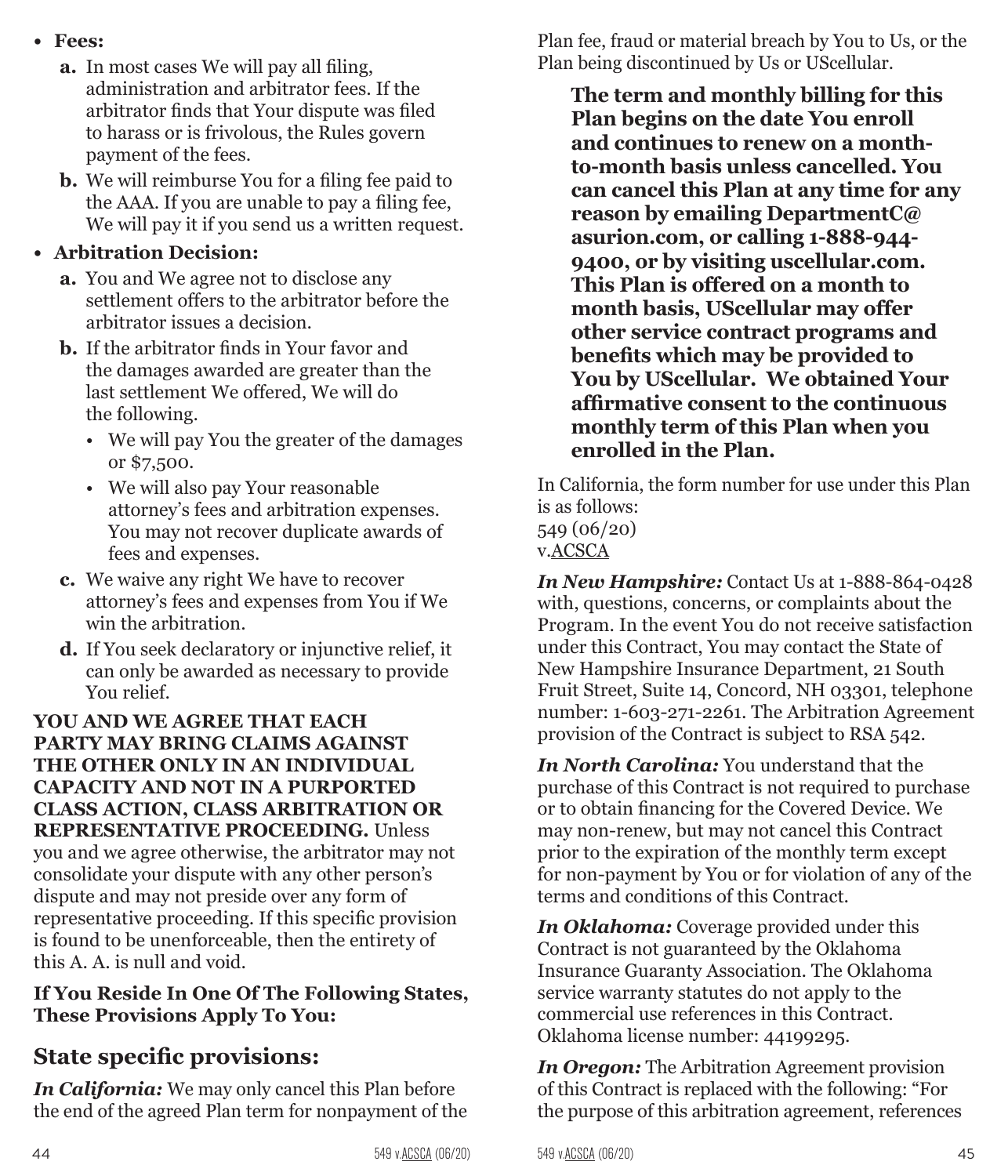- **Fees:**
  - **a.** In most cases We will pay all filing, administration and arbitrator fees. If the arbitrator finds that Your dispute was filed to harass or is frivolous, the Rules govern payment of the fees.
  - **b.** We will reimburse You for a filing fee paid to the AAA. If you are unable to pay a filing fee, We will pay it if you send us a written request.
- **Arbitration Decision:**
  - **a.** You and We agree not to disclose any settlement offers to the arbitrator before the arbitrator issues a decision.
  - **b.** If the arbitrator finds in Your favor and the damages awarded are greater than the last settlement We offered, We will do the following.
    - We will pay You the greater of the damages or $7,500.
    - We will also pay Your reasonable attorney's fees and arbitration expenses. You may not recover duplicate awards of fees and expenses.
  - **c.** We waive any right We have to recover attorney's fees and expenses from You if We win the arbitration.
  - **d.** If You seek declaratory or injunctive relief, it can only be awarded as necessary to provide You relief.

**YOU AND WE AGREE THAT EACH PARTY MAY BRING CLAIMS AGAINST THE OTHER ONLY IN AN INDIVIDUAL CAPACITY AND NOT IN A PURPORTED CLASS ACTION, CLASS ARBITRATION OR REPRESENTATIVE PROCEEDING.** Unless you and we agree otherwise, the arbitrator may not consolidate your dispute with any other person's dispute and may not preside over any form of representative proceeding. If this specific provision is found to be unenforceable, then the entirety of this A. A. is null and void.

**If You Reside In One Of The Following States, These Provisions Apply To You:**

## State specific provisions:

***In California:*** We may only cancel this Plan before the end of the agreed Plan term for nonpayment of the Plan fee, fraud or material breach by You to Us, or the Plan being discontinued by Us or UScellular.

**The term and monthly billing for this Plan begins on the date You enroll and continues to renew on a month-to-month basis unless cancelled. You can cancel this Plan at any time for any reason by emailing DepartmentC@asurion.com, or calling 1-888-944-9400, or by visiting uscellular.com. This Plan is offered on a month to month basis, UScellular may offer other service contract programs and benefits which may be provided to You by UScellular. We obtained Your affirmative consent to the continuous monthly term of this Plan when you enrolled in the Plan.**

In California, the form number for use under this Plan is as follows:
549 (06/20)
v.ACSCA

***In New Hampshire:*** Contact Us at 1-888-864-0428 with, questions, concerns, or complaints about the Program. In the event You do not receive satisfaction under this Contract, You may contact the State of New Hampshire Insurance Department, 21 South Fruit Street, Suite 14, Concord, NH 03301, telephone number: 1-603-271-2261. The Arbitration Agreement provision of the Contract is subject to RSA 542.

***In North Carolina:*** You understand that the purchase of this Contract is not required to purchase or to obtain financing for the Covered Device. We may non-renew, but may not cancel this Contract prior to the expiration of the monthly term except for non-payment by You or for violation of any of the terms and conditions of this Contract.

***In Oklahoma:*** Coverage provided under this Contract is not guaranteed by the Oklahoma Insurance Guaranty Association. The Oklahoma service warranty statutes do not apply to the commercial use references in this Contract. Oklahoma license number: 44199295.

***In Oregon:*** The Arbitration Agreement provision of this Contract is replaced with the following: "For the purpose of this arbitration agreement, references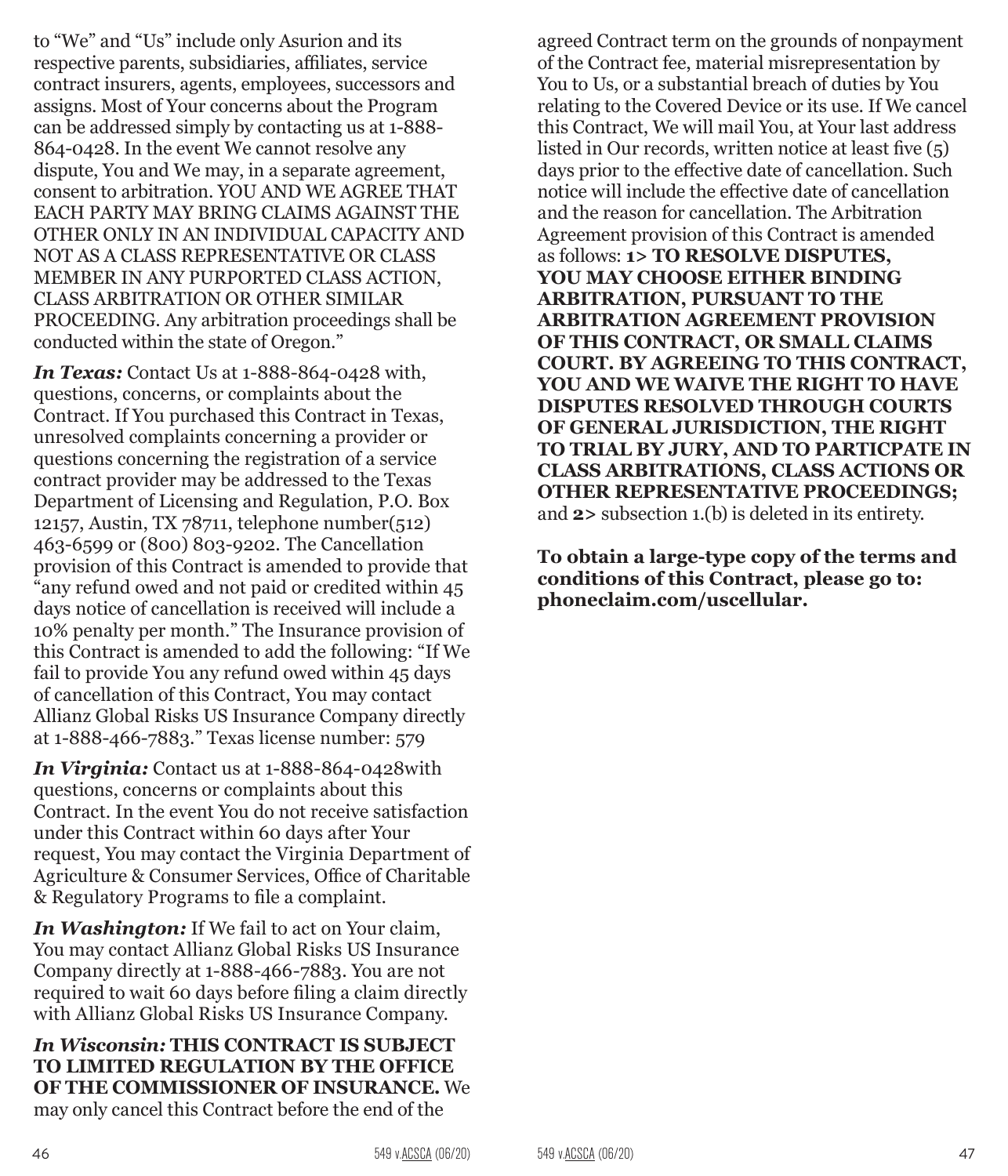to "We" and "Us" include only Asurion and its respective parents, subsidiaries, affiliates, service contract insurers, agents, employees, successors and assigns. Most of Your concerns about the Program can be addressed simply by contacting us at 1-888-864-0428. In the event We cannot resolve any dispute, You and We may, in a separate agreement, consent to arbitration. YOU AND WE AGREE THAT EACH PARTY MAY BRING CLAIMS AGAINST THE OTHER ONLY IN AN INDIVIDUAL CAPACITY AND NOT AS A CLASS REPRESENTATIVE OR CLASS MEMBER IN ANY PURPORTED CLASS ACTION, CLASS ARBITRATION OR OTHER SIMILAR PROCEEDING. Any arbitration proceedings shall be conducted within the state of Oregon."

***In Texas:*** Contact Us at 1-888-864-0428 with, questions, concerns, or complaints about the Contract. If You purchased this Contract in Texas, unresolved complaints concerning a provider or questions concerning the registration of a service contract provider may be addressed to the Texas Department of Licensing and Regulation, P.O. Box 12157, Austin, TX 78711, telephone number(512) 463-6599 or (800) 803-9202. The Cancellation provision of this Contract is amended to provide that "any refund owed and not paid or credited within 45 days notice of cancellation is received will include a 10% penalty per month." The Insurance provision of this Contract is amended to add the following: "If We fail to provide You any refund owed within 45 days of cancellation of this Contract, You may contact Allianz Global Risks US Insurance Company directly at 1-888-466-7883." Texas license number: 579

***In Virginia:*** Contact us at 1-888-864-0428with questions, concerns or complaints about this Contract. In the event You do not receive satisfaction under this Contract within 60 days after Your request, You may contact the Virginia Department of Agriculture & Consumer Services, Office of Charitable & Regulatory Programs to file a complaint.

***In Washington:*** If We fail to act on Your claim, You may contact Allianz Global Risks US Insurance Company directly at 1-888-466-7883. You are not required to wait 60 days before filing a claim directly with Allianz Global Risks US Insurance Company.

***In Wisconsin:*** **THIS CONTRACT IS SUBJECT TO LIMITED REGULATION BY THE OFFICE OF THE COMMISSIONER OF INSURANCE.** We may only cancel this Contract before the end of the agreed Contract term on the grounds of nonpayment of the Contract fee, material misrepresentation by You to Us, or a substantial breach of duties by You relating to the Covered Device or its use. If We cancel this Contract, We will mail You, at Your last address listed in Our records, written notice at least five (5) days prior to the effective date of cancellation. Such notice will include the effective date of cancellation and the reason for cancellation. The Arbitration Agreement provision of this Contract is amended as follows: **1> TO RESOLVE DISPUTES, YOU MAY CHOOSE EITHER BINDING ARBITRATION, PURSUANT TO THE ARBITRATION AGREEMENT PROVISION OF THIS CONTRACT, OR SMALL CLAIMS COURT. BY AGREEING TO THIS CONTRACT, YOU AND WE WAIVE THE RIGHT TO HAVE DISPUTES RESOLVED THROUGH COURTS OF GENERAL JURISDICTION, THE RIGHT TO TRIAL BY JURY, AND TO PARTICPATE IN CLASS ARBITRATIONS, CLASS ACTIONS OR OTHER REPRESENTATIVE PROCEEDINGS;** and **2>** subsection 1.(b) is deleted in its entirety.

**To obtain a large-type copy of the terms and conditions of this Contract, please go to: phoneclaim.com/uscellular.**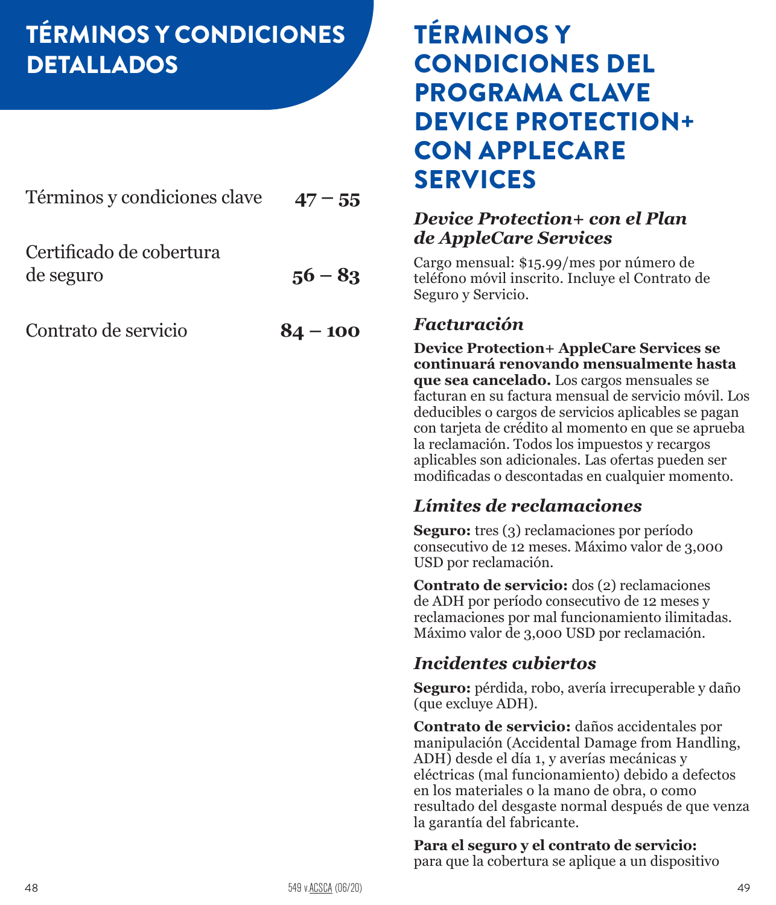# TÉRMINOS Y CONDICIONES DETALLADOS

| | |
|---|---|
| Términos y condiciones clave | **47 – 55** |
| Certificado de cobertura de seguro | **56 – 83** |
| Contrato de servicio | **84 – 100** |

# TÉRMINOS Y CONDICIONES DEL PROGRAMA CLAVE DEVICE PROTECTION+ CON APPLECARE SERVICES

### *Device Protection+ con el Plan de AppleCare Services*

Cargo mensual: $15.99/mes por número de teléfono móvil inscrito. Incluye el Contrato de Seguro y Servicio.

### *Facturación*

**Device Protection+ AppleCare Services se continuará renovando mensualmente hasta que sea cancelado.** Los cargos mensuales se facturan en su factura mensual de servicio móvil. Los deducibles o cargos de servicios aplicables se pagan con tarjeta de crédito al momento en que se aprueba la reclamación. Todos los impuestos y recargos aplicables son adicionales. Las ofertas pueden ser modificadas o descontadas en cualquier momento.

### *Límites de reclamaciones*

**Seguro:** tres (3) reclamaciones por período consecutivo de 12 meses. Máximo valor de 3,000 USD por reclamación.

**Contrato de servicio:** dos (2) reclamaciones de ADH por período consecutivo de 12 meses y reclamaciones por mal funcionamiento ilimitadas. Máximo valor de 3,000 USD por reclamación.

### *Incidentes cubiertos*

**Seguro:** pérdida, robo, avería irrecuperable y daño (que excluye ADH).

**Contrato de servicio:** daños accidentales por manipulación (Accidental Damage from Handling, ADH) desde el día 1, y averías mecánicas y eléctricas (mal funcionamiento) debido a defectos en los materiales o la mano de obra, o como resultado del desgaste normal después de que venza la garantía del fabricante.

**Para el seguro y el contrato de servicio:** para que la cobertura se aplique a un dispositivo

549 v.ACSCA (06/20)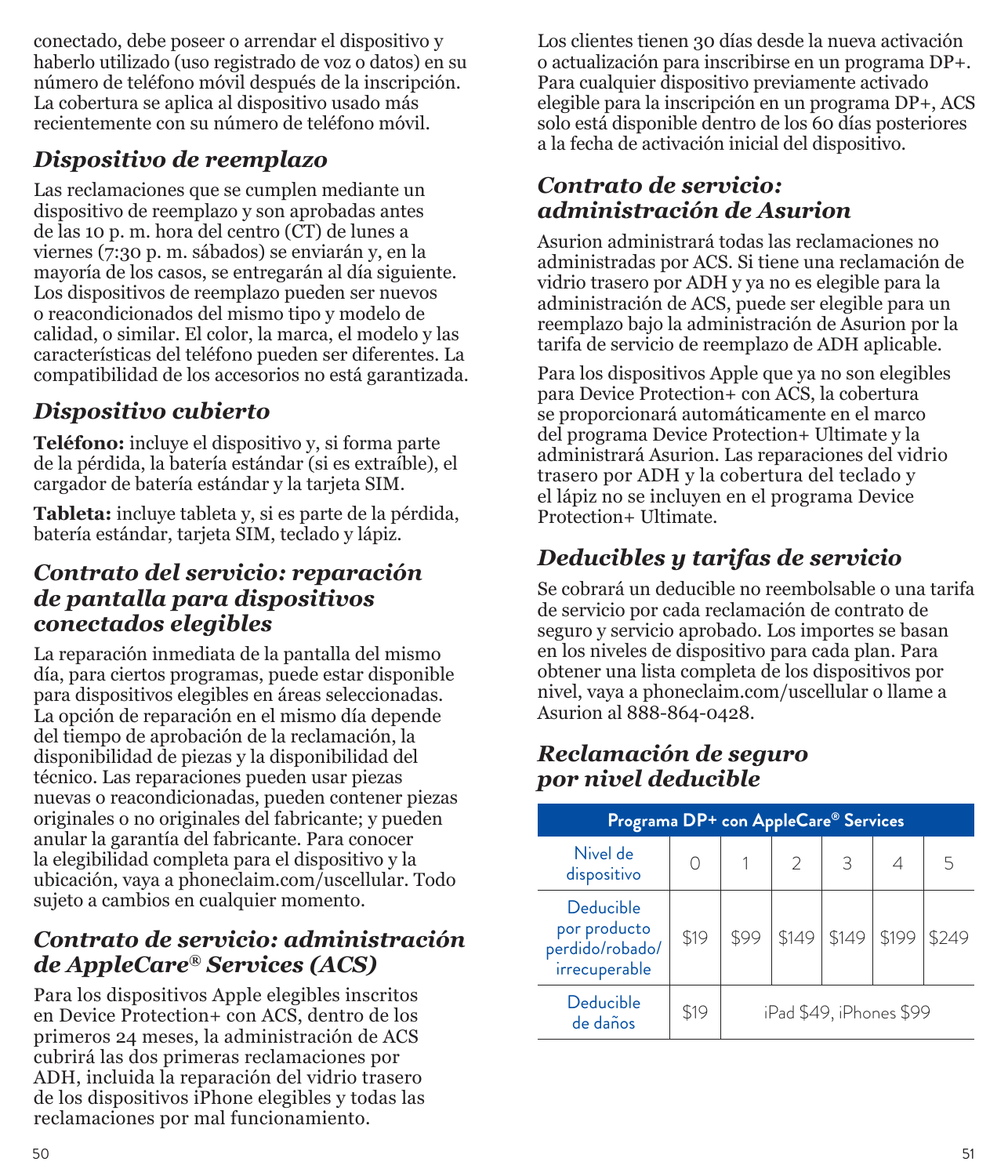conectado, debe poseer o arrendar el dispositivo y haberlo utilizado (uso registrado de voz o datos) en su número de teléfono móvil después de la inscripción. La cobertura se aplica al dispositivo usado más recientemente con su número de teléfono móvil.

## *Dispositivo de reemplazo*

Las reclamaciones que se cumplen mediante un dispositivo de reemplazo y son aprobadas antes de las 10 p. m. hora del centro (CT) de lunes a viernes (7:30 p. m. sábados) se enviarán y, en la mayoría de los casos, se entregarán al día siguiente. Los dispositivos de reemplazo pueden ser nuevos o reacondicionados del mismo tipo y modelo de calidad, o similar. El color, la marca, el modelo y las características del teléfono pueden ser diferentes. La compatibilidad de los accesorios no está garantizada.

## *Dispositivo cubierto*

**Teléfono:** incluye el dispositivo y, si forma parte de la pérdida, la batería estándar (si es extraíble), el cargador de batería estándar y la tarjeta SIM.

**Tableta:** incluye tableta y, si es parte de la pérdida, batería estándar, tarjeta SIM, teclado y lápiz.

## *Contrato del servicio: reparación de pantalla para dispositivos conectados elegibles*

La reparación inmediata de la pantalla del mismo día, para ciertos programas, puede estar disponible para dispositivos elegibles en áreas seleccionadas. La opción de reparación en el mismo día depende del tiempo de aprobación de la reclamación, la disponibilidad de piezas y la disponibilidad del técnico. Las reparaciones pueden usar piezas nuevas o reacondicionadas, pueden contener piezas originales o no originales del fabricante; y pueden anular la garantía del fabricante. Para conocer la elegibilidad completa para el dispositivo y la ubicación, vaya a phoneclaim.com/uscellular. Todo sujeto a cambios en cualquier momento.

## *Contrato de servicio: administración de AppleCare® Services (ACS)*

Para los dispositivos Apple elegibles inscritos en Device Protection+ con ACS, dentro de los primeros 24 meses, la administración de ACS cubrirá las dos primeras reclamaciones por ADH, incluida la reparación del vidrio trasero de los dispositivos iPhone elegibles y todas las reclamaciones por mal funcionamiento.

Los clientes tienen 30 días desde la nueva activación o actualización para inscribirse en un programa DP+. Para cualquier dispositivo previamente activado elegible para la inscripción en un programa DP+, ACS solo está disponible dentro de los 60 días posteriores a la fecha de activación inicial del dispositivo.

## *Contrato de servicio: administración de Asurion*

Asurion administrará todas las reclamaciones no administradas por ACS. Si tiene una reclamación de vidrio trasero por ADH y ya no es elegible para la administración de ACS, puede ser elegible para un reemplazo bajo la administración de Asurion por la tarifa de servicio de reemplazo de ADH aplicable.

Para los dispositivos Apple que ya no son elegibles para Device Protection+ con ACS, la cobertura se proporcionará automáticamente en el marco del programa Device Protection+ Ultimate y la administrará Asurion. Las reparaciones del vidrio trasero por ADH y la cobertura del teclado y el lápiz no se incluyen en el programa Device Protection+ Ultimate.

## *Deducibles y tarifas de servicio*

Se cobrará un deducible no reembolsable o una tarifa de servicio por cada reclamación de contrato de seguro y servicio aprobado. Los importes se basan en los niveles de dispositivo para cada plan. Para obtener una lista completa de los dispositivos por nivel, vaya a phoneclaim.com/uscellular o llame a Asurion al 888-864-0428.

## *Reclamación de seguro por nivel deducible*

| Programa DP+ con AppleCare® Services | | | | | | |
|---|---|---|---|---|---|---|
| Nivel de dispositivo | 0 | 1 | 2 | 3 | 4 | 5 |
| Deducible por producto perdido/robado/ irrecuperable | $19 | $99 | $149 | $149 | $199 | $249 |
| Deducible de daños | $19 | iPad $49, iPhones $99 | | | | |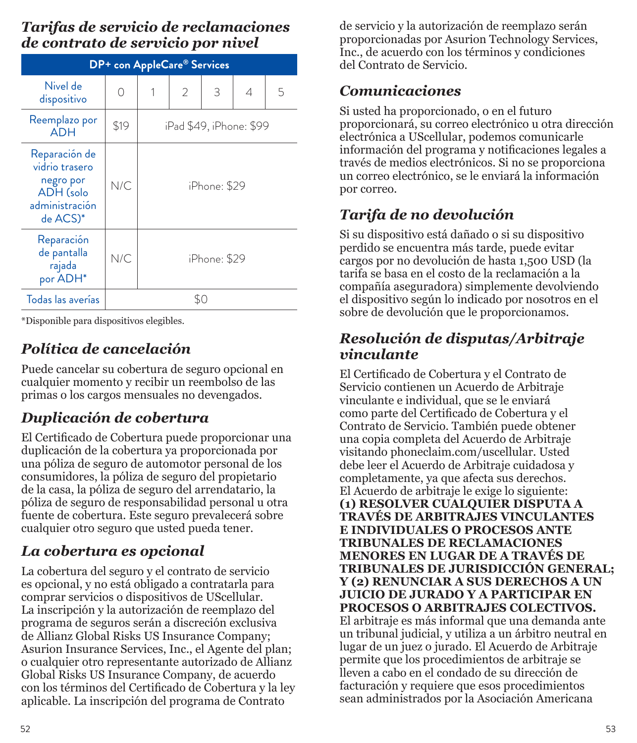## *Tarifas de servicio de reclamaciones de contrato de servicio por nivel*

| DP+ con AppleCare® Services | | | | | | |
|---|---|---|---|---|---|---|
| Nivel de dispositivo | 0 | 1 | 2 | 3 | 4 | 5 |
| Reemplazo por ADH | $19 | iPad $49, iPhone: $99 | | | | |
| Reparación de vidrio trasero negro por ADH (solo administración de ACS)* | N/C | iPhone: $29 | | | | |
| Reparación de pantalla rajada por ADH* | N/C | iPhone: $29 | | | | |
| Todas las averías | $0 | | | | | |

*Disponible para dispositivos elegibles.

## *Política de cancelación*

Puede cancelar su cobertura de seguro opcional en cualquier momento y recibir un reembolso de las primas o los cargos mensuales no devengados.

## *Duplicación de cobertura*

El Certificado de Cobertura puede proporcionar una duplicación de la cobertura ya proporcionada por una póliza de seguro de automotor personal de los consumidores, la póliza de seguro del propietario de la casa, la póliza de seguro del arrendatario, la póliza de seguro de responsabilidad personal u otra fuente de cobertura. Este seguro prevalecerá sobre cualquier otro seguro que usted pueda tener.

## *La cobertura es opcional*

La cobertura del seguro y el contrato de servicio es opcional, y no está obligado a contratarla para comprar servicios o dispositivos de UScellular. La inscripción y la autorización de reemplazo del programa de seguros serán a discreción exclusiva de Allianz Global Risks US Insurance Company; Asurion Insurance Services, Inc., el Agente del plan; o cualquier otro representante autorizado de Allianz Global Risks US Insurance Company, de acuerdo con los términos del Certificado de Cobertura y la ley aplicable. La inscripción del programa de Contrato de servicio y la autorización de reemplazo serán proporcionadas por Asurion Technology Services, Inc., de acuerdo con los términos y condiciones del Contrato de Servicio.

## *Comunicaciones*

Si usted ha proporcionado, o en el futuro proporcionará, su correo electrónico u otra dirección electrónica a UScellular, podemos comunicarle información del programa y notificaciones legales a través de medios electrónicos. Si no se proporciona un correo electrónico, se le enviará la información por correo.

## *Tarifa de no devolución*

Si su dispositivo está dañado o si su dispositivo perdido se encuentra más tarde, puede evitar cargos por no devolución de hasta 1,500 USD (la tarifa se basa en el costo de la reclamación a la compañía aseguradora) simplemente devolviendo el dispositivo según lo indicado por nosotros en el sobre de devolución que le proporcionamos.

## *Resolución de disputas/Arbitraje vinculante*

El Certificado de Cobertura y el Contrato de Servicio contienen un Acuerdo de Arbitraje vinculante e individual, que se le enviará como parte del Certificado de Cobertura y el Contrato de Servicio. También puede obtener una copia completa del Acuerdo de Arbitraje visitando phoneclaim.com/uscellular. Usted debe leer el Acuerdo de Arbitraje cuidadosa y completamente, ya que afecta sus derechos. El Acuerdo de arbitraje le exige lo siguiente: **(1) RESOLVER CUALQUIER DISPUTA A TRAVÉS DE ARBITRAJES VINCULANTES E INDIVIDUALES O PROCESOS ANTE TRIBUNALES DE RECLAMACIONES MENORES EN LUGAR DE A TRAVÉS DE TRIBUNALES DE JURISDICCIÓN GENERAL; Y (2) RENUNCIAR A SUS DERECHOS A UN JUICIO DE JURADO Y A PARTICIPAR EN PROCESOS O ARBITRAJES COLECTIVOS.** El arbitraje es más informal que una demanda ante un tribunal judicial, y utiliza a un árbitro neutral en lugar de un juez o jurado. El Acuerdo de Arbitraje permite que los procedimientos de arbitraje se lleven a cabo en el condado de su dirección de facturación y requiere que esos procedimientos sean administrados por la Asociación Americana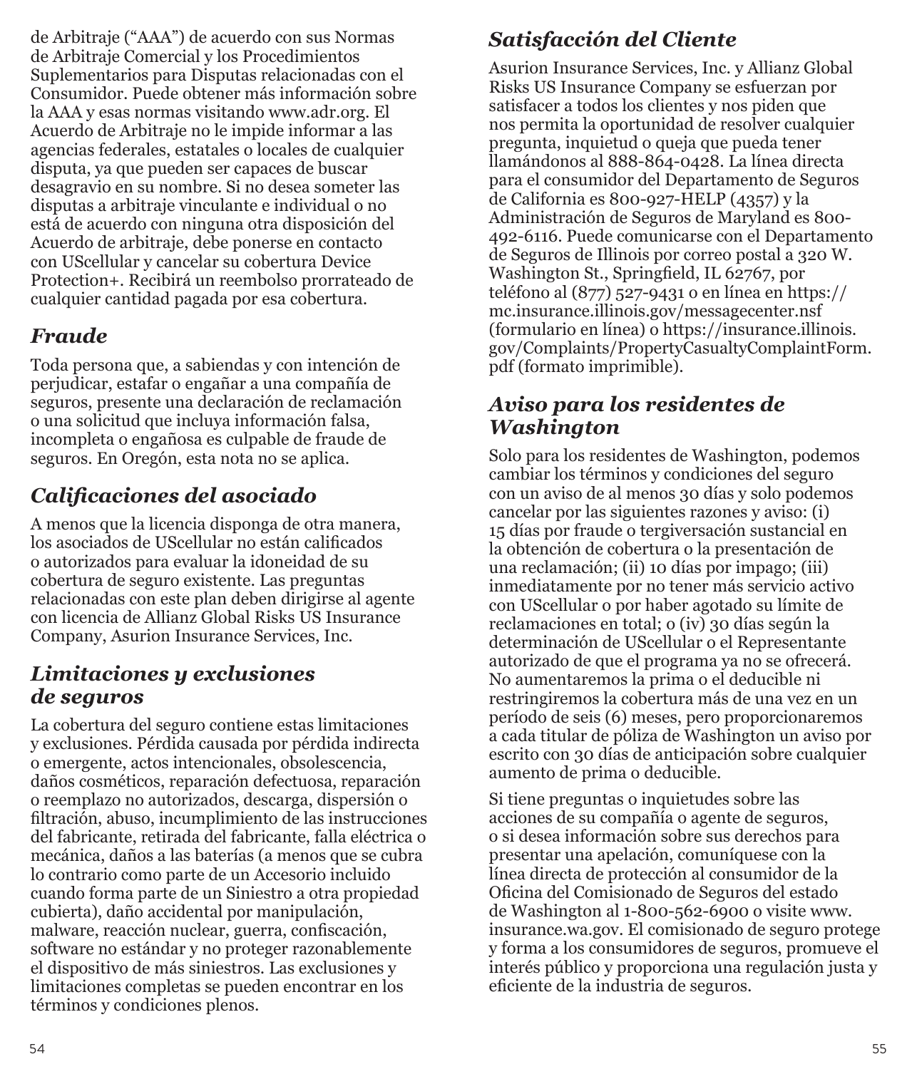de Arbitraje (“AAA”) de acuerdo con sus Normas de Arbitraje Comercial y los Procedimientos Suplementarios para Disputas relacionadas con el Consumidor. Puede obtener más información sobre la AAA y esas normas visitando www.adr.org. El Acuerdo de Arbitraje no le impide informar a las agencias federales, estatales o locales de cualquier disputa, ya que pueden ser capaces de buscar desagravio en su nombre. Si no desea someter las disputas a arbitraje vinculante e individual o no está de acuerdo con ninguna otra disposición del Acuerdo de arbitraje, debe ponerse en contacto con UScellular y cancelar su cobertura Device Protection+. Recibirá un reembolso prorrateado de cualquier cantidad pagada por esa cobertura.

## *Fraude*

Toda persona que, a sabiendas y con intención de perjudicar, estafar o engañar a una compañía de seguros, presente una declaración de reclamación o una solicitud que incluya información falsa, incompleta o engañosa es culpable de fraude de seguros. En Oregón, esta nota no se aplica.

## *Calificaciones del asociado*

A menos que la licencia disponga de otra manera, los asociados de UScellular no están calificados o autorizados para evaluar la idoneidad de su cobertura de seguro existente. Las preguntas relacionadas con este plan deben dirigirse al agente con licencia de Allianz Global Risks US Insurance Company, Asurion Insurance Services, Inc.

## *Limitaciones y exclusiones de seguros*

La cobertura del seguro contiene estas limitaciones y exclusiones. Pérdida causada por pérdida indirecta o emergente, actos intencionales, obsolescencia, daños cosméticos, reparación defectuosa, reparación o reemplazo no autorizados, descarga, dispersión o filtración, abuso, incumplimiento de las instrucciones del fabricante, retirada del fabricante, falla eléctrica o mecánica, daños a las baterías (a menos que se cubra lo contrario como parte de un Accesorio incluido cuando forma parte de un Siniestro a otra propiedad cubierta), daño accidental por manipulación, malware, reacción nuclear, guerra, confiscación, software no estándar y no proteger razonablemente el dispositivo de más siniestros. Las exclusiones y limitaciones completas se pueden encontrar en los términos y condiciones plenos.

## *Satisfacción del Cliente*

Asurion Insurance Services, Inc. y Allianz Global Risks US Insurance Company se esfuerzan por satisfacer a todos los clientes y nos piden que nos permita la oportunidad de resolver cualquier pregunta, inquietud o queja que pueda tener llamándonos al 888-864-0428. La línea directa para el consumidor del Departamento de Seguros de California es 800-927-HELP (4357) y la Administración de Seguros de Maryland es 800-492-6116. Puede comunicarse con el Departamento de Seguros de Illinois por correo postal a 320 W. Washington St., Springfield, IL 62767, por teléfono al (877) 527-9431 o en línea en https://mc.insurance.illinois.gov/messagecenter.nsf (formulario en línea) o https://insurance.illinois.gov/Complaints/PropertyCasualtyComplaintForm.pdf (formato imprimible).

## *Aviso para los residentes de Washington*

Solo para los residentes de Washington, podemos cambiar los términos y condiciones del seguro con un aviso de al menos 30 días y solo podemos cancelar por las siguientes razones y aviso: (i) 15 días por fraude o tergiversación sustancial en la obtención de cobertura o la presentación de una reclamación; (ii) 10 días por impago; (iii) inmediatamente por no tener más servicio activo con UScellular o por haber agotado su límite de reclamaciones en total; o (iv) 30 días según la determinación de UScellular o el Representante autorizado de que el programa ya no se ofrecerá. No aumentaremos la prima o el deducible ni restringiremos la cobertura más de una vez en un período de seis (6) meses, pero proporcionaremos a cada titular de póliza de Washington un aviso por escrito con 30 días de anticipación sobre cualquier aumento de prima o deducible.

Si tiene preguntas o inquietudes sobre las acciones de su compañía o agente de seguros, o si desea información sobre sus derechos para presentar una apelación, comuníquese con la línea directa de protección al consumidor de la Oficina del Comisionado de Seguros del estado de Washington al 1-800-562-6900 o visite www.insurance.wa.gov. El comisionado de seguro protege y forma a los consumidores de seguros, promueve el interés público y proporciona una regulación justa y eficiente de la industria de seguros.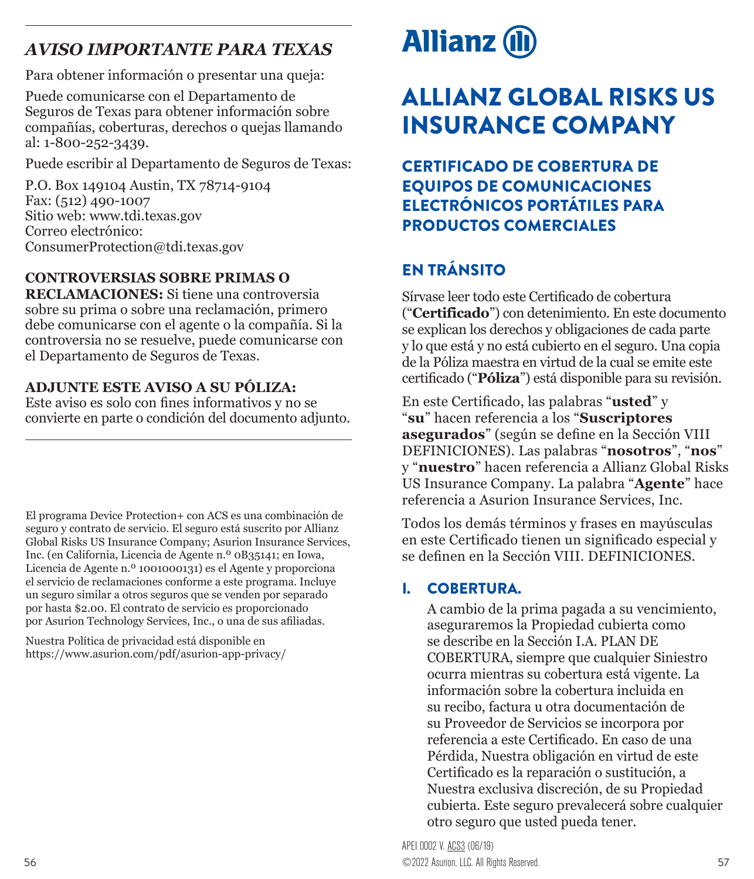## *AVISO IMPORTANTE PARA TEXAS*

Para obtener información o presentar una queja:

Puede comunicarse con el Departamento de Seguros de Texas para obtener información sobre compañías, coberturas, derechos o quejas llamando al: 1-800-252-3439.

Puede escribir al Departamento de Seguros de Texas:

P.O. Box 149104 Austin, TX 78714-9104
Fax: (512) 490-1007
Sitio web: www.tdi.texas.gov
Correo electrónico:
ConsumerProtection@tdi.texas.gov

**CONTROVERSIAS SOBRE PRIMAS O RECLAMACIONES:** Si tiene una controversia sobre su prima o sobre una reclamación, primero debe comunicarse con el agente o la compañía. Si la controversia no se resuelve, puede comunicarse con el Departamento de Seguros de Texas.

**ADJUNTE ESTE AVISO A SU PÓLIZA:**
Este aviso es solo con fines informativos y no se convierte en parte o condición del documento adjunto.

El programa Device Protection+ con ACS es una combinación de seguro y contrato de servicio. El seguro está suscrito por Allianz Global Risks US Insurance Company; Asurion Insurance Services, Inc. (en California, Licencia de Agente n.º 0B35141; en Iowa, Licencia de Agente n.º 1001000131) es el Agente y proporciona el servicio de reclamaciones conforme a este programa. Incluye un seguro similar a otros seguros que se venden por separado por hasta $2.00. El contrato de servicio es proporcionado por Asurion Technology Services, Inc., o una de sus afiliadas.

Nuestra Política de privacidad está disponible en https://www.asurion.com/pdf/asurion-app-privacy/

Allianz

# ALLIANZ GLOBAL RISKS US INSURANCE COMPANY

## CERTIFICADO DE COBERTURA DE EQUIPOS DE COMUNICACIONES ELECTRÓNICOS PORTÁTILES PARA PRODUCTOS COMERCIALES

## EN TRÁNSITO

Sírvase leer todo este Certificado de cobertura ("**Certificado**") con detenimiento. En este documento se explican los derechos y obligaciones de cada parte y lo que está y no está cubierto en el seguro. Una copia de la Póliza maestra en virtud de la cual se emite este certificado ("**Póliza**") está disponible para su revisión.

En este Certificado, las palabras "**usted**" y "**su**" hacen referencia a los "**Suscriptores asegurados**" (según se define en la Sección VIII DEFINICIONES). Las palabras "**nosotros**", "**nos**" y "**nuestro**" hacen referencia a Allianz Global Risks US Insurance Company. La palabra "**Agente**" hace referencia a Asurion Insurance Services, Inc.

Todos los demás términos y frases en mayúsculas en este Certificado tienen un significado especial y se definen en la Sección VIII. DEFINICIONES.

### I. COBERTURA.

A cambio de la prima pagada a su vencimiento, aseguraremos la Propiedad cubierta como se describe en la Sección I.A. PLAN DE COBERTURA, siempre que cualquier Siniestro ocurra mientras su cobertura está vigente. La información sobre la cobertura incluida en su recibo, factura u otra documentación de su Proveedor de Servicios se incorpora por referencia a este Certificado. En caso de una Pérdida, Nuestra obligación en virtud de este Certificado es la reparación o sustitución, a Nuestra exclusiva discreción, de su Propiedad cubierta. Este seguro prevalecerá sobre cualquier otro seguro que usted pueda tener.

APEI 0002 V. ACS3 (06/19)
©2022 Asurion, LLC. All Rights Reserved.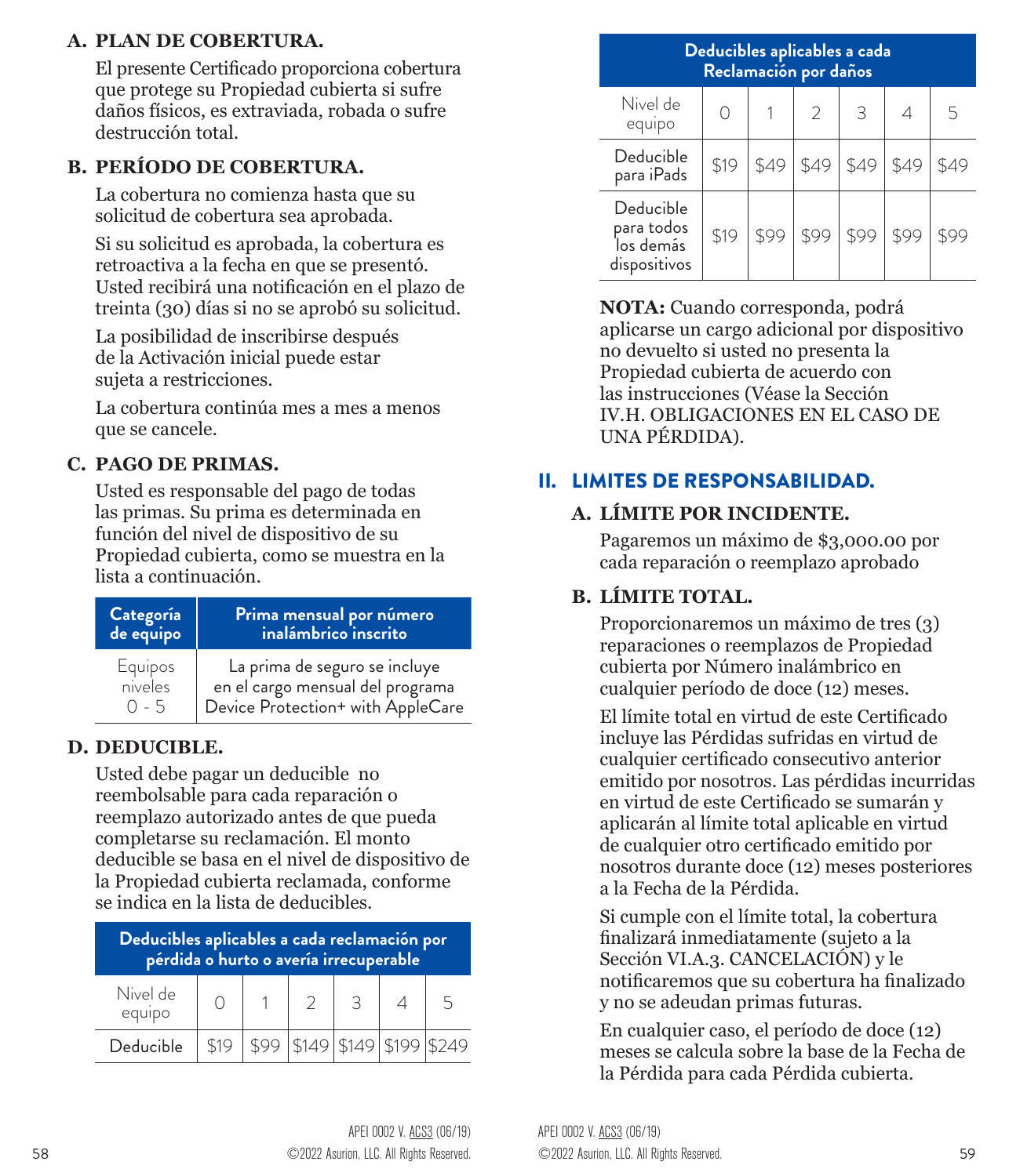### A. PLAN DE COBERTURA.

El presente Certificado proporciona cobertura que protege su Propiedad cubierta si sufre daños físicos, es extraviada, robada o sufre destrucción total.

### B. PERÍODO DE COBERTURA.

La cobertura no comienza hasta que su solicitud de cobertura sea aprobada.

Si su solicitud es aprobada, la cobertura es retroactiva a la fecha en que se presentó. Usted recibirá una notificación en el plazo de treinta (30) días si no se aprobó su solicitud.

La posibilidad de inscribirse después de la Activación inicial puede estar sujeta a restricciones.

La cobertura continúa mes a mes a menos que se cancele.

### C. PAGO DE PRIMAS.

Usted es responsable del pago de todas las primas. Su prima es determinada en función del nivel de dispositivo de su Propiedad cubierta, como se muestra en la lista a continuación.

| Categoría de equipo | Prima mensual por número inalámbrico inscrito |
|---|---|
| Equipos niveles 0 - 5 | La prima de seguro se incluye en el cargo mensual del programa Device Protection+ with AppleCare |

### D. DEDUCIBLE.

Usted debe pagar un deducible no reembolsable para cada reparación o reemplazo autorizado antes de que pueda completarse su reclamación. El monto deducible se basa en el nivel de dispositivo de la Propiedad cubierta reclamada, conforme se indica en la lista de deducibles.

| Deducibles aplicables a cada reclamación por pérdida o hurto o avería irrecuperable | | | | | | |
|---|---|---|---|---|---|---|
| Nivel de equipo | 0 | 1 | 2 | 3 | 4 | 5 |
| Deducible | $19 | $99 | $149 | $149 | $199 | $249 |

| Deducibles aplicables a cada Reclamación por daños | | | | | | |
|---|---|---|---|---|---|---|
| Nivel de equipo | 0 | 1 | 2 | 3 | 4 | 5 |
| Deducible para iPads | $19 | $49 | $49 | $49 | $49 | $49 |
| Deducible para todos los demás dispositivos | $19 | $99 | $99 | $99 | $99 | $99 |

**NOTA:** Cuando corresponda, podrá aplicarse un cargo adicional por dispositivo no devuelto si usted no presenta la Propiedad cubierta de acuerdo con las instrucciones (Véase la Sección IV.H. OBLIGACIONES EN EL CASO DE UNA PÉRDIDA).

## II. LIMITES DE RESPONSABILIDAD.

### A. LÍMITE POR INCIDENTE.

Pagaremos un máximo de $3,000.00 por cada reparación o reemplazo aprobado

### B. LÍMITE TOTAL.

Proporcionaremos un máximo de tres (3) reparaciones o reemplazos de Propiedad cubierta por Número inalámbrico en cualquier período de doce (12) meses.

El límite total en virtud de este Certificado incluye las Pérdidas sufridas en virtud de cualquier certificado consecutivo anterior emitido por nosotros. Las pérdidas incurridas en virtud de este Certificado se sumarán y aplicarán al límite total aplicable en virtud de cualquier otro certificado emitido por nosotros durante doce (12) meses posteriores a la Fecha de la Pérdida.

Si cumple con el límite total, la cobertura finalizará inmediatamente (sujeto a la Sección VI.A.3. CANCELACIÓN) y le notificaremos que su cobertura ha finalizado y no se adeudan primas futuras.

En cualquier caso, el período de doce (12) meses se calcula sobre la base de la Fecha de la Pérdida para cada Pérdida cubierta.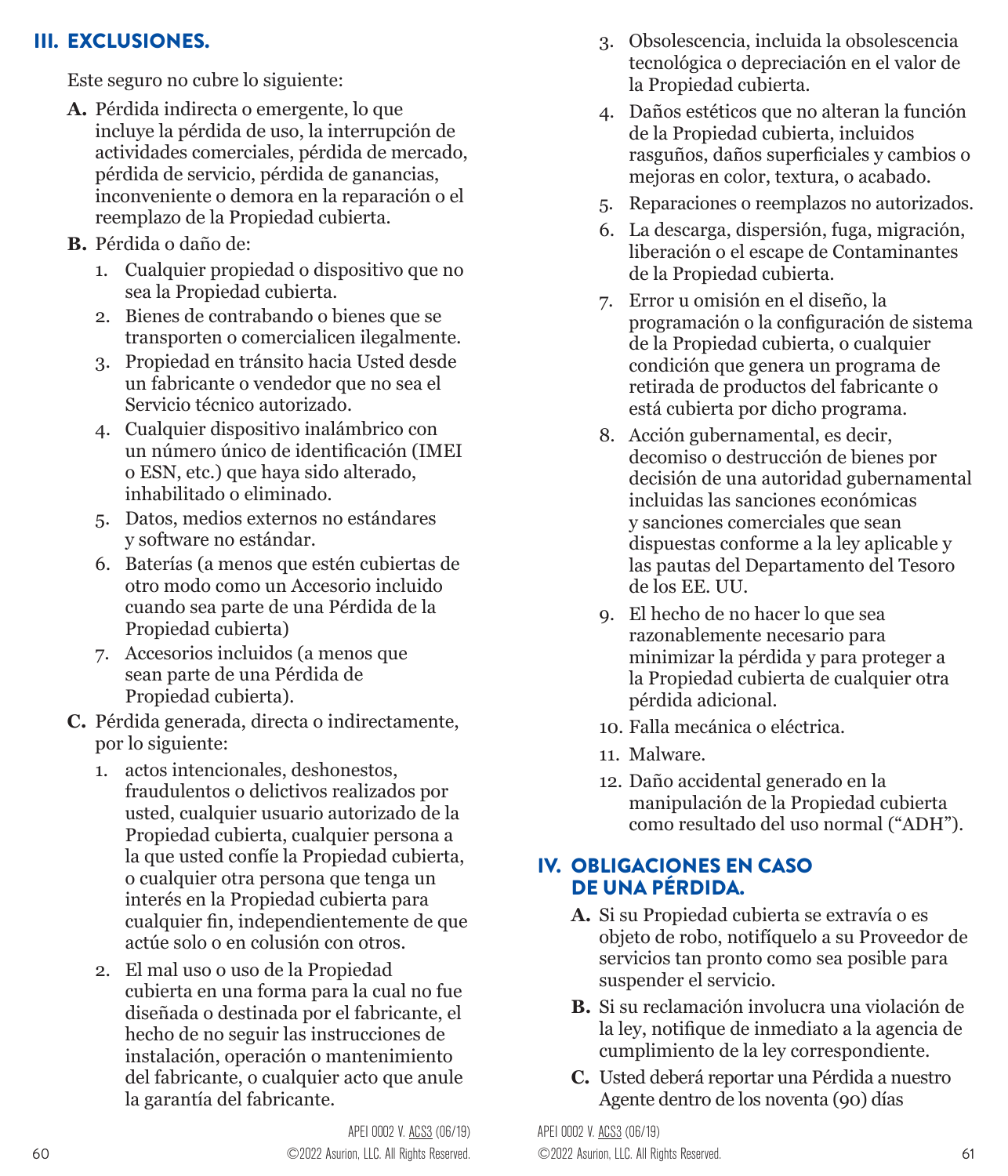## III. EXCLUSIONES.

Este seguro no cubre lo siguiente:

**A.** Pérdida indirecta o emergente, lo que incluye la pérdida de uso, la interrupción de actividades comerciales, pérdida de mercado, pérdida de servicio, pérdida de ganancias, inconveniente o demora en la reparación o el reemplazo de la Propiedad cubierta.

**B.** Pérdida o daño de:

1. Cualquier propiedad o dispositivo que no sea la Propiedad cubierta.
2. Bienes de contrabando o bienes que se transporten o comercialicen ilegalmente.
3. Propiedad en tránsito hacia Usted desde un fabricante o vendedor que no sea el Servicio técnico autorizado.
4. Cualquier dispositivo inalámbrico con un número único de identificación (IMEI o ESN, etc.) que haya sido alterado, inhabilitado o eliminado.
5. Datos, medios externos no estándares y software no estándar.
6. Baterías (a menos que estén cubiertas de otro modo como un Accesorio incluido cuando sea parte de una Pérdida de la Propiedad cubierta)
7. Accesorios incluidos (a menos que sean parte de una Pérdida de Propiedad cubierta).

**C.** Pérdida generada, directa o indirectamente, por lo siguiente:

1. actos intencionales, deshonestos, fraudulentos o delictivos realizados por usted, cualquier usuario autorizado de la Propiedad cubierta, cualquier persona a la que usted confíe la Propiedad cubierta, o cualquier otra persona que tenga un interés en la Propiedad cubierta para cualquier fin, independientemente de que actúe solo o en colusión con otros.
2. El mal uso o uso de la Propiedad cubierta en una forma para la cual no fue diseñada o destinada por el fabricante, el hecho de no seguir las instrucciones de instalación, operación o mantenimiento del fabricante, o cualquier acto que anule la garantía del fabricante.
3. Obsolescencia, incluida la obsolescencia tecnológica o depreciación en el valor de la Propiedad cubierta.
4. Daños estéticos que no alteran la función de la Propiedad cubierta, incluidos rasguños, daños superficiales y cambios o mejoras en color, textura, o acabado.
5. Reparaciones o reemplazos no autorizados.
6. La descarga, dispersión, fuga, migración, liberación o el escape de Contaminantes de la Propiedad cubierta.
7. Error u omisión en el diseño, la programación o la configuración de sistema de la Propiedad cubierta, o cualquier condición que genera un programa de retirada de productos del fabricante o está cubierta por dicho programa.
8. Acción gubernamental, es decir, decomiso o destrucción de bienes por decisión de una autoridad gubernamental incluidas las sanciones económicas y sanciones comerciales que sean dispuestas conforme a la ley aplicable y las pautas del Departamento del Tesoro de los EE. UU.
9. El hecho de no hacer lo que sea razonablemente necesario para minimizar la pérdida y para proteger a la Propiedad cubierta de cualquier otra pérdida adicional.
10. Falla mecánica o eléctrica.
11. Malware.
12. Daño accidental generado en la manipulación de la Propiedad cubierta como resultado del uso normal (“ADH”).

## IV. OBLIGACIONES EN CASO DE UNA PÉRDIDA.

**A.** Si su Propiedad cubierta se extravía o es objeto de robo, notifíquelo a su Proveedor de servicios tan pronto como sea posible para suspender el servicio.

**B.** Si su reclamación involucra una violación de la ley, notifique de inmediato a la agencia de cumplimiento de la ley correspondiente.

**C.** Usted deberá reportar una Pérdida a nuestro Agente dentro de los noventa (90) días

APEI 0002 V. ACS3 (06/19)
©2022 Asurion, LLC. All Rights Reserved.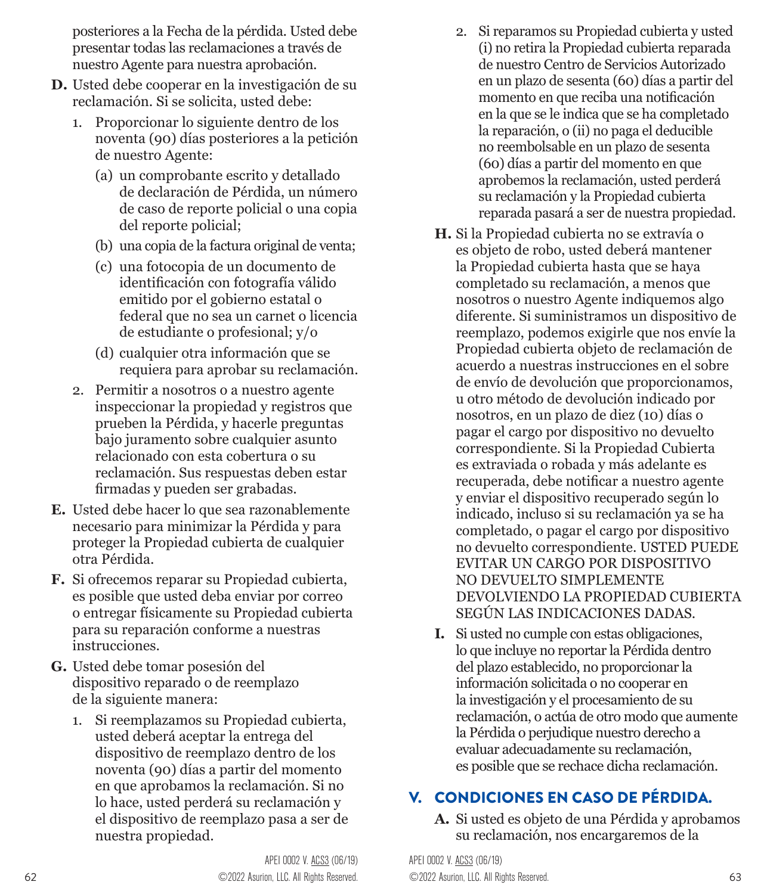posteriores a la Fecha de la pérdida. Usted debe presentar todas las reclamaciones a través de nuestro Agente para nuestra aprobación.

**D.** Usted debe cooperar en la investigación de su reclamación. Si se solicita, usted debe:

1. Proporcionar lo siguiente dentro de los noventa (90) días posteriores a la petición de nuestro Agente:
   - (a) un comprobante escrito y detallado de declaración de Pérdida, un número de caso de reporte policial o una copia del reporte policial;
   - (b) una copia de la factura original de venta;
   - (c) una fotocopia de un documento de identificación con fotografía válido emitido por el gobierno estatal o federal que no sea un carnet o licencia de estudiante o profesional; y/o
   - (d) cualquier otra información que se requiera para aprobar su reclamación.
2. Permitir a nosotros o a nuestro agente inspeccionar la propiedad y registros que prueben la Pérdida, y hacerle preguntas bajo juramento sobre cualquier asunto relacionado con esta cobertura o su reclamación. Sus respuestas deben estar firmadas y pueden ser grabadas.

**E.** Usted debe hacer lo que sea razonablemente necesario para minimizar la Pérdida y para proteger la Propiedad cubierta de cualquier otra Pérdida.

**F.** Si ofrecemos reparar su Propiedad cubierta, es posible que usted deba enviar por correo o entregar físicamente su Propiedad cubierta para su reparación conforme a nuestras instrucciones.

**G.** Usted debe tomar posesión del dispositivo reparado o de reemplazo de la siguiente manera:

1. Si reemplazamos su Propiedad cubierta, usted deberá aceptar la entrega del dispositivo de reemplazo dentro de los noventa (90) días a partir del momento en que aprobamos la reclamación. Si no lo hace, usted perderá su reclamación y el dispositivo de reemplazo pasa a ser de nuestra propiedad.
2. Si reparamos su Propiedad cubierta y usted (i) no retira la Propiedad cubierta reparada de nuestro Centro de Servicios Autorizado en un plazo de sesenta (60) días a partir del momento en que reciba una notificación en la que se le indica que se ha completado la reparación, o (ii) no paga el deducible no reembolsable en un plazo de sesenta (60) días a partir del momento en que aprobemos la reclamación, usted perderá su reclamación y la Propiedad cubierta reparada pasará a ser de nuestra propiedad.

**H.** Si la Propiedad cubierta no se extravía o es objeto de robo, usted deberá mantener la Propiedad cubierta hasta que se haya completado su reclamación, a menos que nosotros o nuestro Agente indiquemos algo diferente. Si suministramos un dispositivo de reemplazo, podemos exigirle que nos envíe la Propiedad cubierta objeto de reclamación de acuerdo a nuestras instrucciones en el sobre de envío de devolución que proporcionamos, u otro método de devolución indicado por nosotros, en un plazo de diez (10) días o pagar el cargo por dispositivo no devuelto correspondiente. Si la Propiedad Cubierta es extraviada o robada y más adelante es recuperada, debe notificar a nuestro agente y enviar el dispositivo recuperado según lo indicado, incluso si su reclamación ya se ha completado, o pagar el cargo por dispositivo no devuelto correspondiente. USTED PUEDE EVITAR UN CARGO POR DISPOSITIVO NO DEVUELTO SIMPLEMENTE DEVOLVIENDO LA PROPIEDAD CUBIERTA SEGÚN LAS INDICACIONES DADAS.

**I.** Si usted no cumple con estas obligaciones, lo que incluye no reportar la Pérdida dentro del plazo establecido, no proporcionar la información solicitada o no cooperar en la investigación y el procesamiento de su reclamación, o actúa de otro modo que aumente la Pérdida o perjudique nuestro derecho a evaluar adecuadamente su reclamación, es posible que se rechace dicha reclamación.

## V. CONDICIONES EN CASO DE PÉRDIDA.

**A.** Si usted es objeto de una Pérdida y aprobamos su reclamación, nos encargaremos de la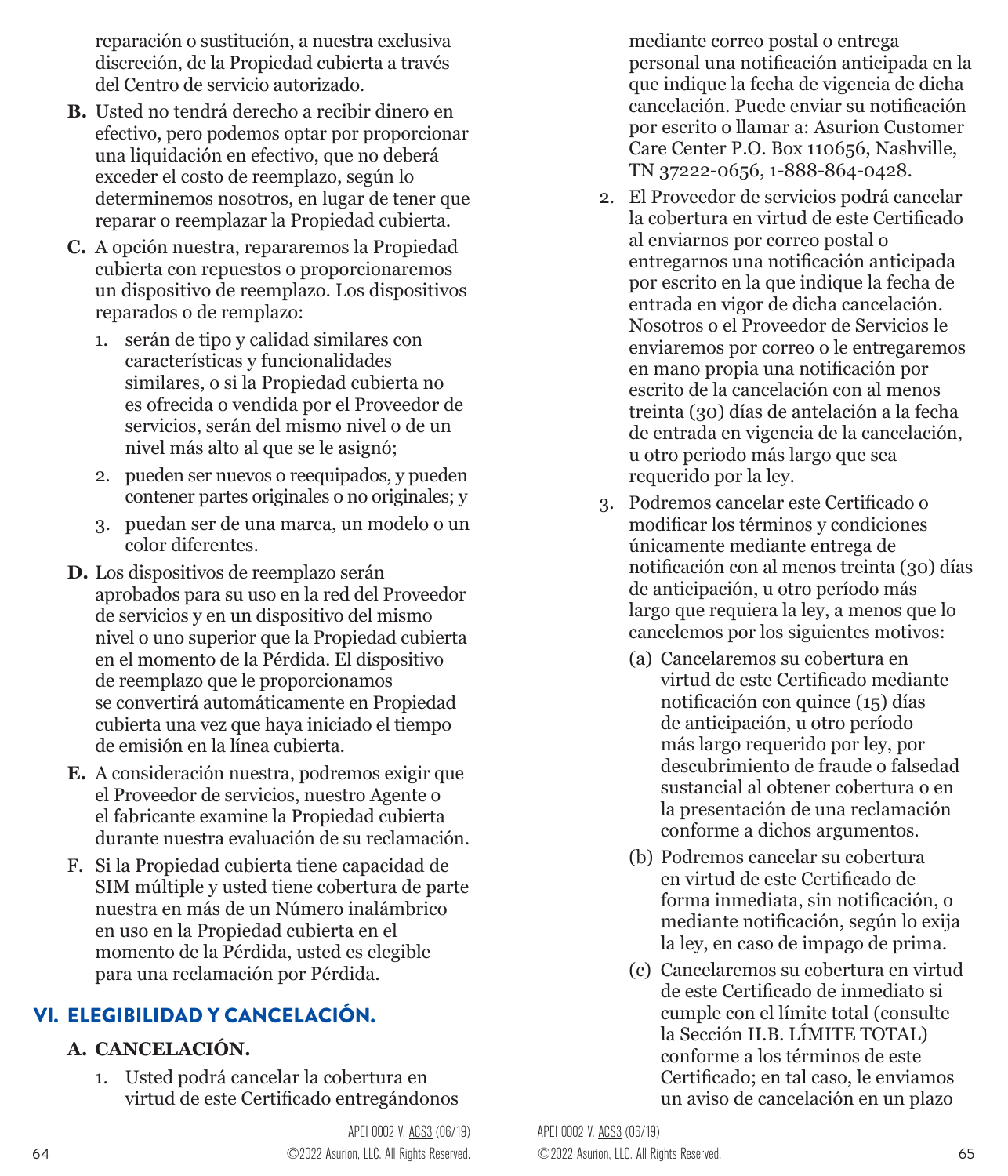reparación o sustitución, a nuestra exclusiva discreción, de la Propiedad cubierta a través del Centro de servicio autorizado.

**B.** Usted no tendrá derecho a recibir dinero en efectivo, pero podemos optar por proporcionar una liquidación en efectivo, que no deberá exceder el costo de reemplazo, según lo determinemos nosotros, en lugar de tener que reparar o reemplazar la Propiedad cubierta.

**C.** A opción nuestra, repararemos la Propiedad cubierta con repuestos o proporcionaremos un dispositivo de reemplazo. Los dispositivos reparados o de remplazo:

1. serán de tipo y calidad similares con características y funcionalidades similares, o si la Propiedad cubierta no es ofrecida o vendida por el Proveedor de servicios, serán del mismo nivel o de un nivel más alto al que se le asignó;
2. pueden ser nuevos o reequipados, y pueden contener partes originales o no originales; y
3. puedan ser de una marca, un modelo o un color diferentes.

**D.** Los dispositivos de reemplazo serán aprobados para su uso en la red del Proveedor de servicios y en un dispositivo del mismo nivel o uno superior que la Propiedad cubierta en el momento de la Pérdida. El dispositivo de reemplazo que le proporcionamos se convertirá automáticamente en Propiedad cubierta una vez que haya iniciado el tiempo de emisión en la línea cubierta.

**E.** A consideración nuestra, podremos exigir que el Proveedor de servicios, nuestro Agente o el fabricante examine la Propiedad cubierta durante nuestra evaluación de su reclamación.

F. Si la Propiedad cubierta tiene capacidad de SIM múltiple y usted tiene cobertura de parte nuestra en más de un Número inalámbrico en uso en la Propiedad cubierta en el momento de la Pérdida, usted es elegible para una reclamación por Pérdida.

## VI. ELEGIBILIDAD Y CANCELACIÓN.

### A. CANCELACIÓN.

1. Usted podrá cancelar la cobertura en virtud de este Certificado entregándonos mediante correo postal o entrega personal una notificación anticipada en la que indique la fecha de vigencia de dicha cancelación. Puede enviar su notificación por escrito o llamar a: Asurion Customer Care Center P.O. Box 110656, Nashville, TN 37222-0656, 1-888-864-0428.
2. El Proveedor de servicios podrá cancelar la cobertura en virtud de este Certificado al enviarnos por correo postal o entregarnos una notificación anticipada por escrito en la que indique la fecha de entrada en vigor de dicha cancelación. Nosotros o el Proveedor de Servicios le enviaremos por correo o le entregaremos en mano propia una notificación por escrito de la cancelación con al menos treinta (30) días de antelación a la fecha de entrada en vigencia de la cancelación, u otro periodo más largo que sea requerido por la ley.
3. Podremos cancelar este Certificado o modificar los términos y condiciones únicamente mediante entrega de notificación con al menos treinta (30) días de anticipación, u otro período más largo que requiera la ley, a menos que lo cancelemos por los siguientes motivos:
   (a) Cancelaremos su cobertura en virtud de este Certificado mediante notificación con quince (15) días de anticipación, u otro período más largo requerido por ley, por descubrimiento de fraude o falsedad sustancial al obtener cobertura o en la presentación de una reclamación conforme a dichos argumentos.
   (b) Podremos cancelar su cobertura en virtud de este Certificado de forma inmediata, sin notificación, o mediante notificación, según lo exija la ley, en caso de impago de prima.
   (c) Cancelaremos su cobertura en virtud de este Certificado de inmediato si cumple con el límite total (consulte la Sección II.B. LÍMITE TOTAL) conforme a los términos de este Certificado; en tal caso, le enviamos un aviso de cancelación en un plazo

APEI 0002 V. ACS3 (06/19)
©2022 Asurion, LLC. All Rights Reserved.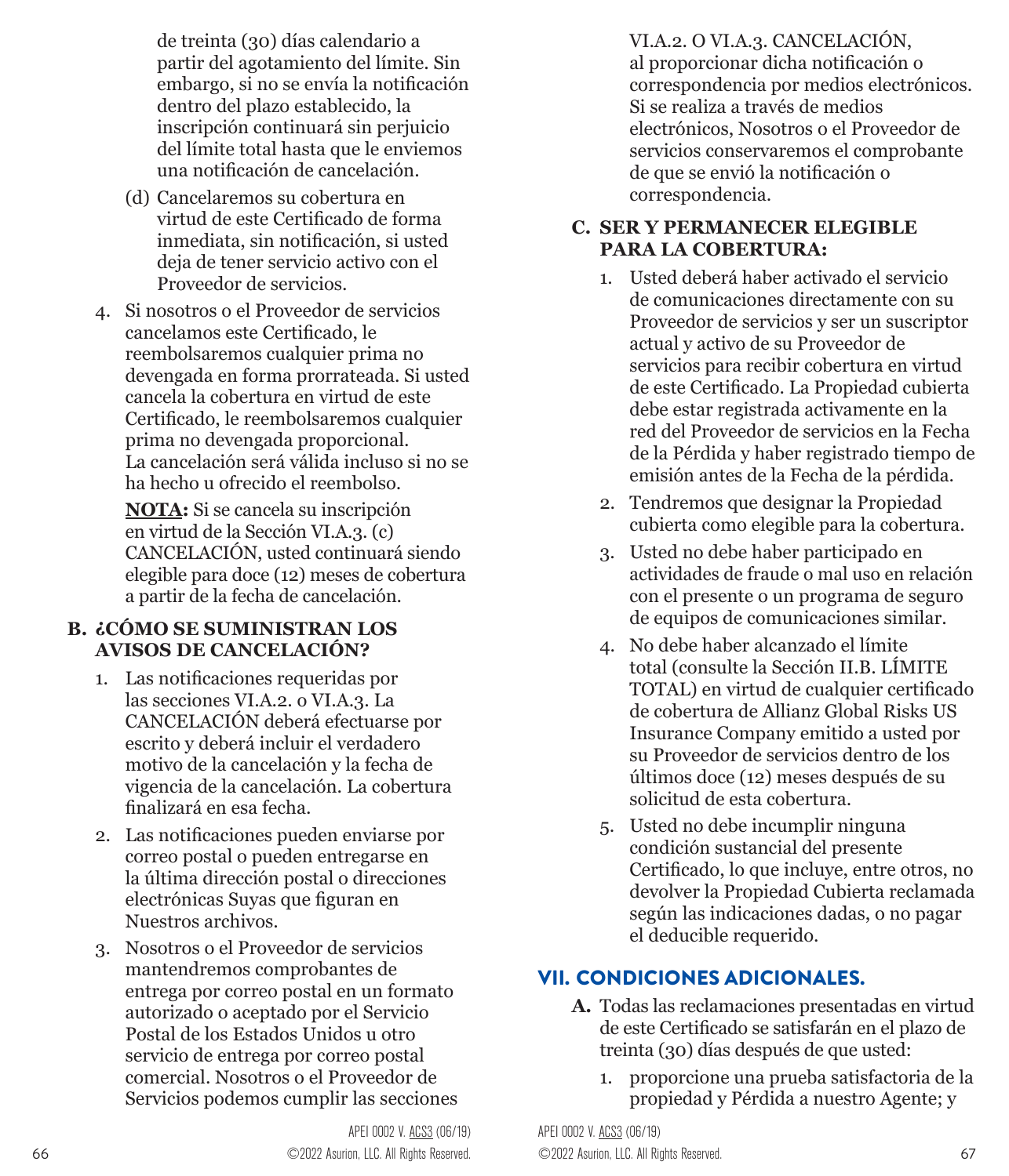de treinta (30) días calendario a partir del agotamiento del límite. Sin embargo, si no se envía la notificación dentro del plazo establecido, la inscripción continuará sin perjuicio del límite total hasta que le enviemos una notificación de cancelación.

(d) Cancelaremos su cobertura en virtud de este Certificado de forma inmediata, sin notificación, si usted deja de tener servicio activo con el Proveedor de servicios.

4. Si nosotros o el Proveedor de servicios cancelamos este Certificado, le reembolsaremos cualquier prima no devengada en forma prorrateada. Si usted cancela la cobertura en virtud de este Certificado, le reembolsaremos cualquier prima no devengada proporcional. La cancelación será válida incluso si no se ha hecho u ofrecido el reembolso.

   **NOTA:** Si se cancela su inscripción en virtud de la Sección VI.A.3. (c) CANCELACIÓN, usted continuará siendo elegible para doce (12) meses de cobertura a partir de la fecha de cancelación.

### B. ¿CÓMO SE SUMINISTRAN LOS AVISOS DE CANCELACIÓN?

1. Las notificaciones requeridas por las secciones VI.A.2. o VI.A.3. La CANCELACIÓN deberá efectuarse por escrito y deberá incluir el verdadero motivo de la cancelación y la fecha de vigencia de la cancelación. La cobertura finalizará en esa fecha.
2. Las notificaciones pueden enviarse por correo postal o pueden entregarse en la última dirección postal o direcciones electrónicas Suyas que figuran en Nuestros archivos.
3. Nosotros o el Proveedor de servicios mantendremos comprobantes de entrega por correo postal en un formato autorizado o aceptado por el Servicio Postal de los Estados Unidos u otro servicio de entrega por correo postal comercial. Nosotros o el Proveedor de Servicios podemos cumplir las secciones VI.A.2. O VI.A.3. CANCELACIÓN, al proporcionar dicha notificación o correspondencia por medios electrónicos. Si se realiza a través de medios electrónicos, Nosotros o el Proveedor de servicios conservaremos el comprobante de que se envió la notificación o correspondencia.

### C. SER Y PERMANECER ELEGIBLE PARA LA COBERTURA:

1. Usted deberá haber activado el servicio de comunicaciones directamente con su Proveedor de servicios y ser un suscriptor actual y activo de su Proveedor de servicios para recibir cobertura en virtud de este Certificado. La Propiedad cubierta debe estar registrada activamente en la red del Proveedor de servicios en la Fecha de la Pérdida y haber registrado tiempo de emisión antes de la Fecha de la pérdida.
2. Tendremos que designar la Propiedad cubierta como elegible para la cobertura.
3. Usted no debe haber participado en actividades de fraude o mal uso en relación con el presente o un programa de seguro de equipos de comunicaciones similar.
4. No debe haber alcanzado el límite total (consulte la Sección II.B. LÍMITE TOTAL) en virtud de cualquier certificado de cobertura de Allianz Global Risks US Insurance Company emitido a usted por su Proveedor de servicios dentro de los últimos doce (12) meses después de su solicitud de esta cobertura.
5. Usted no debe incumplir ninguna condición sustancial del presente Certificado, lo que incluye, entre otros, no devolver la Propiedad Cubierta reclamada según las indicaciones dadas, o no pagar el deducible requerido.

## VII. CONDICIONES ADICIONALES.

**A.** Todas las reclamaciones presentadas en virtud de este Certificado se satisfarán en el plazo de treinta (30) días después de que usted:

1. proporcione una prueba satisfactoria de la propiedad y Pérdida a nuestro Agente; y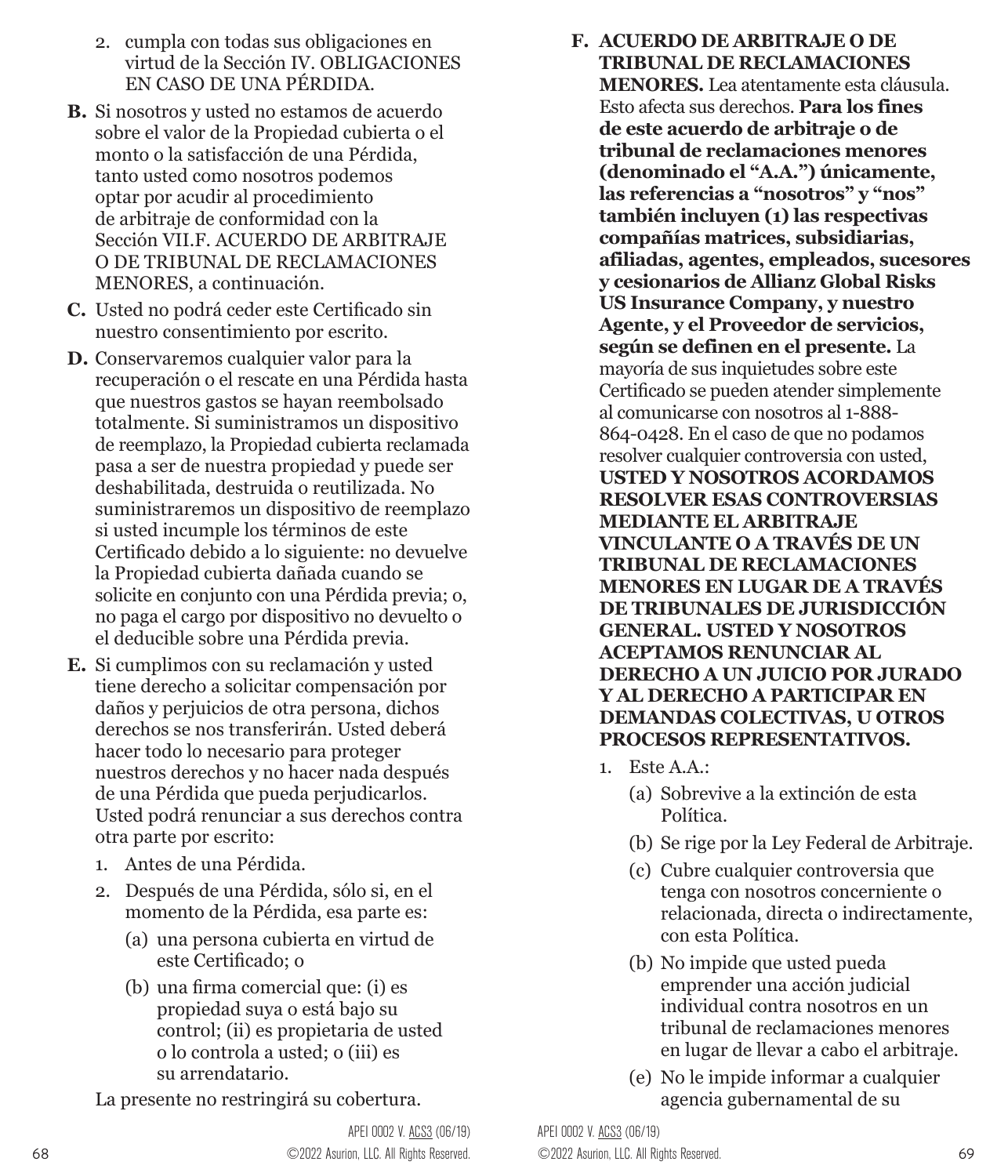2. cumpla con todas sus obligaciones en virtud de la Sección IV. OBLIGACIONES EN CASO DE UNA PÉRDIDA.

**B.** Si nosotros y usted no estamos de acuerdo sobre el valor de la Propiedad cubierta o el monto o la satisfacción de una Pérdida, tanto usted como nosotros podemos optar por acudir al procedimiento de arbitraje de conformidad con la Sección VII.F. ACUERDO DE ARBITRAJE O DE TRIBUNAL DE RECLAMACIONES MENORES, a continuación.

**C.** Usted no podrá ceder este Certificado sin nuestro consentimiento por escrito.

**D.** Conservaremos cualquier valor para la recuperación o el rescate en una Pérdida hasta que nuestros gastos se hayan reembolsado totalmente. Si suministramos un dispositivo de reemplazo, la Propiedad cubierta reclamada pasa a ser de nuestra propiedad y puede ser deshabilitada, destruida o reutilizada. No suministraremos un dispositivo de reemplazo si usted incumple los términos de este Certificado debido a lo siguiente: no devuelve la Propiedad cubierta dañada cuando se solicite en conjunto con una Pérdida previa; o, no paga el cargo por dispositivo no devuelto o el deducible sobre una Pérdida previa.

**E.** Si cumplimos con su reclamación y usted tiene derecho a solicitar compensación por daños y perjuicios de otra persona, dichos derechos se nos transferirán. Usted deberá hacer todo lo necesario para proteger nuestros derechos y no hacer nada después de una Pérdida que pueda perjudicarlos. Usted podrá renunciar a sus derechos contra otra parte por escrito:

1. Antes de una Pérdida.
2. Después de una Pérdida, sólo si, en el momento de la Pérdida, esa parte es:
   (a) una persona cubierta en virtud de este Certificado; o
   (b) una firma comercial que: (i) es propiedad suya o está bajo su control; (ii) es propietaria de usted o lo controla a usted; o (iii) es su arrendatario.

La presente no restringirá su cobertura.

**F. ACUERDO DE ARBITRAJE O DE TRIBUNAL DE RECLAMACIONES MENORES.** Lea atentamente esta cláusula. Esto afecta sus derechos. **Para los fines de este acuerdo de arbitraje o de tribunal de reclamaciones menores (denominado el "A.A.") únicamente, las referencias a "nosotros" y "nos" también incluyen (1) las respectivas compañías matrices, subsidiarias, afiliadas, agentes, empleados, sucesores y cesionarios de Allianz Global Risks US Insurance Company, y nuestro Agente, y el Proveedor de servicios, según se definen en el presente.** La mayoría de sus inquietudes sobre este Certificado se pueden atender simplemente al comunicarse con nosotros al 1-888-864-0428. En el caso de que no podamos resolver cualquier controversia con usted, **USTED Y NOSOTROS ACORDAMOS RESOLVER ESAS CONTROVERSIAS MEDIANTE EL ARBITRAJE VINCULANTE O A TRAVÉS DE UN TRIBUNAL DE RECLAMACIONES MENORES EN LUGAR DE A TRAVÉS DE TRIBUNALES DE JURISDICCIÓN GENERAL. USTED Y NOSOTROS ACEPTAMOS RENUNCIAR AL DERECHO A UN JUICIO POR JURADO Y AL DERECHO A PARTICIPAR EN DEMANDAS COLECTIVAS, U OTROS PROCESOS REPRESENTATIVOS.**

1. Este A.A.:
   (a) Sobrevive a la extinción de esta Política.
   (b) Se rige por la Ley Federal de Arbitraje.
   (c) Cubre cualquier controversia que tenga con nosotros concerniente o relacionada, directa o indirectamente, con esta Política.
   (b) No impide que usted pueda emprender una acción judicial individual contra nosotros en un tribunal de reclamaciones menores en lugar de llevar a cabo el arbitraje.
   (e) No le impide informar a cualquier agencia gubernamental de su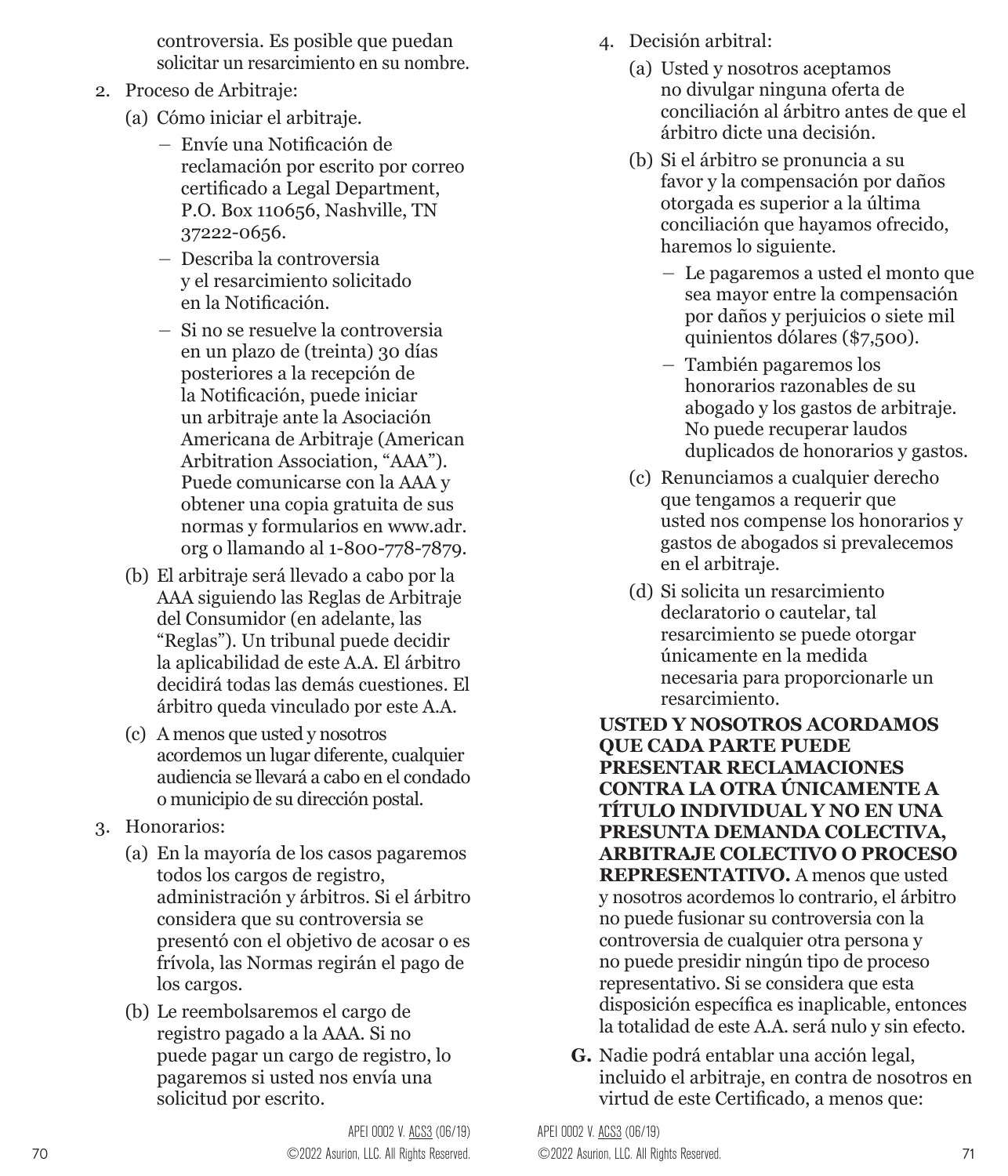controversia. Es posible que puedan solicitar un resarcimiento en su nombre.

2. Proceso de Arbitraje:
   (a) Cómo iniciar el arbitraje.
      - Envíe una Notificación de reclamación por escrito por correo certificado a Legal Department, P.O. Box 110656, Nashville, TN 37222-0656.
      - Describa la controversia y el resarcimiento solicitado en la Notificación.
      - Si no se resuelve la controversia en un plazo de (treinta) 30 días posteriores a la recepción de la Notificación, puede iniciar un arbitraje ante la Asociación Americana de Arbitraje (American Arbitration Association, "AAA"). Puede comunicarse con la AAA y obtener una copia gratuita de sus normas y formularios en www.adr.org o llamando al 1-800-778-7879.

   (b) El arbitraje será llevado a cabo por la AAA siguiendo las Reglas de Arbitraje del Consumidor (en adelante, las "Reglas"). Un tribunal puede decidir la aplicabilidad de este A.A. El árbitro decidirá todas las demás cuestiones. El árbitro queda vinculado por este A.A.

   (c) A menos que usted y nosotros acordemos un lugar diferente, cualquier audiencia se llevará a cabo en el condado o municipio de su dirección postal.

3. Honorarios:
   (a) En la mayoría de los casos pagaremos todos los cargos de registro, administración y árbitros. Si el árbitro considera que su controversia se presentó con el objetivo de acosar o es frívola, las Normas regirán el pago de los cargos.

   (b) Le reembolsaremos el cargo de registro pagado a la AAA. Si no puede pagar un cargo de registro, lo pagaremos si usted nos envía una solicitud por escrito.

4. Decisión arbitral:
   (a) Usted y nosotros aceptamos no divulgar ninguna oferta de conciliación al árbitro antes de que el árbitro dicte una decisión.

   (b) Si el árbitro se pronuncia a su favor y la compensación por daños otorgada es superior a la última conciliación que hayamos ofrecido, haremos lo siguiente.
      - Le pagaremos a usted el monto que sea mayor entre la compensación por daños y perjuicios o siete mil quinientos dólares ($7,500).
      - También pagaremos los honorarios razonables de su abogado y los gastos de arbitraje. No puede recuperar laudos duplicados de honorarios y gastos.

   (c) Renunciamos a cualquier derecho que tengamos a requerir que usted nos compense los honorarios y gastos de abogados si prevalecemos en el arbitraje.

   (d) Si solicita un resarcimiento declaratorio o cautelar, tal resarcimiento se puede otorgar únicamente en la medida necesaria para proporcionarle un resarcimiento.

**USTED Y NOSOTROS ACORDAMOS QUE CADA PARTE PUEDE PRESENTAR RECLAMACIONES CONTRA LA OTRA ÚNICAMENTE A TÍTULO INDIVIDUAL Y NO EN UNA PRESUNTA DEMANDA COLECTIVA, ARBITRAJE COLECTIVO O PROCESO REPRESENTATIVO.** A menos que usted y nosotros acordemos lo contrario, el árbitro no puede fusionar su controversia con la controversia de cualquier otra persona y no puede presidir ningún tipo de proceso representativo. Si se considera que esta disposición específica es inaplicable, entonces la totalidad de este A.A. será nulo y sin efecto.

**G.** Nadie podrá entablar una acción legal, incluido el arbitraje, en contra de nosotros en virtud de este Certificado, a menos que: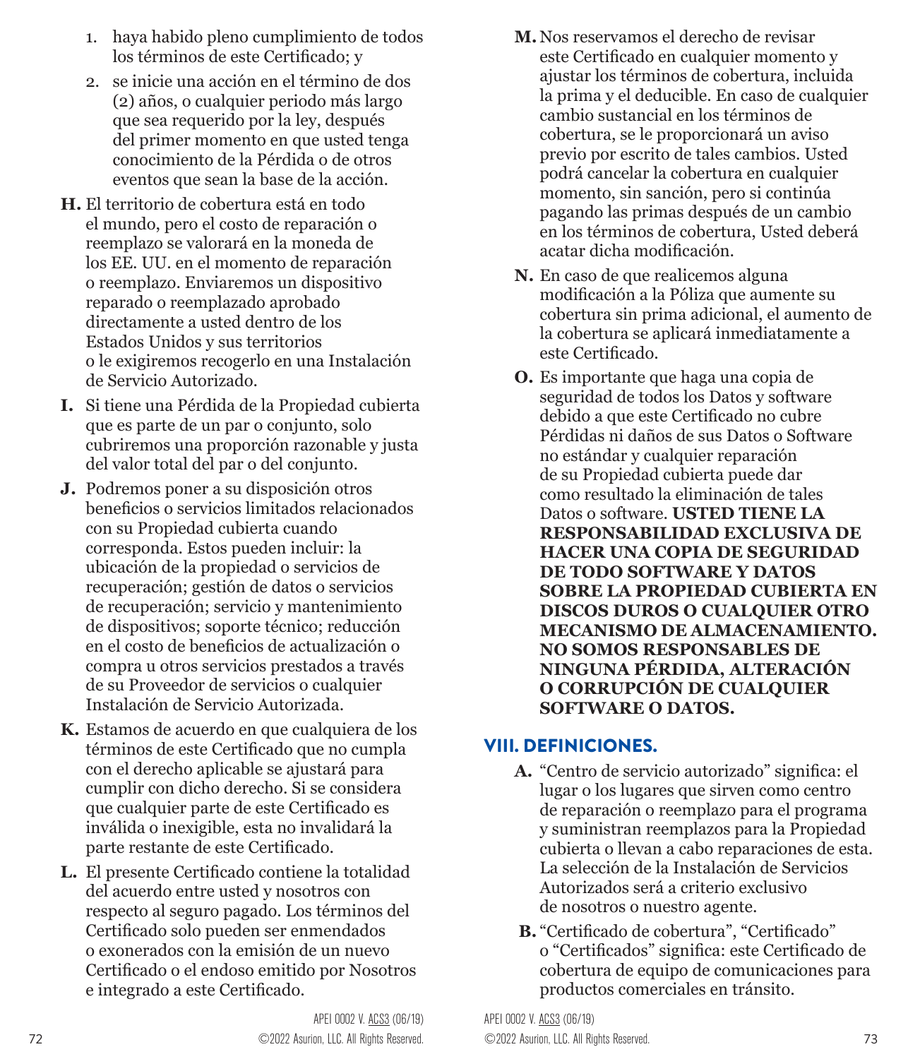1. haya habido pleno cumplimiento de todos los términos de este Certificado; y
2. se inicie una acción en el término de dos (2) años, o cualquier periodo más largo que sea requerido por la ley, después del primer momento en que usted tenga conocimiento de la Pérdida o de otros eventos que sean la base de la acción.

**H.** El territorio de cobertura está en todo el mundo, pero el costo de reparación o reemplazo se valorará en la moneda de los EE. UU. en el momento de reparación o reemplazo. Enviaremos un dispositivo reparado o reemplazado aprobado directamente a usted dentro de los Estados Unidos y sus territorios o le exigiremos recogerlo en una Instalación de Servicio Autorizado.

**I.** Si tiene una Pérdida de la Propiedad cubierta que es parte de un par o conjunto, solo cubriremos una proporción razonable y justa del valor total del par o del conjunto.

**J.** Podremos poner a su disposición otros beneficios o servicios limitados relacionados con su Propiedad cubierta cuando corresponda. Estos pueden incluir: la ubicación de la propiedad o servicios de recuperación; gestión de datos o servicios de recuperación; servicio y mantenimiento de dispositivos; soporte técnico; reducción en el costo de beneficios de actualización o compra u otros servicios prestados a través de su Proveedor de servicios o cualquier Instalación de Servicio Autorizada.

**K.** Estamos de acuerdo en que cualquiera de los términos de este Certificado que no cumpla con el derecho aplicable se ajustará para cumplir con dicho derecho. Si se considera que cualquier parte de este Certificado es inválida o inexigible, esta no invalidará la parte restante de este Certificado.

**L.** El presente Certificado contiene la totalidad del acuerdo entre usted y nosotros con respecto al seguro pagado. Los términos del Certificado solo pueden ser enmendados o exonerados con la emisión de un nuevo Certificado o el endoso emitido por Nosotros e integrado a este Certificado.

APEI 0002 V. ACS3 (06/19)
©2022 Asurion, LLC. All Rights Reserved.

**M.** Nos reservamos el derecho de revisar este Certificado en cualquier momento y ajustar los términos de cobertura, incluida la prima y el deducible. En caso de cualquier cambio sustancial en los términos de cobertura, se le proporcionará un aviso previo por escrito de tales cambios. Usted podrá cancelar la cobertura en cualquier momento, sin sanción, pero si continúa pagando las primas después de un cambio en los términos de cobertura, Usted deberá acatar dicha modificación.

**N.** En caso de que realicemos alguna modificación a la Póliza que aumente su cobertura sin prima adicional, el aumento de la cobertura se aplicará inmediatamente a este Certificado.

**O.** Es importante que haga una copia de seguridad de todos los Datos y software debido a que este Certificado no cubre Pérdidas ni daños de sus Datos o Software no estándar y cualquier reparación de su Propiedad cubierta puede dar como resultado la eliminación de tales Datos o software. **USTED TIENE LA RESPONSABILIDAD EXCLUSIVA DE HACER UNA COPIA DE SEGURIDAD DE TODO SOFTWARE Y DATOS SOBRE LA PROPIEDAD CUBIERTA EN DISCOS DUROS O CUALQUIER OTRO MECANISMO DE ALMACENAMIENTO. NO SOMOS RESPONSABLES DE NINGUNA PÉRDIDA, ALTERACIÓN O CORRUPCIÓN DE CUALQUIER SOFTWARE O DATOS.**

## VIII. DEFINICIONES.

**A.** "Centro de servicio autorizado" significa: el lugar o los lugares que sirven como centro de reparación o reemplazo para el programa y suministran reemplazos para la Propiedad cubierta o llevan a cabo reparaciones de esta. La selección de la Instalación de Servicios Autorizados será a criterio exclusivo de nosotros o nuestro agente.

**B.** "Certificado de cobertura", "Certificado" o "Certificados" significa: este Certificado de cobertura de equipo de comunicaciones para productos comerciales en tránsito.

APEI 0002 V. ACS3 (06/19)
©2022 Asurion, LLC. All Rights Reserved.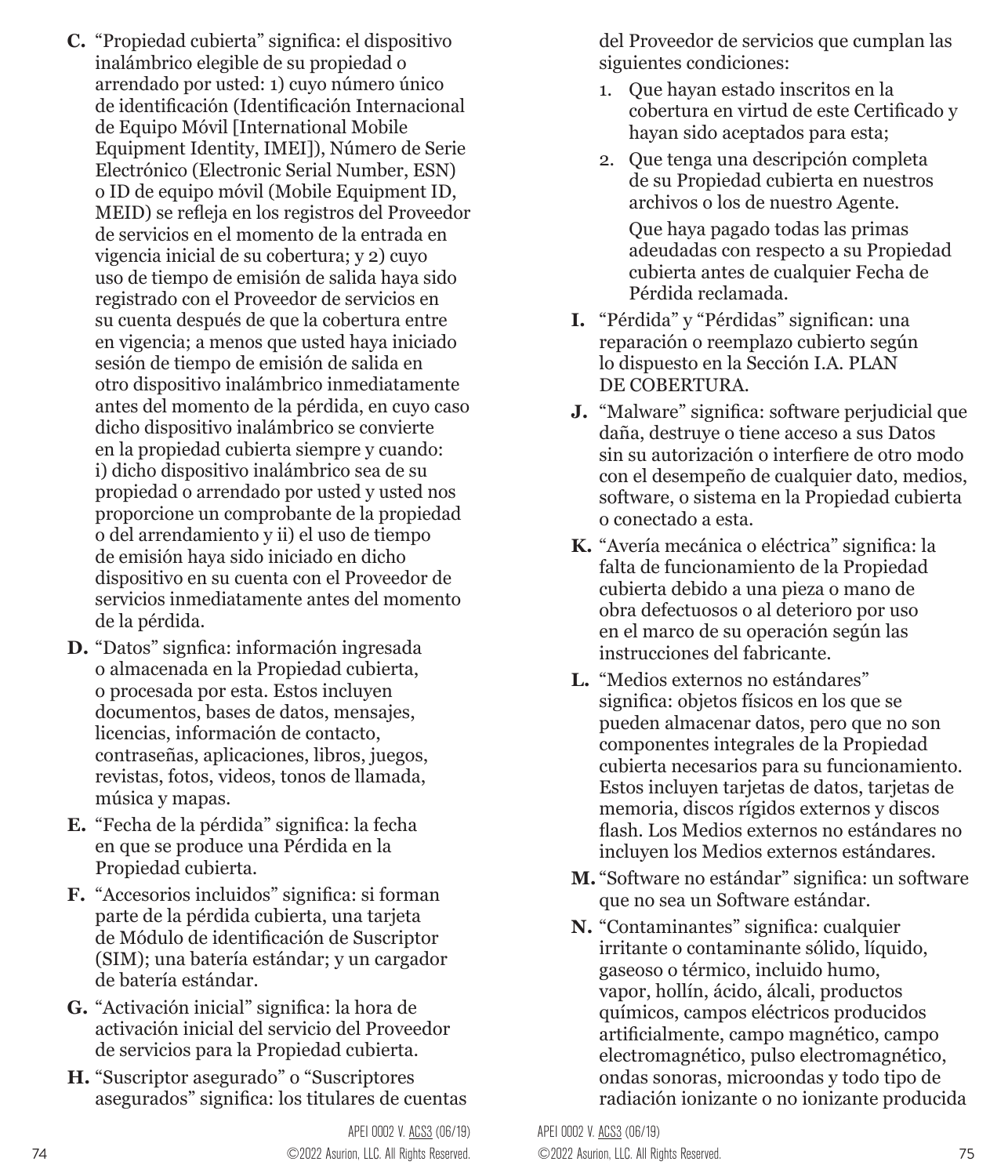**C.** "Propiedad cubierta" significa: el dispositivo inalámbrico elegible de su propiedad o arrendado por usted: 1) cuyo número único de identificación (Identificación Internacional de Equipo Móvil [International Mobile Equipment Identity, IMEI]), Número de Serie Electrónico (Electronic Serial Number, ESN) o ID de equipo móvil (Mobile Equipment ID, MEID) se refleja en los registros del Proveedor de servicios en el momento de la entrada en vigencia inicial de su cobertura; y 2) cuyo uso de tiempo de emisión de salida haya sido registrado con el Proveedor de servicios en su cuenta después de que la cobertura entre en vigencia; a menos que usted haya iniciado sesión de tiempo de emisión de salida en otro dispositivo inalámbrico inmediatamente antes del momento de la pérdida, en cuyo caso dicho dispositivo inalámbrico se convierte en la propiedad cubierta siempre y cuando: i) dicho dispositivo inalámbrico sea de su propiedad o arrendado por usted y usted nos proporcione un comprobante de la propiedad o del arrendamiento y ii) el uso de tiempo de emisión haya sido iniciado en dicho dispositivo en su cuenta con el Proveedor de servicios inmediatamente antes del momento de la pérdida.

**D.** "Datos" signfica: información ingresada o almacenada en la Propiedad cubierta, o procesada por esta. Estos incluyen documentos, bases de datos, mensajes, licencias, información de contacto, contraseñas, aplicaciones, libros, juegos, revistas, fotos, videos, tonos de llamada, música y mapas.

**E.** "Fecha de la pérdida" significa: la fecha en que se produce una Pérdida en la Propiedad cubierta.

**F.** "Accesorios incluidos" significa: si forman parte de la pérdida cubierta, una tarjeta de Módulo de identificación de Suscriptor (SIM); una batería estándar; y un cargador de batería estándar.

**G.** "Activación inicial" significa: la hora de activación inicial del servicio del Proveedor de servicios para la Propiedad cubierta.

**H.** "Suscriptor asegurado" o "Suscriptores asegurados" significa: los titulares de cuentas del Proveedor de servicios que cumplan las siguientes condiciones:

1. Que hayan estado inscritos en la cobertura en virtud de este Certificado y hayan sido aceptados para esta;
2. Que tenga una descripción completa de su Propiedad cubierta en nuestros archivos o los de nuestro Agente.

   Que haya pagado todas las primas adeudadas con respecto a su Propiedad cubierta antes de cualquier Fecha de Pérdida reclamada.

**I.** "Pérdida" y "Pérdidas" significan: una reparación o reemplazo cubierto según lo dispuesto en la Sección I.A. PLAN DE COBERTURA.

**J.** "Malware" significa: software perjudicial que daña, destruye o tiene acceso a sus Datos sin su autorización o interfiere de otro modo con el desempeño de cualquier dato, medios, software, o sistema en la Propiedad cubierta o conectado a esta.

**K.** "Avería mecánica o eléctrica" significa: la falta de funcionamiento de la Propiedad cubierta debido a una pieza o mano de obra defectuosos o al deterioro por uso en el marco de su operación según las instrucciones del fabricante.

**L.** "Medios externos no estándares" significa: objetos físicos en los que se pueden almacenar datos, pero que no son componentes integrales de la Propiedad cubierta necesarios para su funcionamiento. Estos incluyen tarjetas de datos, tarjetas de memoria, discos rígidos externos y discos flash. Los Medios externos no estándares no incluyen los Medios externos estándares.

**M.** "Software no estándar" significa: un software que no sea un Software estándar.

**N.** "Contaminantes" significa: cualquier irritante o contaminante sólido, líquido, gaseoso o térmico, incluido humo, vapor, hollín, ácido, álcali, productos químicos, campos eléctricos producidos artificialmente, campo magnético, campo electromagnético, pulso electromagnético, ondas sonoras, microondas y todo tipo de radiación ionizante o no ionizante producida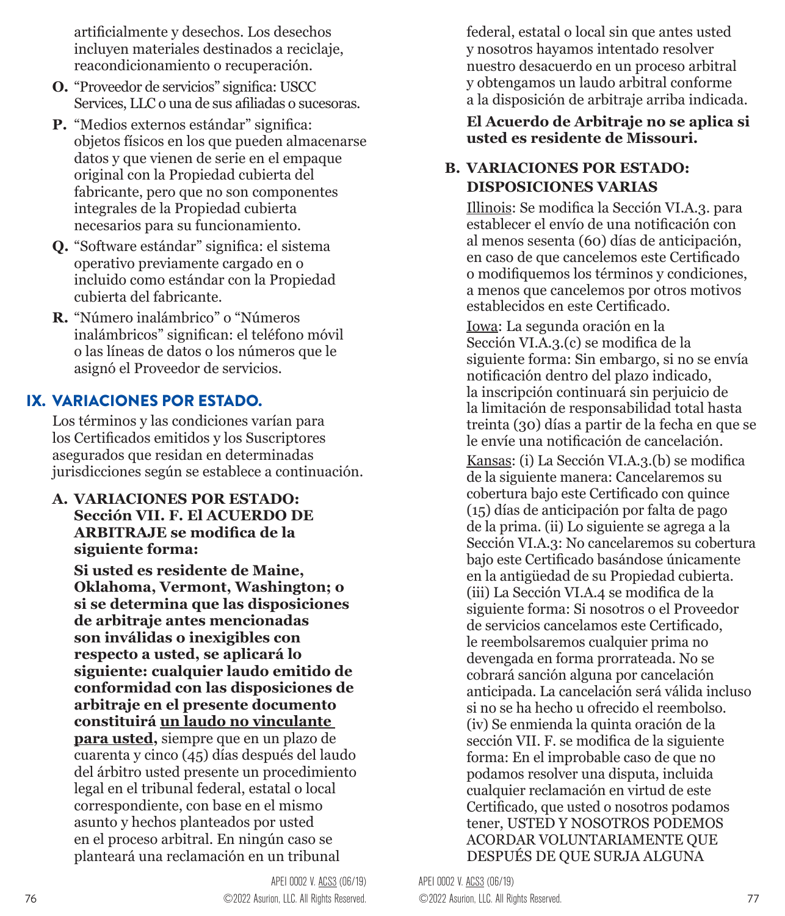artificialmente y desechos. Los desechos incluyen materiales destinados a reciclaje, reacondicionamiento o recuperación.

**O.** "Proveedor de servicios" significa: USCC Services, LLC o una de sus afiliadas o sucesoras.

**P.** "Medios externos estándar" significa: objetos físicos en los que pueden almacenarse datos y que vienen de serie en el empaque original con la Propiedad cubierta del fabricante, pero que no son componentes integrales de la Propiedad cubierta necesarios para su funcionamiento.

**Q.** "Software estándar" significa: el sistema operativo previamente cargado en o incluido como estándar con la Propiedad cubierta del fabricante.

**R.** "Número inalámbrico" o "Números inalámbricos" significan: el teléfono móvil o las líneas de datos o los números que le asignó el Proveedor de servicios.

## IX. VARIACIONES POR ESTADO.

Los términos y las condiciones varían para los Certificados emitidos y los Suscriptores asegurados que residan en determinadas jurisdicciones según se establece a continuación.

**A. VARIACIONES POR ESTADO: Sección VII. F. El ACUERDO DE ARBITRAJE se modifica de la siguiente forma:**

**Si usted es residente de Maine, Oklahoma, Vermont, Washington; o si se determina que las disposiciones de arbitraje antes mencionadas son inválidas o inexigibles con respecto a usted, se aplicará lo siguiente: cualquier laudo emitido de conformidad con las disposiciones de arbitraje en el presente documento constituirá un laudo no vinculante para usted,** siempre que en un plazo de cuarenta y cinco (45) días después del laudo del árbitro usted presente un procedimiento legal en el tribunal federal, estatal o local correspondiente, con base en el mismo asunto y hechos planteados por usted en el proceso arbitral. En ningún caso se planteará una reclamación en un tribunal federal, estatal o local sin que antes usted y nosotros hayamos intentado resolver nuestro desacuerdo en un proceso arbitral y obtengamos un laudo arbitral conforme a la disposición de arbitraje arriba indicada.

**El Acuerdo de Arbitraje no se aplica si usted es residente de Missouri.**

**B. VARIACIONES POR ESTADO: DISPOSICIONES VARIAS**

Illinois: Se modifica la Sección VI.A.3. para establecer el envío de una notificación con al menos sesenta (60) días de anticipación, en caso de que cancelemos este Certificado o modifiquemos los términos y condiciones, a menos que cancelemos por otros motivos establecidos en este Certificado.

Iowa: La segunda oración en la Sección VI.A.3.(c) se modifica de la siguiente forma: Sin embargo, si no se envía notificación dentro del plazo indicado, la inscripción continuará sin perjuicio de la limitación de responsabilidad total hasta treinta (30) días a partir de la fecha en que se le envíe una notificación de cancelación.

Kansas: (i) La Sección VI.A.3.(b) se modifica de la siguiente manera: Cancelaremos su cobertura bajo este Certificado con quince (15) días de anticipación por falta de pago de la prima. (ii) Lo siguiente se agrega a la Sección VI.A.3: No cancelaremos su cobertura bajo este Certificado basándose únicamente en la antigüedad de su Propiedad cubierta. (iii) La Sección VI.A.4 se modifica de la siguiente forma: Si nosotros o el Proveedor de servicios cancelamos este Certificado, le reembolsaremos cualquier prima no devengada en forma prorrateada. No se cobrará sanción alguna por cancelación anticipada. La cancelación será válida incluso si no se ha hecho u ofrecido el reembolso. (iv) Se enmienda la quinta oración de la sección VII. F. se modifica de la siguiente forma: En el improbable caso de que no podamos resolver una disputa, incluida cualquier reclamación en virtud de este Certificado, que usted o nosotros podamos tener, USTED Y NOSOTROS PODEMOS ACORDAR VOLUNTARIAMENTE QUE DESPUÉS DE QUE SURJA ALGUNA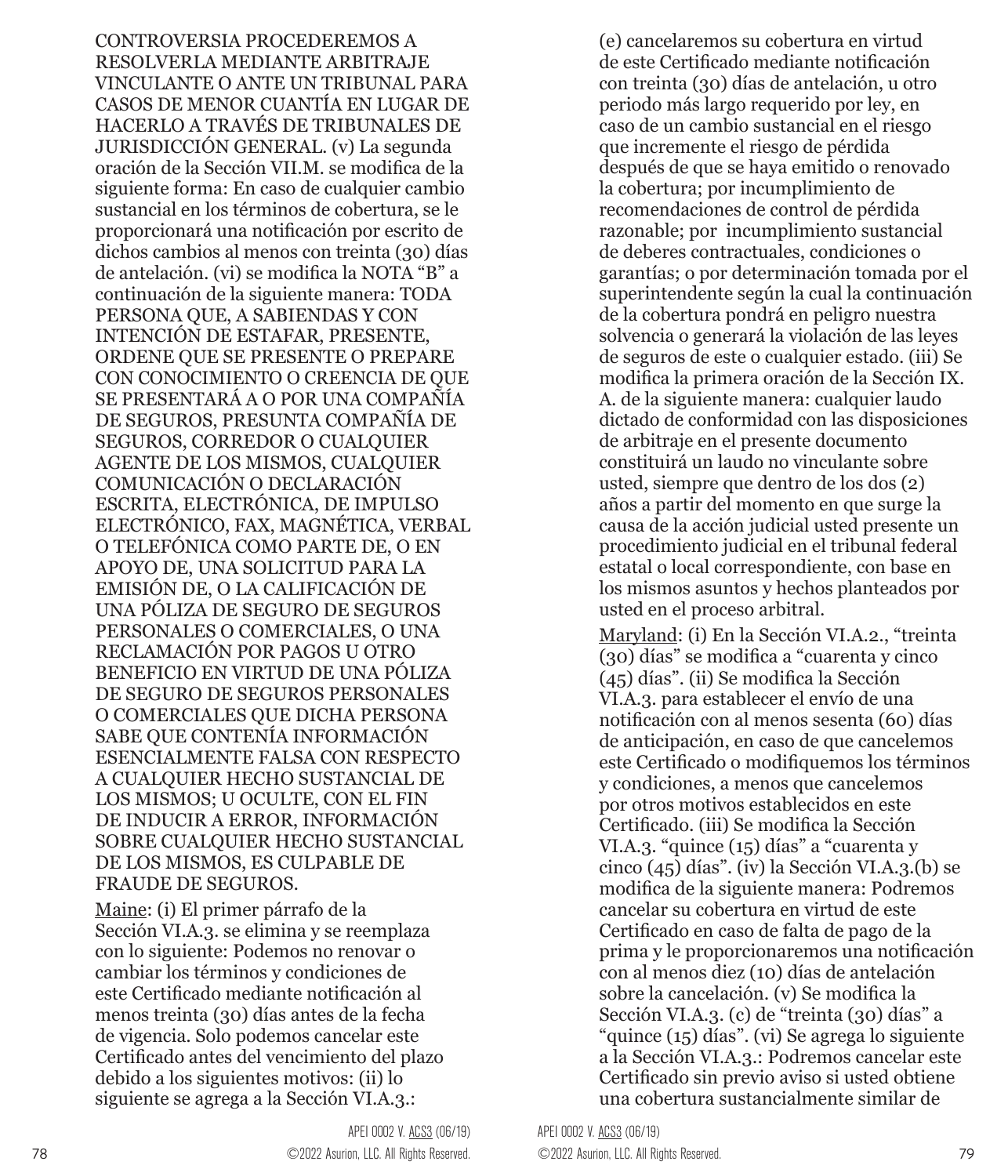CONTROVERSIA PROCEDEREMOS A RESOLVERLA MEDIANTE ARBITRAJE VINCULANTE O ANTE UN TRIBUNAL PARA CASOS DE MENOR CUANTÍA EN LUGAR DE HACERLO A TRAVÉS DE TRIBUNALES DE JURISDICCIÓN GENERAL. (v) La segunda oración de la Sección VII.M. se modifica de la siguiente forma: En caso de cualquier cambio sustancial en los términos de cobertura, se le proporcionará una notificación por escrito de dichos cambios al menos con treinta (30) días de antelación. (vi) se modifica la NOTA "B" a continuación de la siguiente manera: TODA PERSONA QUE, A SABIENDAS Y CON INTENCIÓN DE ESTAFAR, PRESENTE, ORDENE QUE SE PRESENTE O PREPARE CON CONOCIMIENTO O CREENCIA DE QUE SE PRESENTARÁ A O POR UNA COMPAÑÍA DE SEGUROS, PRESUNTA COMPAÑÍA DE SEGUROS, CORREDOR O CUALQUIER AGENTE DE LOS MISMOS, CUALQUIER COMUNICACIÓN O DECLARACIÓN ESCRITA, ELECTRÓNICA, DE IMPULSO ELECTRÓNICO, FAX, MAGNÉTICA, VERBAL O TELEFÓNICA COMO PARTE DE, O EN APOYO DE, UNA SOLICITUD PARA LA EMISIÓN DE, O LA CALIFICACIÓN DE UNA PÓLIZA DE SEGURO DE SEGUROS PERSONALES O COMERCIALES, O UNA RECLAMACIÓN POR PAGOS U OTRO BENEFICIO EN VIRTUD DE UNA PÓLIZA DE SEGURO DE SEGUROS PERSONALES O COMERCIALES QUE DICHA PERSONA SABE QUE CONTENÍA INFORMACIÓN ESENCIALMENTE FALSA CON RESPECTO A CUALQUIER HECHO SUSTANCIAL DE LOS MISMOS; U OCULTE, CON EL FIN DE INDUCIR A ERROR, INFORMACIÓN SOBRE CUALQUIER HECHO SUSTANCIAL DE LOS MISMOS, ES CULPABLE DE FRAUDE DE SEGUROS.

Maine: (i) El primer párrafo de la Sección VI.A.3. se elimina y se reemplaza con lo siguiente: Podemos no renovar o cambiar los términos y condiciones de este Certificado mediante notificación al menos treinta (30) días antes de la fecha de vigencia. Solo podemos cancelar este Certificado antes del vencimiento del plazo debido a los siguientes motivos: (ii) lo siguiente se agrega a la Sección VI.A.3.: (e) cancelaremos su cobertura en virtud de este Certificado mediante notificación con treinta (30) días de antelación, u otro periodo más largo requerido por ley, en caso de un cambio sustancial en el riesgo que incremente el riesgo de pérdida después de que se haya emitido o renovado la cobertura; por incumplimiento de recomendaciones de control de pérdida razonable; por incumplimiento sustancial de deberes contractuales, condiciones o garantías; o por determinación tomada por el superintendente según la cual la continuación de la cobertura pondrá en peligro nuestra solvencia o generará la violación de las leyes de seguros de este o cualquier estado. (iii) Se modifica la primera oración de la Sección IX. A. de la siguiente manera: cualquier laudo dictado de conformidad con las disposiciones de arbitraje en el presente documento constituirá un laudo no vinculante sobre usted, siempre que dentro de los dos (2) años a partir del momento en que surge la causa de la acción judicial usted presente un procedimiento judicial en el tribunal federal estatal o local correspondiente, con base en los mismos asuntos y hechos planteados por usted en el proceso arbitral.

Maryland: (i) En la Sección VI.A.2., "treinta (30) días" se modifica a "cuarenta y cinco (45) días". (ii) Se modifica la Sección VI.A.3. para establecer el envío de una notificación con al menos sesenta (60) días de anticipación, en caso de que cancelemos este Certificado o modifiquemos los términos y condiciones, a menos que cancelemos por otros motivos establecidos en este Certificado. (iii) Se modifica la Sección VI.A.3. "quince (15) días" a "cuarenta y cinco (45) días". (iv) la Sección VI.A.3.(b) se modifica de la siguiente manera: Podremos cancelar su cobertura en virtud de este Certificado en caso de falta de pago de la prima y le proporcionaremos una notificación con al menos diez (10) días de antelación sobre la cancelación. (v) Se modifica la Sección VI.A.3. (c) de "treinta (30) días" a "quince (15) días". (vi) Se agrega lo siguiente a la Sección VI.A.3.: Podremos cancelar este Certificado sin previo aviso si usted obtiene una cobertura sustancialmente similar de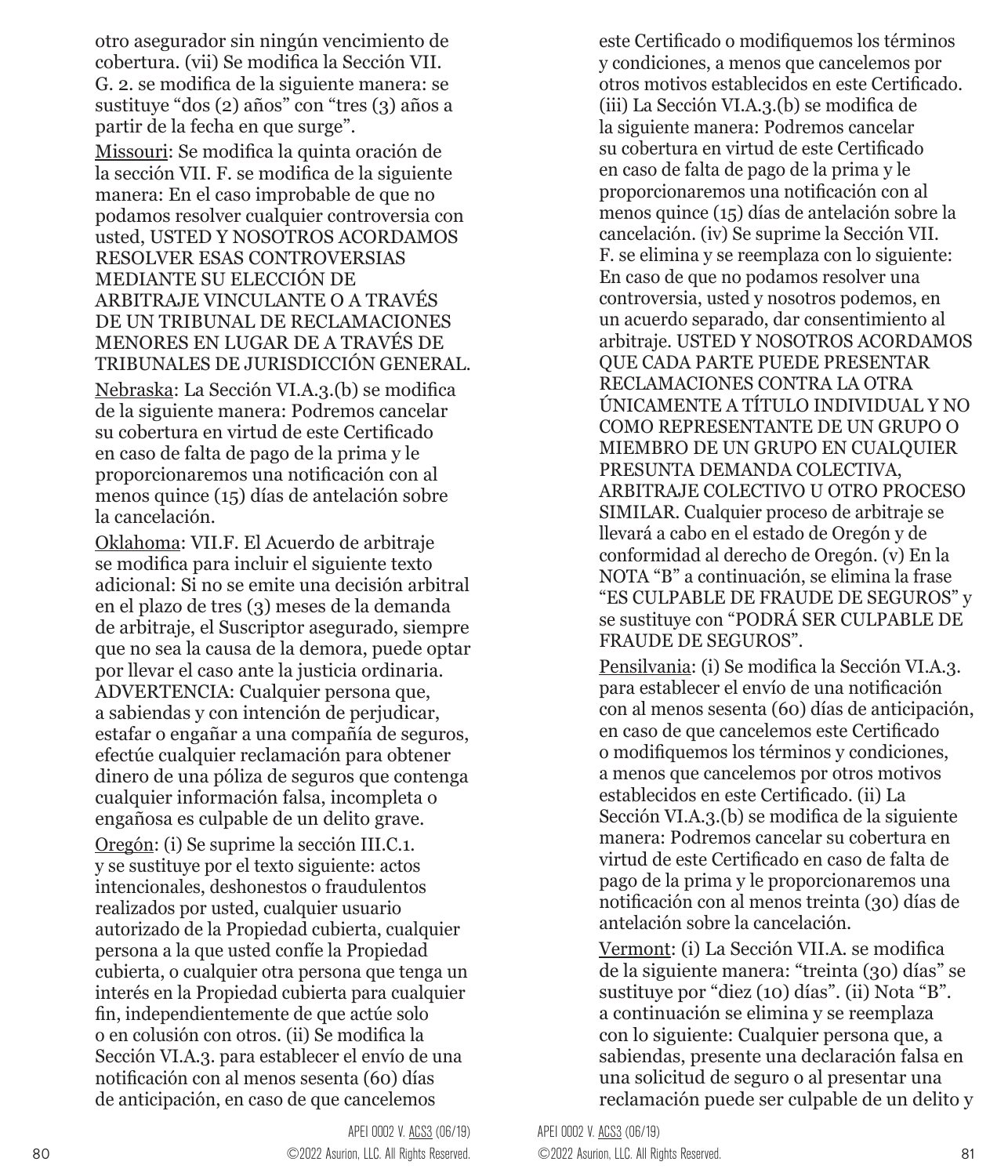otro asegurador sin ningún vencimiento de cobertura. (vii) Se modifica la Sección VII. G. 2. se modifica de la siguiente manera: se sustituye "dos (2) años" con "tres (3) años a partir de la fecha en que surge".

Missouri: Se modifica la quinta oración de la sección VII. F. se modifica de la siguiente manera: En el caso improbable de que no podamos resolver cualquier controversia con usted, USTED Y NOSOTROS ACORDAMOS RESOLVER ESAS CONTROVERSIAS MEDIANTE SU ELECCIÓN DE ARBITRAJE VINCULANTE O A TRAVÉS DE UN TRIBUNAL DE RECLAMACIONES MENORES EN LUGAR DE A TRAVÉS DE TRIBUNALES DE JURISDICCIÓN GENERAL.

Nebraska: La Sección VI.A.3.(b) se modifica de la siguiente manera: Podremos cancelar su cobertura en virtud de este Certificado en caso de falta de pago de la prima y le proporcionaremos una notificación con al menos quince (15) días de antelación sobre la cancelación.

Oklahoma: VII.F. El Acuerdo de arbitraje se modifica para incluir el siguiente texto adicional: Si no se emite una decisión arbitral en el plazo de tres (3) meses de la demanda de arbitraje, el Suscriptor asegurado, siempre que no sea la causa de la demora, puede optar por llevar el caso ante la justicia ordinaria. ADVERTENCIA: Cualquier persona que, a sabiendas y con intención de perjudicar, estafar o engañar a una compañía de seguros, efectúe cualquier reclamación para obtener dinero de una póliza de seguros que contenga cualquier información falsa, incompleta o engañosa es culpable de un delito grave.

Oregón: (i) Se suprime la sección III.C.1. y se sustituye por el texto siguiente: actos intencionales, deshonestos o fraudulentos realizados por usted, cualquier usuario autorizado de la Propiedad cubierta, cualquier persona a la que usted confíe la Propiedad cubierta, o cualquier otra persona que tenga un interés en la Propiedad cubierta para cualquier fin, independientemente de que actúe solo o en colusión con otros. (ii) Se modifica la Sección VI.A.3. para establecer el envío de una notificación con al menos sesenta (60) días de anticipación, en caso de que cancelemos este Certificado o modifiquemos los términos y condiciones, a menos que cancelemos por otros motivos establecidos en este Certificado. (iii) La Sección VI.A.3.(b) se modifica de la siguiente manera: Podremos cancelar su cobertura en virtud de este Certificado en caso de falta de pago de la prima y le proporcionaremos una notificación con al menos quince (15) días de antelación sobre la cancelación. (iv) Se suprime la Sección VII. F. se elimina y se reemplaza con lo siguiente: En caso de que no podamos resolver una controversia, usted y nosotros podemos, en un acuerdo separado, dar consentimiento al arbitraje. USTED Y NOSOTROS ACORDAMOS QUE CADA PARTE PUEDE PRESENTAR RECLAMACIONES CONTRA LA OTRA ÚNICAMENTE A TÍTULO INDIVIDUAL Y NO COMO REPRESENTANTE DE UN GRUPO O MIEMBRO DE UN GRUPO EN CUALQUIER PRESUNTA DEMANDA COLECTIVA, ARBITRAJE COLECTIVO U OTRO PROCESO SIMILAR. Cualquier proceso de arbitraje se llevará a cabo en el estado de Oregón y de conformidad al derecho de Oregón. (v) En la NOTA "B" a continuación, se elimina la frase "ES CULPABLE DE FRAUDE DE SEGUROS" y se sustituye con "PODRÁ SER CULPABLE DE FRAUDE DE SEGUROS".

Pensilvania: (i) Se modifica la Sección VI.A.3. para establecer el envío de una notificación con al menos sesenta (60) días de anticipación, en caso de que cancelemos este Certificado o modifiquemos los términos y condiciones, a menos que cancelemos por otros motivos establecidos en este Certificado. (ii) La Sección VI.A.3.(b) se modifica de la siguiente manera: Podremos cancelar su cobertura en virtud de este Certificado en caso de falta de pago de la prima y le proporcionaremos una notificación con al menos treinta (30) días de antelación sobre la cancelación.

Vermont: (i) La Sección VII.A. se modifica de la siguiente manera: "treinta (30) días" se sustituye por "diez (10) días". (ii) Nota "B". a continuación se elimina y se reemplaza con lo siguiente: Cualquier persona que, a sabiendas, presente una declaración falsa en una solicitud de seguro o al presentar una reclamación puede ser culpable de un delito y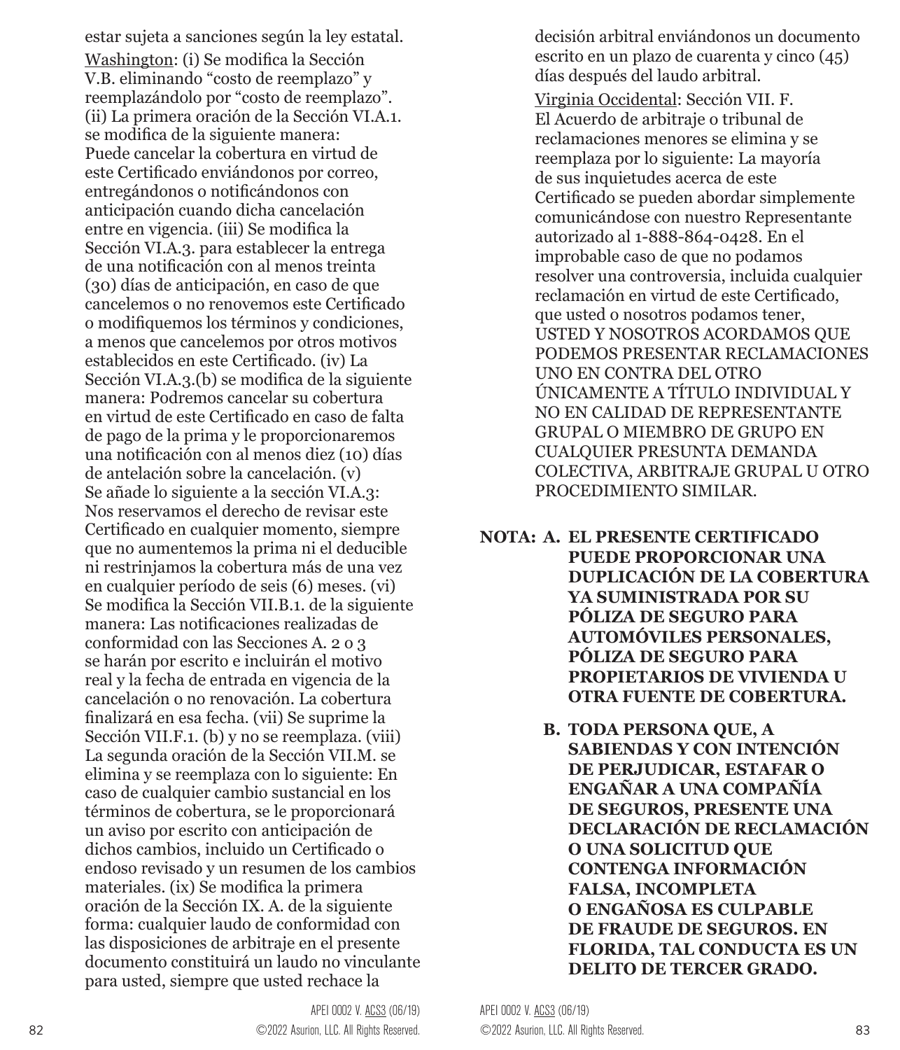estar sujeta a sanciones según la ley estatal.

Washington: (i) Se modifica la Sección V.B. eliminando "costo de reemplazo" y reemplazándolo por "costo de reemplazo". (ii) La primera oración de la Sección VI.A.1. se modifica de la siguiente manera: Puede cancelar la cobertura en virtud de este Certificado enviándonos por correo, entregándonos o notificándonos con anticipación cuando dicha cancelación entre en vigencia. (iii) Se modifica la Sección VI.A.3. para establecer la entrega de una notificación con al menos treinta (30) días de anticipación, en caso de que cancelemos o no renovemos este Certificado o modifiquemos los términos y condiciones, a menos que cancelemos por otros motivos establecidos en este Certificado. (iv) La Sección VI.A.3.(b) se modifica de la siguiente manera: Podremos cancelar su cobertura en virtud de este Certificado en caso de falta de pago de la prima y le proporcionaremos una notificación con al menos diez (10) días de antelación sobre la cancelación. (v) Se añade lo siguiente a la sección VI.A.3: Nos reservamos el derecho de revisar este Certificado en cualquier momento, siempre que no aumentemos la prima ni el deducible ni restrinjamos la cobertura más de una vez en cualquier período de seis (6) meses. (vi) Se modifica la Sección VII.B.1. de la siguiente manera: Las notificaciones realizadas de conformidad con las Secciones A. 2 o 3 se harán por escrito e incluirán el motivo real y la fecha de entrada en vigencia de la cancelación o no renovación. La cobertura finalizará en esa fecha. (vii) Se suprime la Sección VII.F.1. (b) y no se reemplaza. (viii) La segunda oración de la Sección VII.M. se elimina y se reemplaza con lo siguiente: En caso de cualquier cambio sustancial en los términos de cobertura, se le proporcionará un aviso por escrito con anticipación de dichos cambios, incluido un Certificado o endoso revisado y un resumen de los cambios materiales. (ix) Se modifica la primera oración de la Sección IX. A. de la siguiente forma: cualquier laudo de conformidad con las disposiciones de arbitraje en el presente documento constituirá un laudo no vinculante para usted, siempre que usted rechace la decisión arbitral enviándonos un documento escrito en un plazo de cuarenta y cinco (45) días después del laudo arbitral.

Virginia Occidental: Sección VII. F. El Acuerdo de arbitraje o tribunal de reclamaciones menores se elimina y se reemplaza por lo siguiente: La mayoría de sus inquietudes acerca de este Certificado se pueden abordar simplemente comunicándose con nuestro Representante autorizado al 1-888-864-0428. En el improbable caso de que no podamos resolver una controversia, incluida cualquier reclamación en virtud de este Certificado, que usted o nosotros podamos tener, USTED Y NOSOTROS ACORDAMOS QUE PODEMOS PRESENTAR RECLAMACIONES UNO EN CONTRA DEL OTRO ÚNICAMENTE A TÍTULO INDIVIDUAL Y NO EN CALIDAD DE REPRESENTANTE GRUPAL O MIEMBRO DE GRUPO EN CUALQUIER PRESUNTA DEMANDA COLECTIVA, ARBITRAJE GRUPAL U OTRO PROCEDIMIENTO SIMILAR.

**NOTA: A. EL PRESENTE CERTIFICADO PUEDE PROPORCIONAR UNA DUPLICACIÓN DE LA COBERTURA YA SUMINISTRADA POR SU PÓLIZA DE SEGURO PARA AUTOMÓVILES PERSONALES, PÓLIZA DE SEGURO PARA PROPIETARIOS DE VIVIENDA U OTRA FUENTE DE COBERTURA.**

**B. TODA PERSONA QUE, A SABIENDAS Y CON INTENCIÓN DE PERJUDICAR, ESTAFAR O ENGAÑAR A UNA COMPAÑÍA DE SEGUROS, PRESENTE UNA DECLARACIÓN DE RECLAMACIÓN O UNA SOLICITUD QUE CONTENGA INFORMACIÓN FALSA, INCOMPLETA O ENGAÑOSA ES CULPABLE DE FRAUDE DE SEGUROS. EN FLORIDA, TAL CONDUCTA ES UN DELITO DE TERCER GRADO.**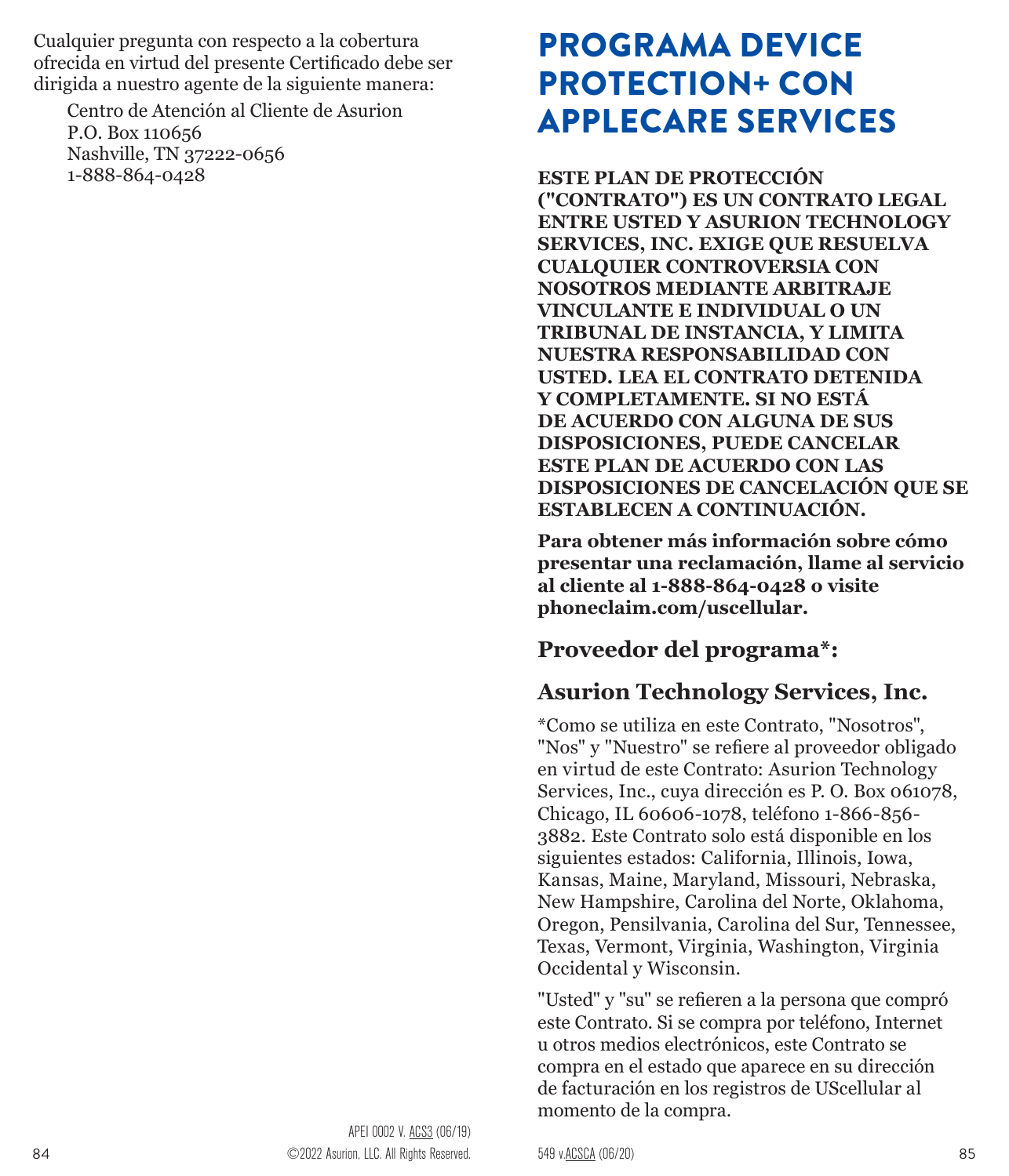Cualquier pregunta con respecto a la cobertura ofrecida en virtud del presente Certificado debe ser dirigida a nuestro agente de la siguiente manera:

Centro de Atención al Cliente de Asurion
P.O. Box 110656
Nashville, TN 37222-0656
1-888-864-0428

APEI 0002 V. ACS3 (06/19)
©2022 Asurion, LLC. All Rights Reserved.

# PROGRAMA DEVICE PROTECTION+ CON APPLECARE SERVICES

**ESTE PLAN DE PROTECCIÓN ("CONTRATO") ES UN CONTRATO LEGAL ENTRE USTED Y ASURION TECHNOLOGY SERVICES, INC. EXIGE QUE RESUELVA CUALQUIER CONTROVERSIA CON NOSOTROS MEDIANTE ARBITRAJE VINCULANTE E INDIVIDUAL O UN TRIBUNAL DE INSTANCIA, Y LIMITA NUESTRA RESPONSABILIDAD CON USTED. LEA EL CONTRATO DETENIDA Y COMPLETAMENTE. SI NO ESTÁ DE ACUERDO CON ALGUNA DE SUS DISPOSICIONES, PUEDE CANCELAR ESTE PLAN DE ACUERDO CON LAS DISPOSICIONES DE CANCELACIÓN QUE SE ESTABLECEN A CONTINUACIÓN.**

**Para obtener más información sobre cómo presentar una reclamación, llame al servicio al cliente al 1-888-864-0428 o visite phoneclaim.com/uscellular.**

## Proveedor del programa*:

## Asurion Technology Services, Inc.

*Como se utiliza en este Contrato, "Nosotros", "Nos" y "Nuestro" se refiere al proveedor obligado en virtud de este Contrato: Asurion Technology Services, Inc., cuya dirección es P. O. Box 061078, Chicago, IL 60606-1078, teléfono 1-866-856-3882. Este Contrato solo está disponible en los siguientes estados: California, Illinois, Iowa, Kansas, Maine, Maryland, Missouri, Nebraska, New Hampshire, Carolina del Norte, Oklahoma, Oregon, Pensilvania, Carolina del Sur, Tennessee, Texas, Vermont, Virginia, Washington, Virginia Occidental y Wisconsin.

"Usted" y "su" se refieren a la persona que compró este Contrato. Si se compra por teléfono, Internet u otros medios electrónicos, este Contrato se compra en el estado que aparece en su dirección de facturación en los registros de UScellular al momento de la compra.

549 v.ACSCA (06/20)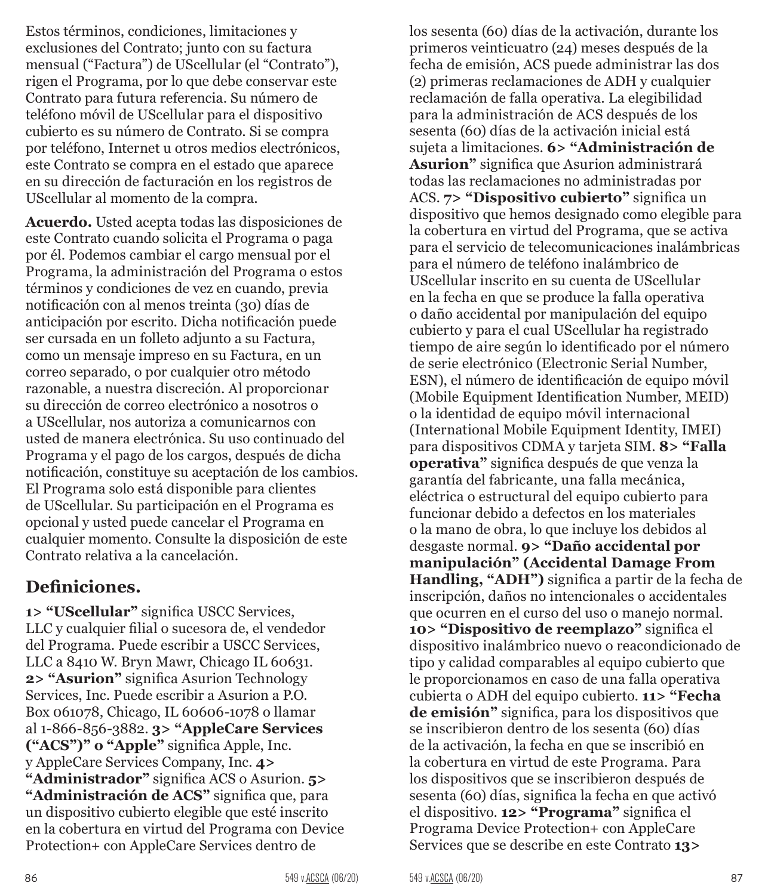Estos términos, condiciones, limitaciones y exclusiones del Contrato; junto con su factura mensual ("Factura") de UScellular (el "Contrato"), rigen el Programa, por lo que debe conservar este Contrato para futura referencia. Su número de teléfono móvil de UScellular para el dispositivo cubierto es su número de Contrato. Si se compra por teléfono, Internet u otros medios electrónicos, este Contrato se compra en el estado que aparece en su dirección de facturación en los registros de UScellular al momento de la compra.

**Acuerdo.** Usted acepta todas las disposiciones de este Contrato cuando solicita el Programa o paga por él. Podemos cambiar el cargo mensual por el Programa, la administración del Programa o estos términos y condiciones de vez en cuando, previa notificación con al menos treinta (30) días de anticipación por escrito. Dicha notificación puede ser cursada en un folleto adjunto a su Factura, como un mensaje impreso en su Factura, en un correo separado, o por cualquier otro método razonable, a nuestra discreción. Al proporcionar su dirección de correo electrónico a nosotros o a UScellular, nos autoriza a comunicarnos con usted de manera electrónica. Su uso continuado del Programa y el pago de los cargos, después de dicha notificación, constituye su aceptación de los cambios. El Programa solo está disponible para clientes de UScellular. Su participación en el Programa es opcional y usted puede cancelar el Programa en cualquier momento. Consulte la disposición de este Contrato relativa a la cancelación.

## Definiciones.

**1> "UScellular"** significa USCC Services, LLC y cualquier filial o sucesora de, el vendedor del Programa. Puede escribir a USCC Services, LLC a 8410 W. Bryn Mawr, Chicago IL 60631. **2> "Asurion"** significa Asurion Technology Services, Inc. Puede escribir a Asurion a P.O. Box 061078, Chicago, IL 60606-1078 o llamar al 1-866-856-3882. **3> "AppleCare Services ("ACS")" o "Apple"** significa Apple, Inc. y AppleCare Services Company, Inc. **4> "Administrador"** significa ACS o Asurion. **5> "Administración de ACS"** significa que, para un dispositivo cubierto elegible que esté inscrito en la cobertura en virtud del Programa con Device Protection+ con AppleCare Services dentro de los sesenta (60) días de la activación, durante los primeros veinticuatro (24) meses después de la fecha de emisión, ACS puede administrar las dos (2) primeras reclamaciones de ADH y cualquier reclamación de falla operativa. La elegibilidad para la administración de ACS después de los sesenta (60) días de la activación inicial está sujeta a limitaciones. **6> "Administración de Asurion"** significa que Asurion administrará todas las reclamaciones no administradas por ACS. **7> "Dispositivo cubierto"** significa un dispositivo que hemos designado como elegible para la cobertura en virtud del Programa, que se activa para el servicio de telecomunicaciones inalámbricas para el número de teléfono inalámbrico de UScellular inscrito en su cuenta de UScellular en la fecha en que se produce la falla operativa o daño accidental por manipulación del equipo cubierto y para el cual UScellular ha registrado tiempo de aire según lo identificado por el número de serie electrónico (Electronic Serial Number, ESN), el número de identificación de equipo móvil (Mobile Equipment Identification Number, MEID) o la identidad de equipo móvil internacional (International Mobile Equipment Identity, IMEI) para dispositivos CDMA y tarjeta SIM. **8> "Falla operativa"** significa después de que venza la garantía del fabricante, una falla mecánica, eléctrica o estructural del equipo cubierto para funcionar debido a defectos en los materiales o la mano de obra, lo que incluye los debidos al desgaste normal. **9> "Daño accidental por manipulación" (Accidental Damage From Handling, "ADH")** significa a partir de la fecha de inscripción, daños no intencionales o accidentales que ocurren en el curso del uso o manejo normal. **10> "Dispositivo de reemplazo"** significa el dispositivo inalámbrico nuevo o reacondicionado de tipo y calidad comparables al equipo cubierto que le proporcionamos en caso de una falla operativa cubierta o ADH del equipo cubierto. **11> "Fecha de emisión"** significa, para los dispositivos que se inscribieron dentro de los sesenta (60) días de la activación, la fecha en que se inscribió en la cobertura en virtud de este Programa. Para los dispositivos que se inscribieron después de sesenta (60) días, significa la fecha en que activó el dispositivo. **12> "Programa"** significa el Programa Device Protection+ con AppleCare Services que se describe en este Contrato **13>**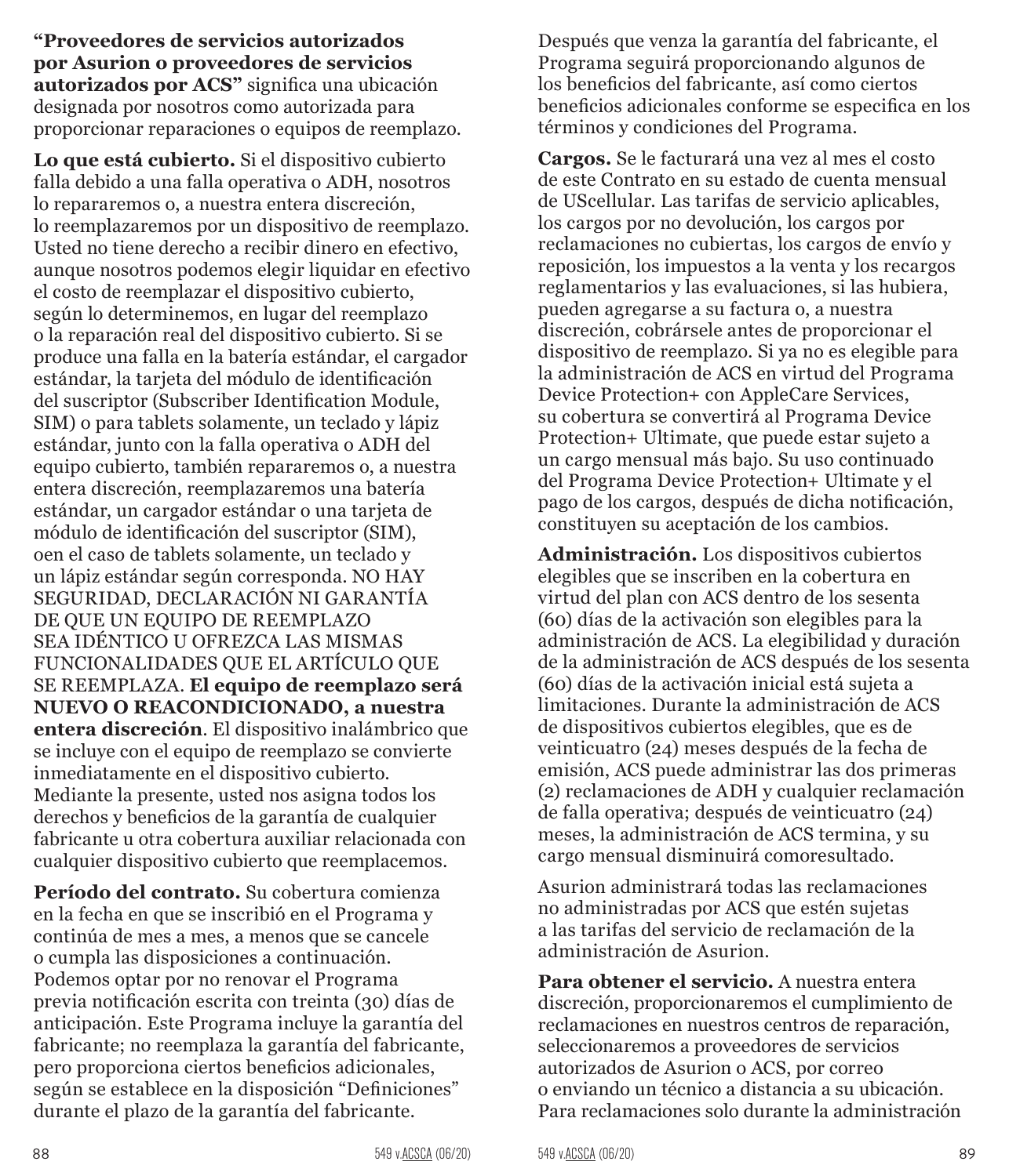**"Proveedores de servicios autorizados por Asurion o proveedores de servicios autorizados por ACS"** significa una ubicación designada por nosotros como autorizada para proporcionar reparaciones o equipos de reemplazo.

**Lo que está cubierto.** Si el dispositivo cubierto falla debido a una falla operativa o ADH, nosotros lo repararemos o, a nuestra entera discreción, lo reemplazaremos por un dispositivo de reemplazo. Usted no tiene derecho a recibir dinero en efectivo, aunque nosotros podemos elegir liquidar en efectivo el costo de reemplazar el dispositivo cubierto, según lo determinemos, en lugar del reemplazo o la reparación real del dispositivo cubierto. Si se produce una falla en la batería estándar, el cargador estándar, la tarjeta del módulo de identificación del suscriptor (Subscriber Identification Module, SIM) o para tablets solamente, un teclado y lápiz estándar, junto con la falla operativa o ADH del equipo cubierto, también repararemos o, a nuestra entera discreción, reemplazaremos una batería estándar, un cargador estándar o una tarjeta de módulo de identificación del suscriptor (SIM), oen el caso de tablets solamente, un teclado y un lápiz estándar según corresponda. NO HAY SEGURIDAD, DECLARACIÓN NI GARANTÍA DE QUE UN EQUIPO DE REEMPLAZO SEA IDÉNTICO U OFREZCA LAS MISMAS FUNCIONALIDADES QUE EL ARTÍCULO QUE SE REEMPLAZA. **El equipo de reemplazo será NUEVO O REACONDICIONADO, a nuestra entera discreción**. El dispositivo inalámbrico que se incluye con el equipo de reemplazo se convierte inmediatamente en el dispositivo cubierto. Mediante la presente, usted nos asigna todos los derechos y beneficios de la garantía de cualquier fabricante u otra cobertura auxiliar relacionada con cualquier dispositivo cubierto que reemplacemos.

**Período del contrato.** Su cobertura comienza en la fecha en que se inscribió en el Programa y continúa de mes a mes, a menos que se cancele o cumpla las disposiciones a continuación. Podemos optar por no renovar el Programa previa notificación escrita con treinta (30) días de anticipación. Este Programa incluye la garantía del fabricante; no reemplaza la garantía del fabricante, pero proporciona ciertos beneficios adicionales, según se establece en la disposición "Definiciones" durante el plazo de la garantía del fabricante. Después que venza la garantía del fabricante, el Programa seguirá proporcionando algunos de los beneficios del fabricante, así como ciertos beneficios adicionales conforme se especifica en los términos y condiciones del Programa.

**Cargos.** Se le facturará una vez al mes el costo de este Contrato en su estado de cuenta mensual de UScellular. Las tarifas de servicio aplicables, los cargos por no devolución, los cargos por reclamaciones no cubiertas, los cargos de envío y reposición, los impuestos a la venta y los recargos reglamentarios y las evaluaciones, si las hubiera, pueden agregarse a su factura o, a nuestra discreción, cobrársele antes de proporcionar el dispositivo de reemplazo. Si ya no es elegible para la administración de ACS en virtud del Programa Device Protection+ con AppleCare Services, su cobertura se convertirá al Programa Device Protection+ Ultimate, que puede estar sujeto a un cargo mensual más bajo. Su uso continuado del Programa Device Protection+ Ultimate y el pago de los cargos, después de dicha notificación, constituyen su aceptación de los cambios.

**Administración.** Los dispositivos cubiertos elegibles que se inscriben en la cobertura en virtud del plan con ACS dentro de los sesenta (60) días de la activación son elegibles para la administración de ACS. La elegibilidad y duración de la administración de ACS después de los sesenta (60) días de la activación inicial está sujeta a limitaciones. Durante la administración de ACS de dispositivos cubiertos elegibles, que es de veinticuatro (24) meses después de la fecha de emisión, ACS puede administrar las dos primeras (2) reclamaciones de ADH y cualquier reclamación de falla operativa; después de veinticuatro (24) meses, la administración de ACS termina, y su cargo mensual disminuirá comoresultado.

Asurion administrará todas las reclamaciones no administradas por ACS que estén sujetas a las tarifas del servicio de reclamación de la administración de Asurion.

**Para obtener el servicio.** A nuestra entera discreción, proporcionaremos el cumplimiento de reclamaciones en nuestros centros de reparación, seleccionaremos a proveedores de servicios autorizados de Asurion o ACS, por correo o enviando un técnico a distancia a su ubicación. Para reclamaciones solo durante la administración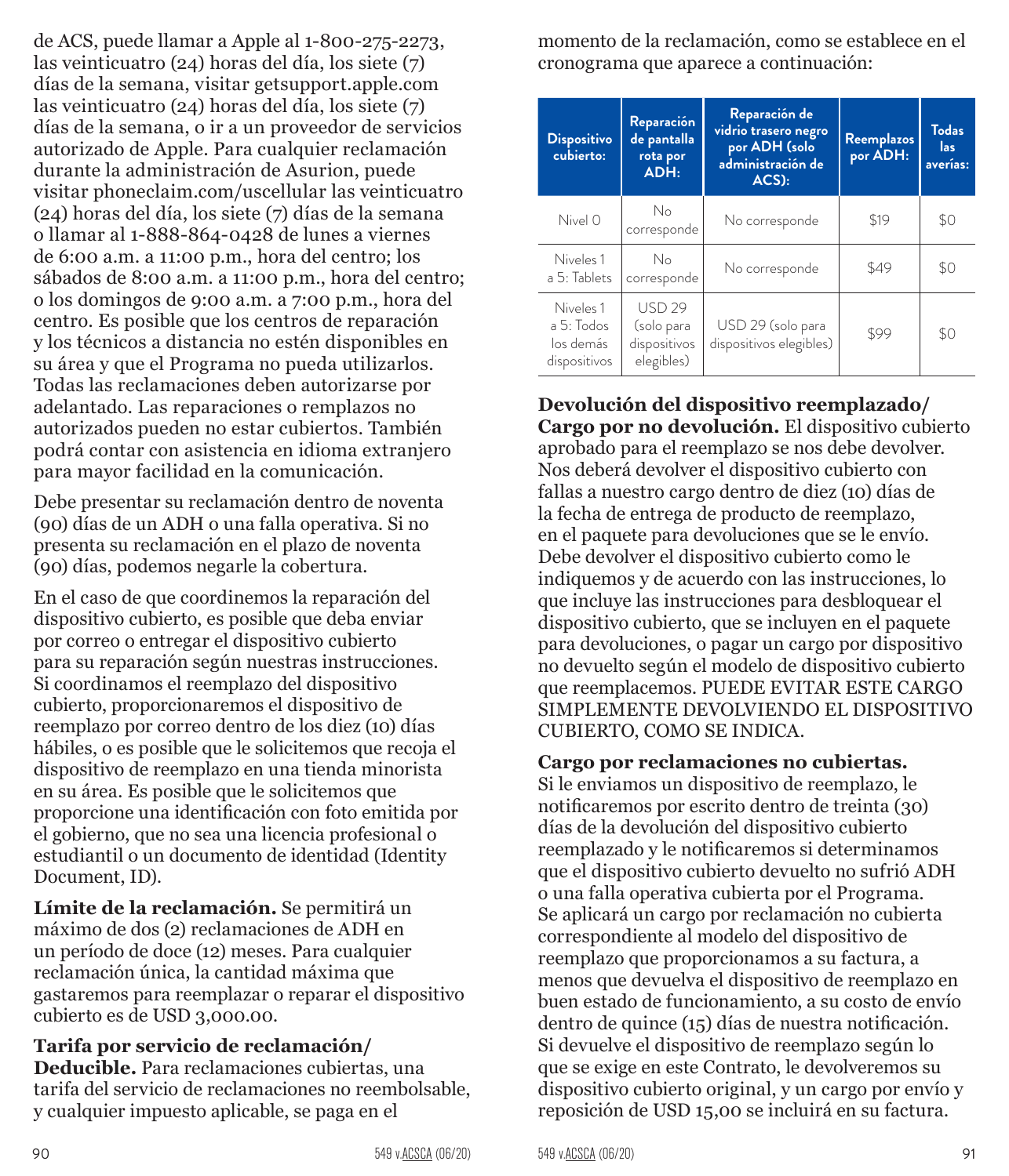de ACS, puede llamar a Apple al 1-800-275-2273, las veinticuatro (24) horas del día, los siete (7) días de la semana, visitar getsupport.apple.com las veinticuatro (24) horas del día, los siete (7) días de la semana, o ir a un proveedor de servicios autorizado de Apple. Para cualquier reclamación durante la administración de Asurion, puede visitar phoneclaim.com/uscellular las veinticuatro (24) horas del día, los siete (7) días de la semana o llamar al 1-888-864-0428 de lunes a viernes de 6:00 a.m. a 11:00 p.m., hora del centro; los sábados de 8:00 a.m. a 11:00 p.m., hora del centro; o los domingos de 9:00 a.m. a 7:00 p.m., hora del centro. Es posible que los centros de reparación y los técnicos a distancia no estén disponibles en su área y que el Programa no pueda utilizarlos. Todas las reclamaciones deben autorizarse por adelantado. Las reparaciones o remplazos no autorizados pueden no estar cubiertos. También podrá contar con asistencia en idioma extranjero para mayor facilidad en la comunicación.

Debe presentar su reclamación dentro de noventa (90) días de un ADH o una falla operativa. Si no presenta su reclamación en el plazo de noventa (90) días, podemos negarle la cobertura.

En el caso de que coordinemos la reparación del dispositivo cubierto, es posible que deba enviar por correo o entregar el dispositivo cubierto para su reparación según nuestras instrucciones. Si coordinamos el reemplazo del dispositivo cubierto, proporcionaremos el dispositivo de reemplazo por correo dentro de los diez (10) días hábiles, o es posible que le solicitemos que recoja el dispositivo de reemplazo en una tienda minorista en su área. Es posible que le solicitemos que proporcione una identificación con foto emitida por el gobierno, que no sea una licencia profesional o estudiantil o un documento de identidad (Identity Document, ID).

**Límite de la reclamación.** Se permitirá un máximo de dos (2) reclamaciones de ADH en un período de doce (12) meses. Para cualquier reclamación única, la cantidad máxima que gastaremos para reemplazar o reparar el dispositivo cubierto es de USD 3,000.00.

**Tarifa por servicio de reclamación/ Deducible.** Para reclamaciones cubiertas, una tarifa del servicio de reclamaciones no reembolsable, y cualquier impuesto aplicable, se paga en el momento de la reclamación, como se establece en el cronograma que aparece a continuación:

| Dispositivo cubierto: | Reparación de pantalla rota por ADH: | Reparación de vidrio trasero negro por ADH (solo administración de ACS): | Reemplazos por ADH: | Todas las averías: |
|---|---|---|---|---|
| Nivel 0 | No corresponde | No corresponde | $19 | $0 |
| Niveles 1 a 5: Tablets | No corresponde | No corresponde | $49 | $0 |
| Niveles 1 a 5: Todos los demás dispositivos | USD 29 (solo para dispositivos elegibles) | USD 29 (solo para dispositivos elegibles) | $99 | $0 |

**Devolución del dispositivo reemplazado/ Cargo por no devolución.** El dispositivo cubierto aprobado para el reemplazo se nos debe devolver. Nos deberá devolver el dispositivo cubierto con fallas a nuestro cargo dentro de diez (10) días de la fecha de entrega de producto de reemplazo, en el paquete para devoluciones que se le envío. Debe devolver el dispositivo cubierto como le indiquemos y de acuerdo con las instrucciones, lo que incluye las instrucciones para desbloquear el dispositivo cubierto, que se incluyen en el paquete para devoluciones, o pagar un cargo por dispositivo no devuelto según el modelo de dispositivo cubierto que reemplacemos. PUEDE EVITAR ESTE CARGO SIMPLEMENTE DEVOLVIENDO EL DISPOSITIVO CUBIERTO, COMO SE INDICA.

**Cargo por reclamaciones no cubiertas.** Si le enviamos un dispositivo de reemplazo, le notificaremos por escrito dentro de treinta (30) días de la devolución del dispositivo cubierto reemplazado y le notificaremos si determinamos que el dispositivo cubierto devuelto no sufrió ADH o una falla operativa cubierta por el Programa. Se aplicará un cargo por reclamación no cubierta correspondiente al modelo del dispositivo de reemplazo que proporcionamos a su factura, a menos que devuelva el dispositivo de reemplazo en buen estado de funcionamiento, a su costo de envío dentro de quince (15) días de nuestra notificación. Si devuelve el dispositivo de reemplazo según lo que se exige en este Contrato, le devolveremos su dispositivo cubierto original, y un cargo por envío y reposición de USD 15,00 se incluirá en su factura.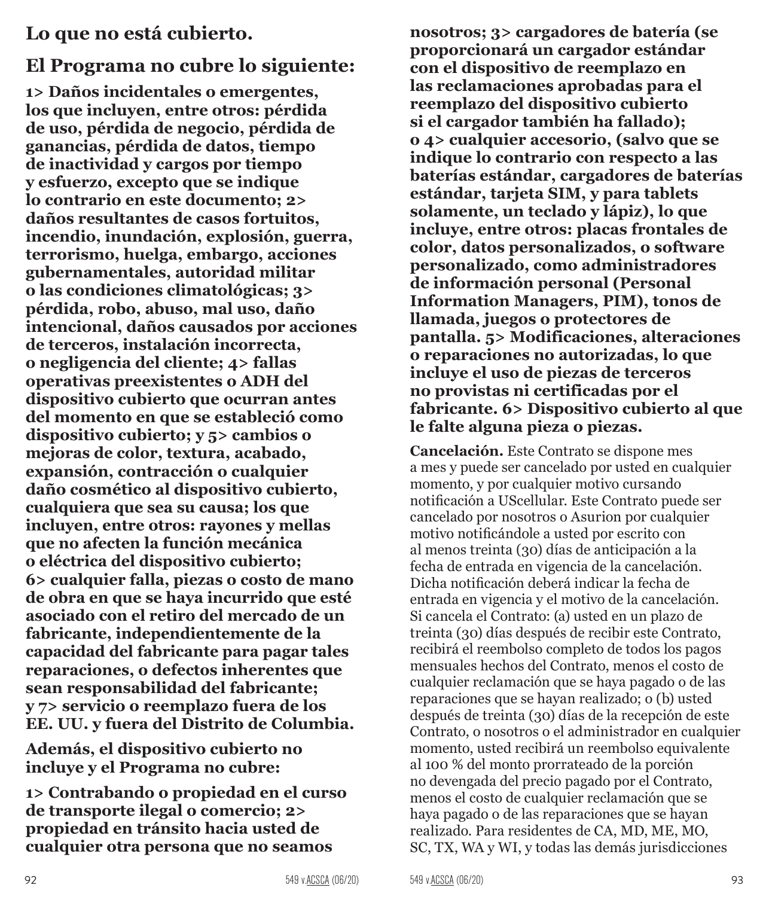## Lo que no está cubierto.

## El Programa no cubre lo siguiente:

**1> Daños incidentales o emergentes, los que incluyen, entre otros: pérdida de uso, pérdida de negocio, pérdida de ganancias, pérdida de datos, tiempo de inactividad y cargos por tiempo y esfuerzo, excepto que se indique lo contrario en este documento; 2> daños resultantes de casos fortuitos, incendio, inundación, explosión, guerra, terrorismo, huelga, embargo, acciones gubernamentales, autoridad militar o las condiciones climatológicas; 3> pérdida, robo, abuso, mal uso, daño intencional, daños causados por acciones de terceros, instalación incorrecta, o negligencia del cliente; 4> fallas operativas preexistentes o ADH del dispositivo cubierto que ocurran antes del momento en que se estableció como dispositivo cubierto; y 5> cambios o mejoras de color, textura, acabado, expansión, contracción o cualquier daño cosmético al dispositivo cubierto, cualquiera que sea su causa; los que incluyen, entre otros: rayones y mellas que no afecten la función mecánica o eléctrica del dispositivo cubierto; 6> cualquier falla, piezas o costo de mano de obra en que se haya incurrido que esté asociado con el retiro del mercado de un fabricante, independientemente de la capacidad del fabricante para pagar tales reparaciones, o defectos inherentes que sean responsabilidad del fabricante; y 7> servicio o reemplazo fuera de los EE. UU. y fuera del Distrito de Columbia.**

**Además, el dispositivo cubierto no incluye y el Programa no cubre:**

**1> Contrabando o propiedad en el curso de transporte ilegal o comercio; 2> propiedad en tránsito hacia usted de cualquier otra persona que no seamos nosotros; 3> cargadores de batería (se proporcionará un cargador estándar con el dispositivo de reemplazo en las reclamaciones aprobadas para el reemplazo del dispositivo cubierto si el cargador también ha fallado); o 4> cualquier accesorio, (salvo que se indique lo contrario con respecto a las baterías estándar, cargadores de baterías estándar, tarjeta SIM, y para tablets solamente, un teclado y lápiz), lo que incluye, entre otros: placas frontales de color, datos personalizados, o software personalizado, como administradores de información personal (Personal Information Managers, PIM), tonos de llamada, juegos o protectores de pantalla. 5> Modificaciones, alteraciones o reparaciones no autorizadas, lo que incluye el uso de piezas de terceros no provistas ni certificadas por el fabricante. 6> Dispositivo cubierto al que le falte alguna pieza o piezas.**

**Cancelación.** Este Contrato se dispone mes a mes y puede ser cancelado por usted en cualquier momento, y por cualquier motivo cursando notificación a UScellular. Este Contrato puede ser cancelado por nosotros o Asurion por cualquier motivo notificándole a usted por escrito con al menos treinta (30) días de anticipación a la fecha de entrada en vigencia de la cancelación. Dicha notificación deberá indicar la fecha de entrada en vigencia y el motivo de la cancelación. Si cancela el Contrato: (a) usted en un plazo de treinta (30) días después de recibir este Contrato, recibirá el reembolso completo de todos los pagos mensuales hechos del Contrato, menos el costo de cualquier reclamación que se haya pagado o de las reparaciones que se hayan realizado; o (b) usted después de treinta (30) días de la recepción de este Contrato, o nosotros o el administrador en cualquier momento, usted recibirá un reembolso equivalente al 100 % del monto prorrateado de la porción no devengada del precio pagado por el Contrato, menos el costo de cualquier reclamación que se haya pagado o de las reparaciones que se hayan realizado. Para residentes de CA, MD, ME, MO, SC, TX, WA y WI, y todas las demás jurisdicciones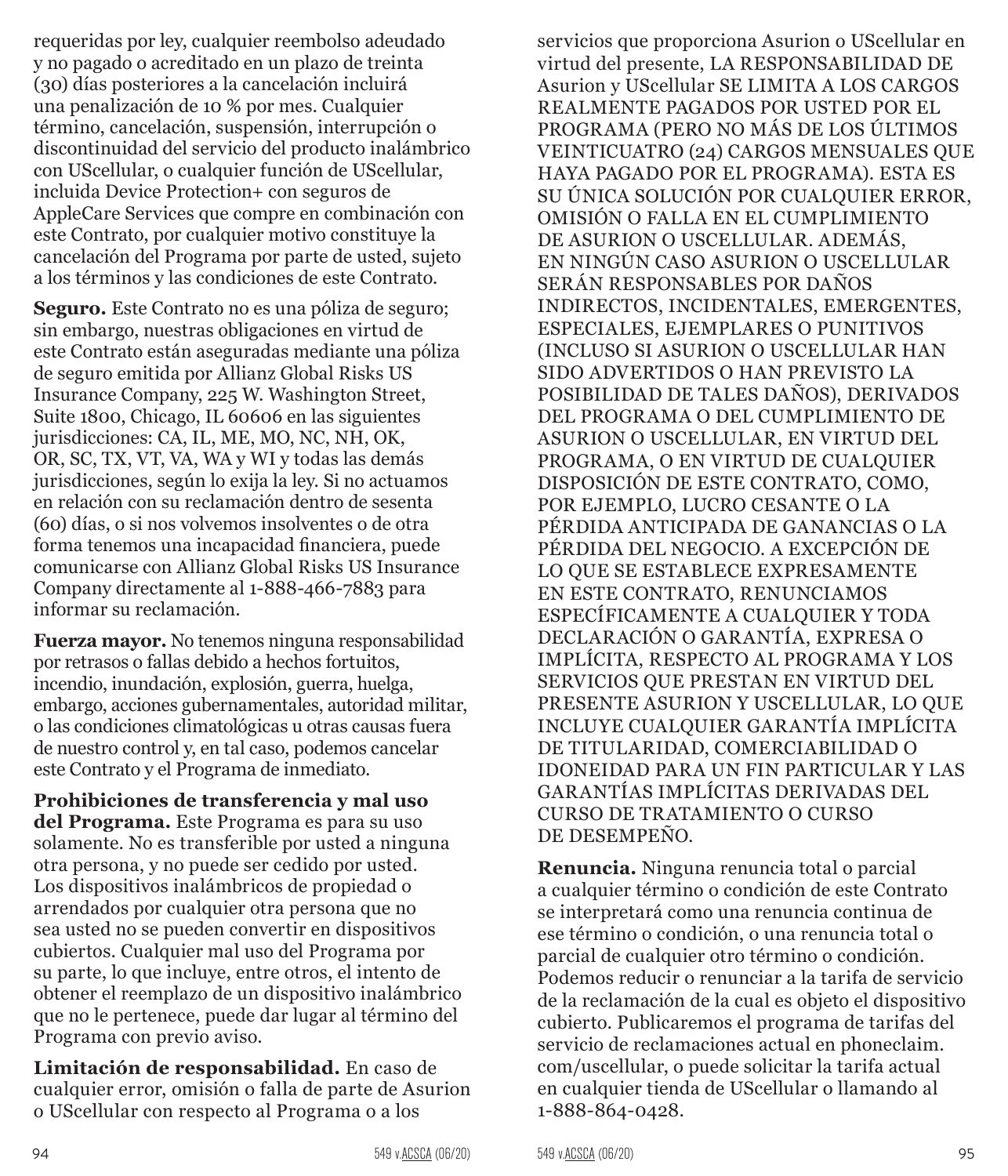requeridas por ley, cualquier reembolso adeudado y no pagado o acreditado en un plazo de treinta (30) días posteriores a la cancelación incluirá una penalización de 10 % por mes. Cualquier término, cancelación, suspensión, interrupción o discontinuidad del servicio del producto inalámbrico con UScellular, o cualquier función de UScellular, incluida Device Protection+ con seguros de AppleCare Services que compre en combinación con este Contrato, por cualquier motivo constituye la cancelación del Programa por parte de usted, sujeto a los términos y las condiciones de este Contrato.

**Seguro.** Este Contrato no es una póliza de seguro; sin embargo, nuestras obligaciones en virtud de este Contrato están aseguradas mediante una póliza de seguro emitida por Allianz Global Risks US Insurance Company, 225 W. Washington Street, Suite 1800, Chicago, IL 60606 en las siguientes jurisdicciones: CA, IL, ME, MO, NC, NH, OK, OR, SC, TX, VT, VA, WA y WI y todas las demás jurisdicciones, según lo exija la ley. Si no actuamos en relación con su reclamación dentro de sesenta (60) días, o si nos volvemos insolventes o de otra forma tenemos una incapacidad financiera, puede comunicarse con Allianz Global Risks US Insurance Company directamente al 1-888-466-7883 para informar su reclamación.

**Fuerza mayor.** No tenemos ninguna responsabilidad por retrasos o fallas debido a hechos fortuitos, incendio, inundación, explosión, guerra, huelga, embargo, acciones gubernamentales, autoridad militar, o las condiciones climatológicas u otras causas fuera de nuestro control y, en tal caso, podemos cancelar este Contrato y el Programa de inmediato.

**Prohibiciones de transferencia y mal uso del Programa.** Este Programa es para su uso solamente. No es transferible por usted a ninguna otra persona, y no puede ser cedido por usted. Los dispositivos inalámbricos de propiedad o arrendados por cualquier otra persona que no sea usted no se pueden convertir en dispositivos cubiertos. Cualquier mal uso del Programa por su parte, lo que incluye, entre otros, el intento de obtener el reemplazo de un dispositivo inalámbrico que no le pertenece, puede dar lugar al término del Programa con previo aviso.

**Limitación de responsabilidad.** En caso de cualquier error, omisión o falla de parte de Asurion o UScellular con respecto al Programa o a los servicios que proporciona Asurion o UScellular en virtud del presente, LA RESPONSABILIDAD DE Asurion y UScellular SE LIMITA A LOS CARGOS REALMENTE PAGADOS POR USTED POR EL PROGRAMA (PERO NO MÁS DE LOS ÚLTIMOS VEINTICUATRO (24) CARGOS MENSUALES QUE HAYA PAGADO POR EL PROGRAMA). ESTA ES SU ÚNICA SOLUCIÓN POR CUALQUIER ERROR, OMISIÓN O FALLA EN EL CUMPLIMIENTO DE ASURION O USCELLULAR. ADEMÁS, EN NINGÚN CASO ASURION O USCELLULAR SERÁN RESPONSABLES POR DAÑOS INDIRECTOS, INCIDENTALES, EMERGENTES, ESPECIALES, EJEMPLARES O PUNITIVOS (INCLUSO SI ASURION O USCELLULAR HAN SIDO ADVERTIDOS O HAN PREVISTO LA POSIBILIDAD DE TALES DAÑOS), DERIVADOS DEL PROGRAMA O DEL CUMPLIMIENTO DE ASURION O USCELLULAR, EN VIRTUD DEL PROGRAMA, O EN VIRTUD DE CUALQUIER DISPOSICIÓN DE ESTE CONTRATO, COMO, POR EJEMPLO, LUCRO CESANTE O LA PÉRDIDA ANTICIPADA DE GANANCIAS O LA PÉRDIDA DEL NEGOCIO. A EXCEPCIÓN DE LO QUE SE ESTABLECE EXPRESAMENTE EN ESTE CONTRATO, RENUNCIAMOS ESPECÍFICAMENTE A CUALQUIER Y TODA DECLARACIÓN O GARANTÍA, EXPRESA O IMPLÍCITA, RESPECTO AL PROGRAMA Y LOS SERVICIOS QUE PRESTAN EN VIRTUD DEL PRESENTE ASURION Y USCELLULAR, LO QUE INCLUYE CUALQUIER GARANTÍA IMPLÍCITA DE TITULARIDAD, COMERCIABILIDAD O IDONEIDAD PARA UN FIN PARTICULAR Y LAS GARANTÍAS IMPLÍCITAS DERIVADAS DEL CURSO DE TRATAMIENTO O CURSO DE DESEMPEÑO.

**Renuncia.** Ninguna renuncia total o parcial a cualquier término o condición de este Contrato se interpretará como una renuncia continua de ese término o condición, o una renuncia total o parcial de cualquier otro término o condición. Podemos reducir o renunciar a la tarifa de servicio de la reclamación de la cual es objeto el dispositivo cubierto. Publicaremos el programa de tarifas del servicio de reclamaciones actual en phoneclaim.com/uscellular, o puede solicitar la tarifa actual en cualquier tienda de UScellular o llamando al 1-888-864-0428.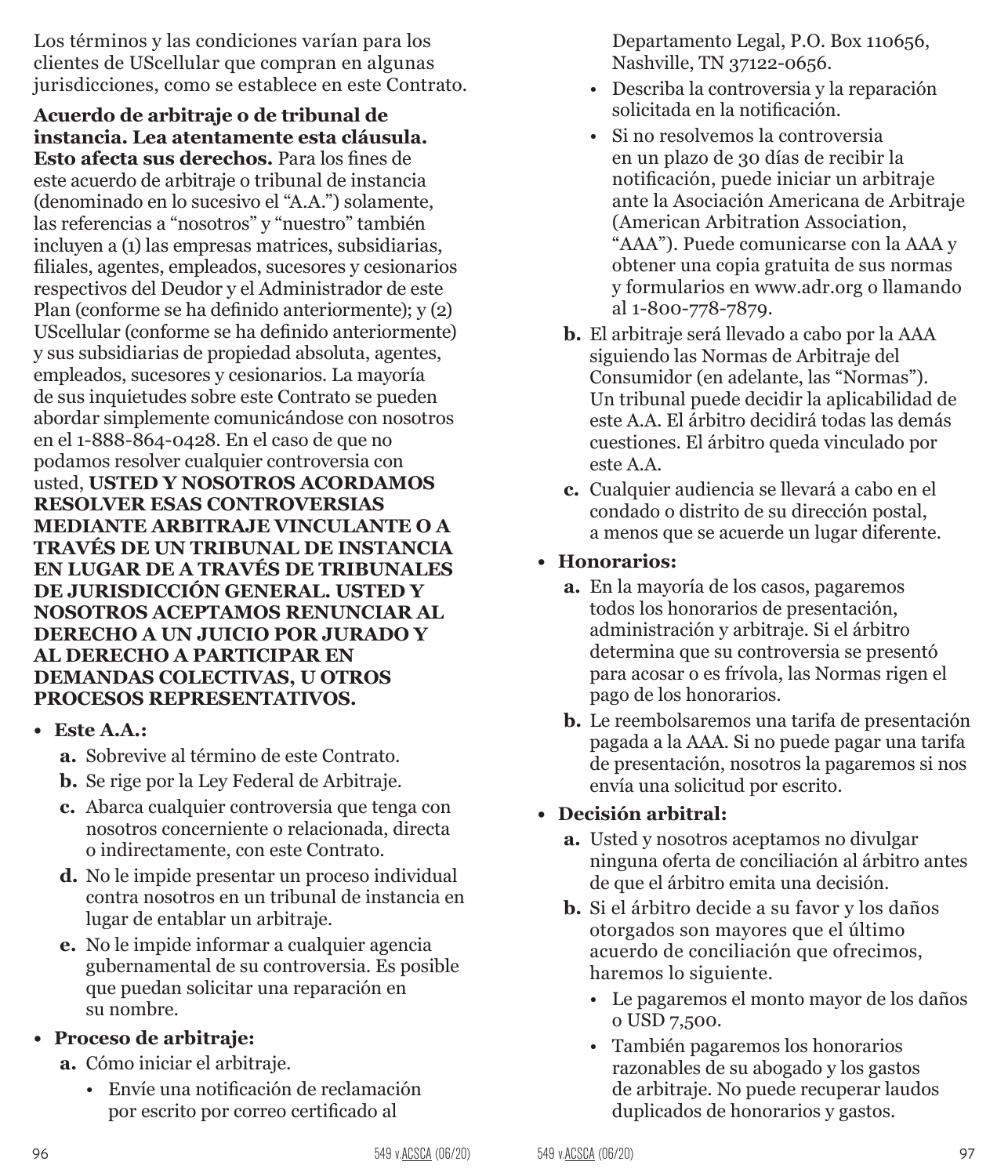Los términos y las condiciones varían para los clientes de UScellular que compran en algunas jurisdicciones, como se establece en este Contrato.

**Acuerdo de arbitraje o de tribunal de instancia. Lea atentamente esta cláusula. Esto afecta sus derechos.** Para los fines de este acuerdo de arbitraje o tribunal de instancia (denominado en lo sucesivo el "A.A.") solamente, las referencias a "nosotros" y "nuestro" también incluyen a (1) las empresas matrices, subsidiarias, filiales, agentes, empleados, sucesores y cesionarios respectivos del Deudor y el Administrador de este Plan (conforme se ha definido anteriormente); y (2) UScellular (conforme se ha definido anteriormente) y sus subsidiarias de propiedad absoluta, agentes, empleados, sucesores y cesionarios. La mayoría de sus inquietudes sobre este Contrato se pueden abordar simplemente comunicándose con nosotros en el 1-888-864-0428. En el caso de que no podamos resolver cualquier controversia con usted, **USTED Y NOSOTROS ACORDAMOS RESOLVER ESAS CONTROVERSIAS MEDIANTE ARBITRAJE VINCULANTE O A TRAVÉS DE UN TRIBUNAL DE INSTANCIA EN LUGAR DE A TRAVÉS DE TRIBUNALES DE JURISDICCIÓN GENERAL. USTED Y NOSOTROS ACEPTAMOS RENUNCIAR AL DERECHO A UN JUICIO POR JURADO Y AL DERECHO A PARTICIPAR EN DEMANDAS COLECTIVAS, U OTROS PROCESOS REPRESENTATIVOS.**

- **Este A.A.:**
  - **a.** Sobrevive al término de este Contrato.
  - **b.** Se rige por la Ley Federal de Arbitraje.
  - **c.** Abarca cualquier controversia que tenga con nosotros concerniente o relacionada, directa o indirectamente, con este Contrato.
  - **d.** No le impide presentar un proceso individual contra nosotros en un tribunal de instancia en lugar de entablar un arbitraje.
  - **e.** No le impide informar a cualquier agencia gubernamental de su controversia. Es posible que puedan solicitar una reparación en su nombre.
- **Proceso de arbitraje:**
  - **a.** Cómo iniciar el arbitraje.
    - Envíe una notificación de reclamación por escrito por correo certificado al Departamento Legal, P.O. Box 110656, Nashville, TN 37122-0656.
    - Describa la controversia y la reparación solicitada en la notificación.
    - Si no resolvemos la controversia en un plazo de 30 días de recibir la notificación, puede iniciar un arbitraje ante la Asociación Americana de Arbitraje (American Arbitration Association, "AAA"). Puede comunicarse con la AAA y obtener una copia gratuita de sus normas y formularios en www.adr.org o llamando al 1-800-778-7879.
  - **b.** El arbitraje será llevado a cabo por la AAA siguiendo las Normas de Arbitraje del Consumidor (en adelante, las "Normas"). Un tribunal puede decidir la aplicabilidad de este A.A. El árbitro decidirá todas las demás cuestiones. El árbitro queda vinculado por este A.A.
  - **c.** Cualquier audiencia se llevará a cabo en el condado o distrito de su dirección postal, a menos que se acuerde un lugar diferente.
- **Honorarios:**
  - **a.** En la mayoría de los casos, pagaremos todos los honorarios de presentación, administración y arbitraje. Si el árbitro determina que su controversia se presentó para acosar o es frívola, las Normas rigen el pago de los honorarios.
  - **b.** Le reembolsaremos una tarifa de presentación pagada a la AAA. Si no puede pagar una tarifa de presentación, nosotros la pagaremos si nos envía una solicitud por escrito.
- **Decisión arbitral:**
  - **a.** Usted y nosotros aceptamos no divulgar ninguna oferta de conciliación al árbitro antes de que el árbitro emita una decisión.
  - **b.** Si el árbitro decide a su favor y los daños otorgados son mayores que el último acuerdo de conciliación que ofrecimos, haremos lo siguiente.
    - Le pagaremos el monto mayor de los daños o USD 7,500.
    - También pagaremos los honorarios razonables de su abogado y los gastos de arbitraje. No puede recuperar laudos duplicados de honorarios y gastos.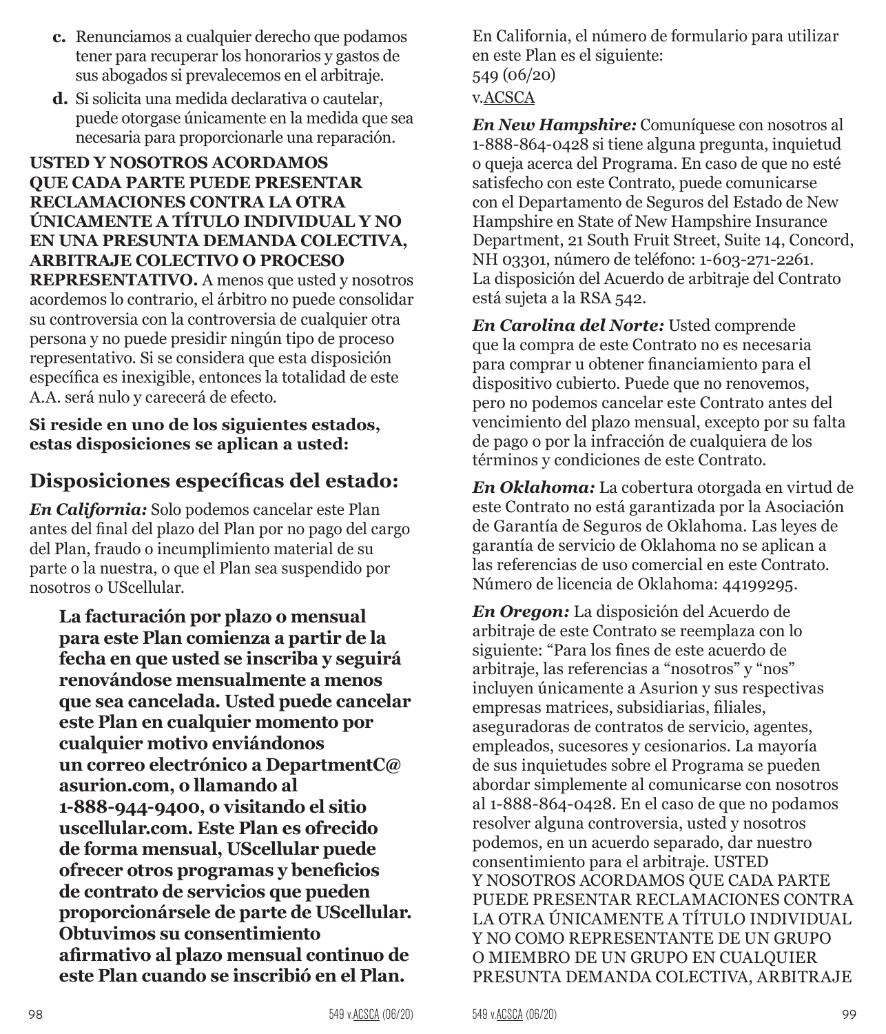**c.** Renunciamos a cualquier derecho que podamos tener para recuperar los honorarios y gastos de sus abogados si prevalecemos en el arbitraje.

**d.** Si solicita una medida declarativa o cautelar, puede otorgase únicamente en la medida que sea necesaria para proporcionarle una reparación.

**USTED Y NOSOTROS ACORDAMOS QUE CADA PARTE PUEDE PRESENTAR RECLAMACIONES CONTRA LA OTRA ÚNICAMENTE A TÍTULO INDIVIDUAL Y NO EN UNA PRESUNTA DEMANDA COLECTIVA, ARBITRAJE COLECTIVO O PROCESO REPRESENTATIVO.** A menos que usted y nosotros acordemos lo contrario, el árbitro no puede consolidar su controversia con la controversia de cualquier otra persona y no puede presidir ningún tipo de proceso representativo. Si se considera que esta disposición específica es inexigible, entonces la totalidad de este A.A. será nulo y carecerá de efecto.

**Si reside en uno de los siguientes estados, estas disposiciones se aplican a usted:**

## Disposiciones específicas del estado:

***En California:*** Solo podemos cancelar este Plan antes del final del plazo del Plan por no pago del cargo del Plan, fraudo o incumplimiento material de su parte o la nuestra, o que el Plan sea suspendido por nosotros o UScellular.

**La facturación por plazo o mensual para este Plan comienza a partir de la fecha en que usted se inscriba y seguirá renovándose mensualmente a menos que sea cancelada. Usted puede cancelar este Plan en cualquier momento por cualquier motivo enviándonos un correo electrónico a DepartmentC@asurion.com, o llamando al 1-888-944-9400, o visitando el sitio uscellular.com. Este Plan es ofrecido de forma mensual, UScellular puede ofrecer otros programas y beneficios de contrato de servicios que pueden proporcionársele de parte de UScellular. Obtuvimos su consentimiento afirmativo al plazo mensual continuo de este Plan cuando se inscribió en el Plan.**

En California, el número de formulario para utilizar en este Plan es el siguiente:
549 (06/20)
v.ACSCA

***En New Hampshire:*** Comuníquese con nosotros al 1-888-864-0428 si tiene alguna pregunta, inquietud o queja acerca del Programa. En caso de que no esté satisfecho con este Contrato, puede comunicarse con el Departamento de Seguros del Estado de New Hampshire en State of New Hampshire Insurance Department, 21 South Fruit Street, Suite 14, Concord, NH 03301, número de teléfono: 1-603-271-2261. La disposición del Acuerdo de arbitraje del Contrato está sujeta a la RSA 542.

***En Carolina del Norte:*** Usted comprende que la compra de este Contrato no es necesaria para comprar u obtener financiamiento para el dispositivo cubierto. Puede que no renovemos, pero no podemos cancelar este Contrato antes del vencimiento del plazo mensual, excepto por su falta de pago o por la infracción de cualquiera de los términos y condiciones de este Contrato.

***En Oklahoma:*** La cobertura otorgada en virtud de este Contrato no está garantizada por la Asociación de Garantía de Seguros de Oklahoma. Las leyes de garantía de servicio de Oklahoma no se aplican a las referencias de uso comercial en este Contrato. Número de licencia de Oklahoma: 44199295.

***En Oregon:*** La disposición del Acuerdo de arbitraje de este Contrato se reemplaza con lo siguiente: "Para los fines de este acuerdo de arbitraje, las referencias a "nosotros" y "nos" incluyen únicamente a Asurion y sus respectivas empresas matrices, subsidiarias, filiales, aseguradoras de contratos de servicio, agentes, empleados, sucesores y cesionarios. La mayoría de sus inquietudes sobre el Programa se pueden abordar simplemente al comunicarse con nosotros al 1-888-864-0428. En el caso de que no podamos resolver alguna controversia, usted y nosotros podemos, en un acuerdo separado, dar nuestro consentimiento para el arbitraje. USTED Y NOSOTROS ACORDAMOS QUE CADA PARTE PUEDE PRESENTAR RECLAMACIONES CONTRA LA OTRA ÚNICAMENTE A TÍTULO INDIVIDUAL Y NO COMO REPRESENTANTE DE UN GRUPO O MIEMBRO DE UN GRUPO EN CUALQUIER PRESUNTA DEMANDA COLECTIVA, ARBITRAJE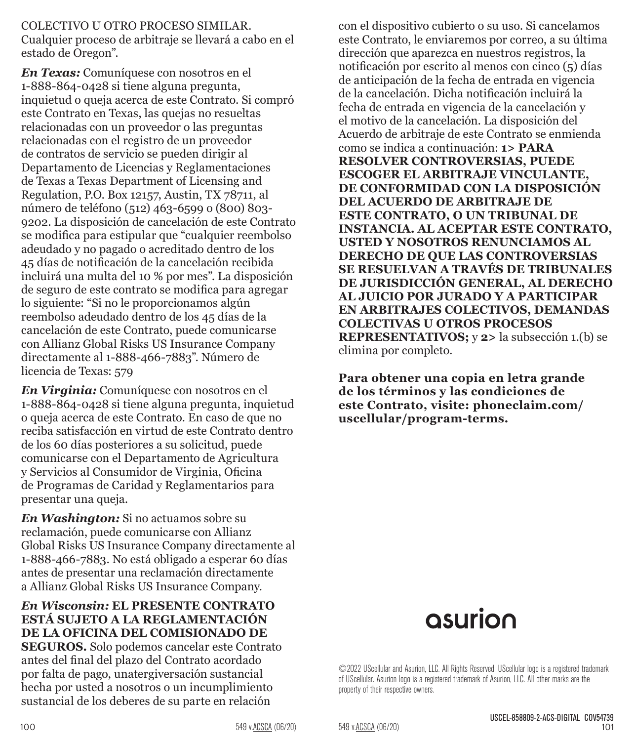COLECTIVO U OTRO PROCESO SIMILAR. Cualquier proceso de arbitraje se llevará a cabo en el estado de Oregon".

***En Texas:*** Comuníquese con nosotros en el 1-888-864-0428 si tiene alguna pregunta, inquietud o queja acerca de este Contrato. Si compró este Contrato en Texas, las quejas no resueltas relacionadas con un proveedor o las preguntas relacionadas con el registro de un proveedor de contratos de servicio se pueden dirigir al Departamento de Licencias y Reglamentaciones de Texas a Texas Department of Licensing and Regulation, P.O. Box 12157, Austin, TX 78711, al número de teléfono (512) 463-6599 o (800) 803-9202. La disposición de cancelación de este Contrato se modifica para estipular que "cualquier reembolso adeudado y no pagado o acreditado dentro de los 45 días de notificación de la cancelación recibida incluirá una multa del 10 % por mes". La disposición de seguro de este contrato se modifica para agregar lo siguiente: "Si no le proporcionamos algún reembolso adeudado dentro de los 45 días de la cancelación de este Contrato, puede comunicarse con Allianz Global Risks US Insurance Company directamente al 1-888-466-7883". Número de licencia de Texas: 579

***En Virginia:*** Comuníquese con nosotros en el 1-888-864-0428 si tiene alguna pregunta, inquietud o queja acerca de este Contrato. En caso de que no reciba satisfacción en virtud de este Contrato dentro de los 60 días posteriores a su solicitud, puede comunicarse con el Departamento de Agricultura y Servicios al Consumidor de Virginia, Oficina de Programas de Caridad y Reglamentarios para presentar una queja.

***En Washington:*** Si no actuamos sobre su reclamación, puede comunicarse con Allianz Global Risks US Insurance Company directamente al 1-888-466-7883. No está obligado a esperar 60 días antes de presentar una reclamación directamente a Allianz Global Risks US Insurance Company.

***En Wisconsin:*** **EL PRESENTE CONTRATO ESTÁ SUJETO A LA REGLAMENTACIÓN DE LA OFICINA DEL COMISIONADO DE SEGUROS.** Solo podemos cancelar este Contrato antes del final del plazo del Contrato acordado por falta de pago, unatergiversación sustancial hecha por usted a nosotros o un incumplimiento sustancial de los deberes de su parte en relación con el dispositivo cubierto o su uso. Si cancelamos este Contrato, le enviaremos por correo, a su última dirección que aparezca en nuestros registros, la notificación por escrito al menos con cinco (5) días de anticipación de la fecha de entrada en vigencia de la cancelación. Dicha notificación incluirá la fecha de entrada en vigencia de la cancelación y el motivo de la cancelación. La disposición del Acuerdo de arbitraje de este Contrato se enmienda como se indica a continuación: **1> PARA RESOLVER CONTROVERSIAS, PUEDE ESCOGER EL ARBITRAJE VINCULANTE, DE CONFORMIDAD CON LA DISPOSICIÓN DEL ACUERDO DE ARBITRAJE DE ESTE CONTRATO, O UN TRIBUNAL DE INSTANCIA. AL ACEPTAR ESTE CONTRATO, USTED Y NOSOTROS RENUNCIAMOS AL DERECHO DE QUE LAS CONTROVERSIAS SE RESUELVAN A TRAVÉS DE TRIBUNALES DE JURISDICCIÓN GENERAL, AL DERECHO AL JUICIO POR JURADO Y A PARTICIPAR EN ARBITRAJES COLECTIVOS, DEMANDAS COLECTIVAS U OTROS PROCESOS REPRESENTATIVOS;** y **2>** la subsección 1.(b) se elimina por completo.

**Para obtener una copia en letra grande de los términos y las condiciones de este Contrato, visite: phoneclaim.com/uscellular/program-terms.**

asurion

©2022 UScellular and Asurion, LLC. All Rights Reserved. UScellular logo is a registered trademark of UScellular. Asurion logo is a registered trademark of Asurion, LLC. All other marks are the property of their respective owners.

USCEL-858809-2-ACS-DIGITAL COV54739